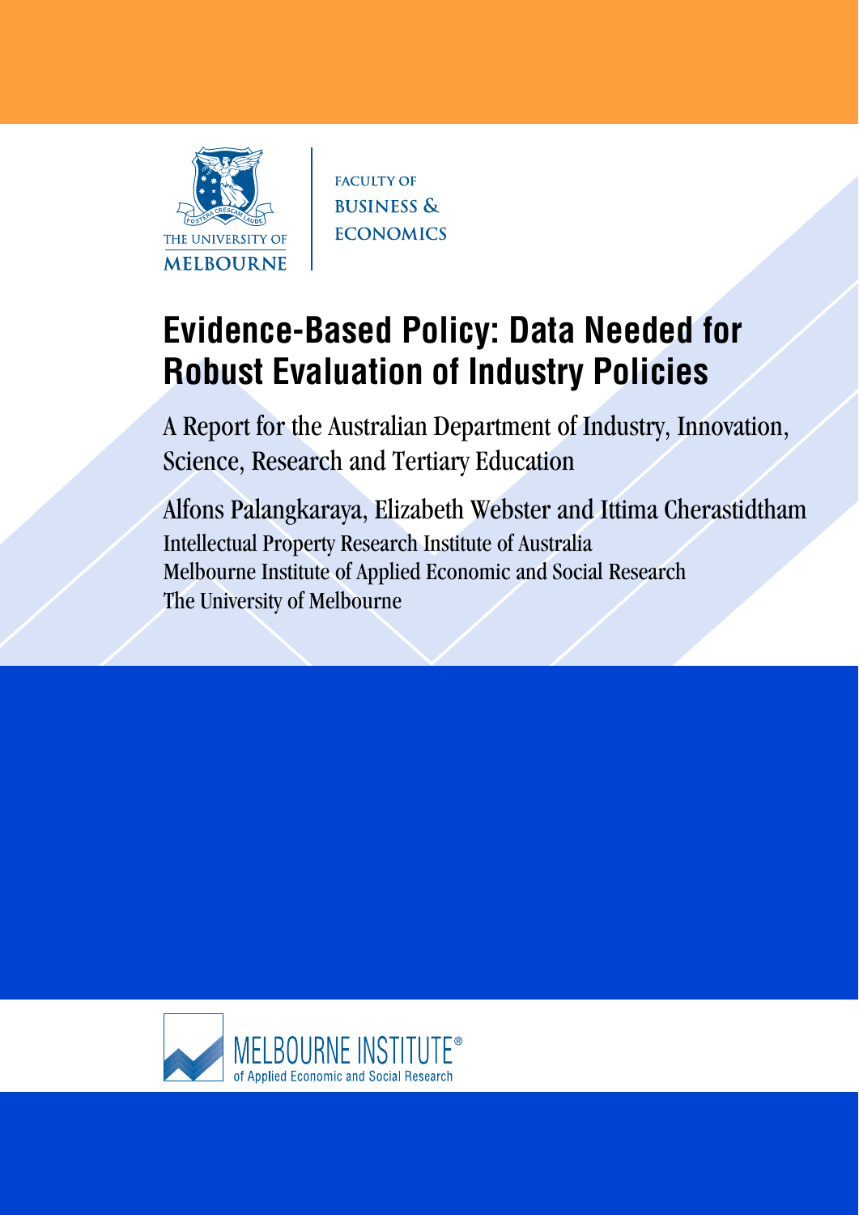THE UNIVERSITY OF MELBOURNE

FACULTY OF BUSINESS & ECONOMICS

# Evidence-Based Policy: Data Needed for Robust Evaluation of Industry Policies

A Report for the Australian Department of Industry, Innovation, Science, Research and Tertiary Education

Alfons Palangkaraya, Elizabeth Webster and Ittima Cherastidtham

Intellectual Property Research Institute of Australia
Melbourne Institute of Applied Economic and Social Research
The University of Melbourne

MELBOURNE INSTITUTE®
of Applied Economic and Social Research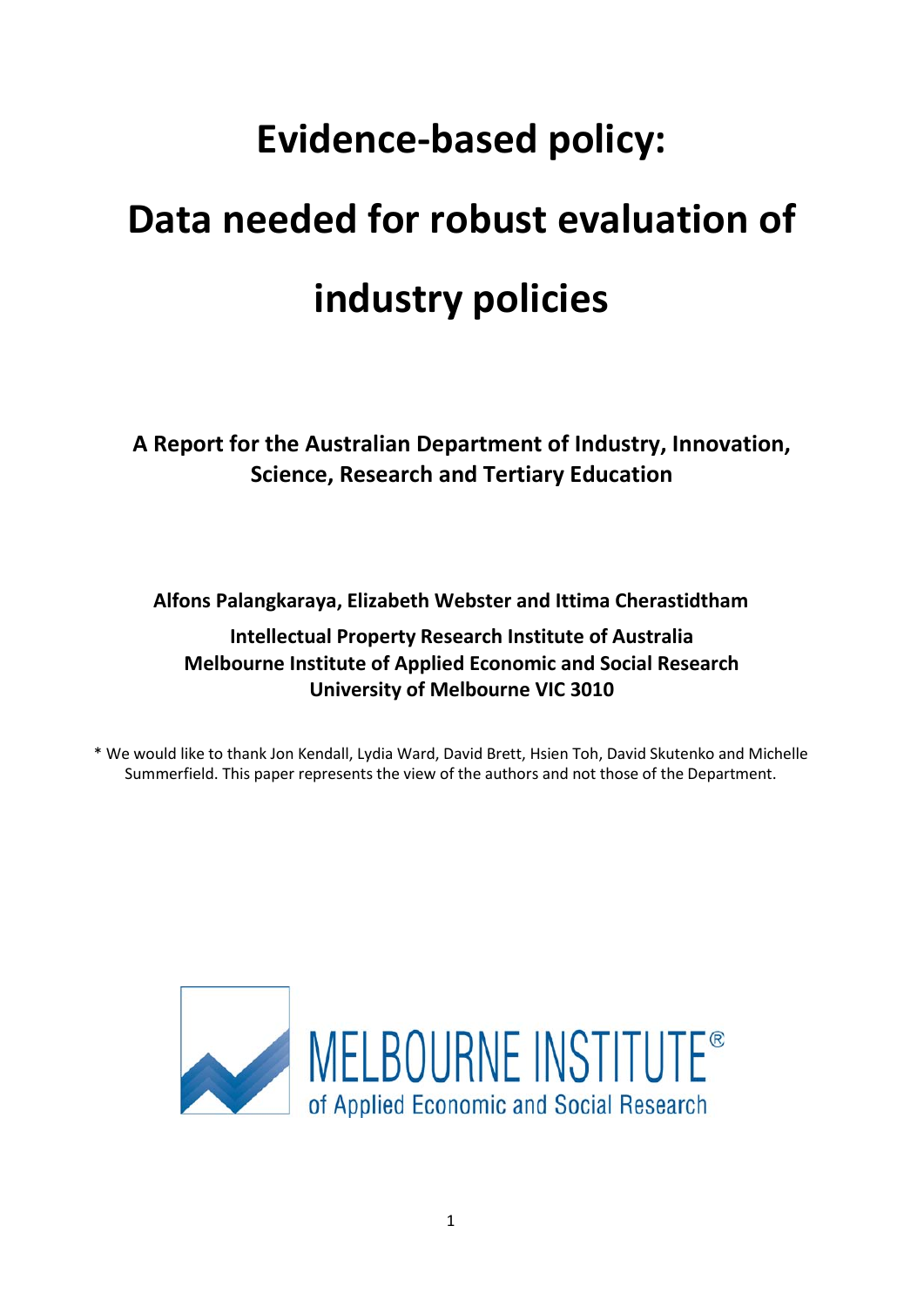# Evidence-based policy:

# Data needed for robust evaluation of industry policies

**A Report for the Australian Department of Industry, Innovation, Science, Research and Tertiary Education**

**Alfons Palangkaraya, Elizabeth Webster and Ittima Cherastidtham**

**Intellectual Property Research Institute of Australia**
**Melbourne Institute of Applied Economic and Social Research**
**University of Melbourne VIC 3010**

* We would like to thank Jon Kendall, Lydia Ward, David Brett, Hsien Toh, David Skutenko and Michelle Summerfield. This paper represents the view of the authors and not those of the Department.

MELBOURNE INSTITUTE® of Applied Economic and Social Research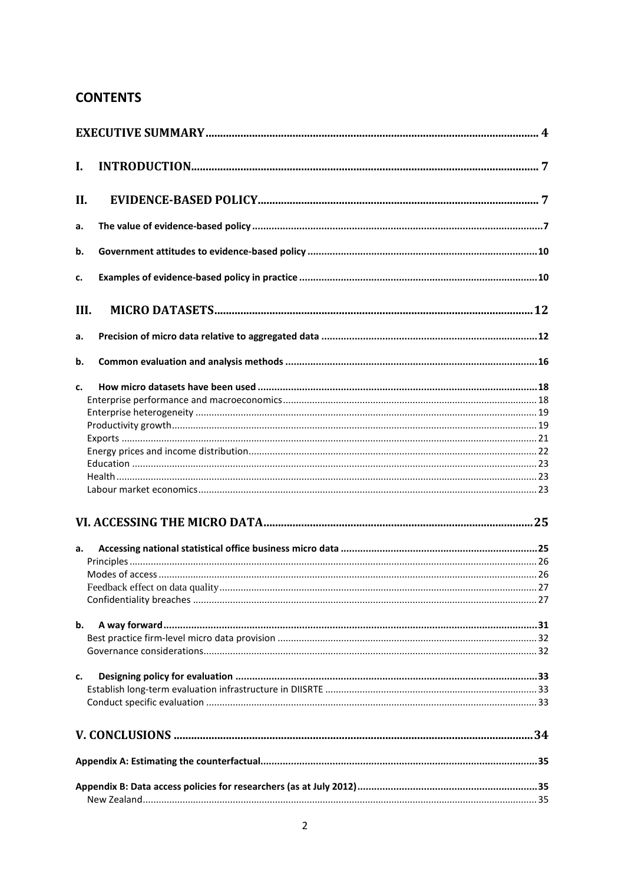## CONTENTS

EXECUTIVE SUMMARY ... 4

I. INTRODUCTION ... 7

II. EVIDENCE-BASED POLICY ... 7

a. The value of evidence-based policy ... 7

b. Government attitudes to evidence-based policy ... 10

c. Examples of evidence-based policy in practice ... 10

III. MICRO DATASETS ... 12

a. Precision of micro data relative to aggregated data ... 12

b. Common evaluation and analysis methods ... 16

c. How micro datasets have been used ... 18
- Enterprise performance and macroeconomics ... 18
- Enterprise heterogeneity ... 19
- Productivity growth ... 19
- Exports ... 21
- Energy prices and income distribution ... 22
- Education ... 23
- Health ... 23
- Labour market economics ... 23

VI. ACCESSING THE MICRO DATA ... 25

a. Accessing national statistical office business micro data ... 25
- Principles ... 26
- Modes of access ... 26
- Feedback effect on data quality ... 27
- Confidentiality breaches ... 27

b. A way forward ... 31
- Best practice firm-level micro data provision ... 32
- Governance considerations ... 32

c. Designing policy for evaluation ... 33
- Establish long-term evaluation infrastructure in DIISRTE ... 33
- Conduct specific evaluation ... 33

V. CONCLUSIONS ... 34

Appendix A: Estimating the counterfactual ... 35

Appendix B: Data access policies for researchers (as at July 2012) ... 35
- New Zealand ... 35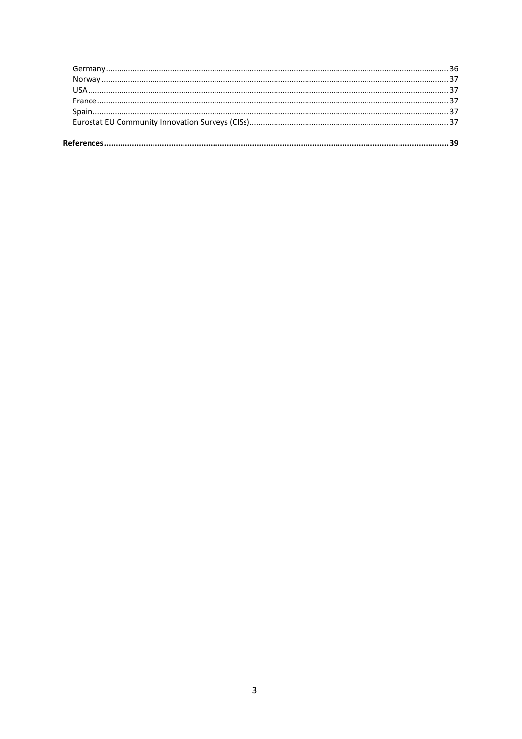Germany ........................................................................................................................................... 36
Norway ............................................................................................................................................. 37
USA .................................................................................................................................................. 37
France .............................................................................................................................................. 37
Spain ................................................................................................................................................ 37
Eurostat EU Community Innovation Surveys (CISs) ......................................................................... 37

**References ....................................................................................................................................... 39**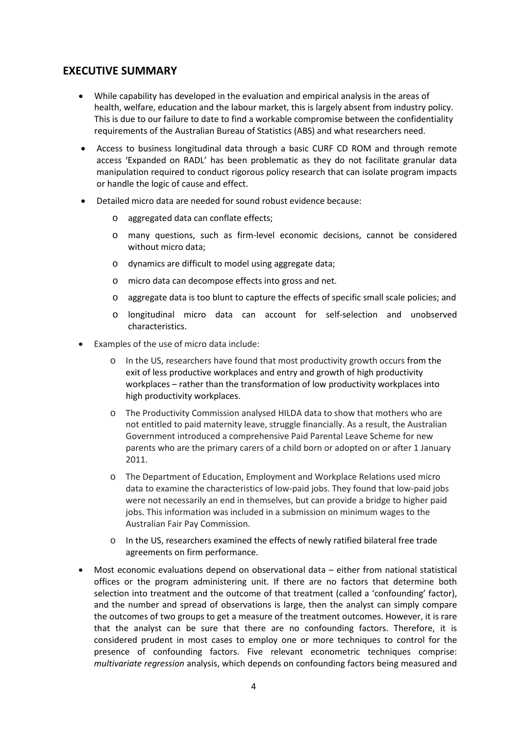## EXECUTIVE SUMMARY

- While capability has developed in the evaluation and empirical analysis in the areas of health, welfare, education and the labour market, this is largely absent from industry policy. This is due to our failure to date to find a workable compromise between the confidentiality requirements of the Australian Bureau of Statistics (ABS) and what researchers need.
- Access to business longitudinal data through a basic CURF CD ROM and through remote access 'Expanded on RADL' has been problematic as they do not facilitate granular data manipulation required to conduct rigorous policy research that can isolate program impacts or handle the logic of cause and effect.
- Detailed micro data are needed for sound robust evidence because:
  - aggregated data can conflate effects;
  - many questions, such as firm-level economic decisions, cannot be considered without micro data;
  - dynamics are difficult to model using aggregate data;
  - micro data can decompose effects into gross and net.
  - aggregate data is too blunt to capture the effects of specific small scale policies; and
  - longitudinal micro data can account for self-selection and unobserved characteristics.
- Examples of the use of micro data include:
  - In the US, researchers have found that most productivity growth occurs from the exit of less productive workplaces and entry and growth of high productivity workplaces – rather than the transformation of low productivity workplaces into high productivity workplaces.
  - The Productivity Commission analysed HILDA data to show that mothers who are not entitled to paid maternity leave, struggle financially. As a result, the Australian Government introduced a comprehensive Paid Parental Leave Scheme for new parents who are the primary carers of a child born or adopted on or after 1 January 2011.
  - The Department of Education, Employment and Workplace Relations used micro data to examine the characteristics of low-paid jobs. They found that low-paid jobs were not necessarily an end in themselves, but can provide a bridge to higher paid jobs. This information was included in a submission on minimum wages to the Australian Fair Pay Commission.
  - In the US, researchers examined the effects of newly ratified bilateral free trade agreements on firm performance.
- Most economic evaluations depend on observational data – either from national statistical offices or the program administering unit. If there are no factors that determine both selection into treatment and the outcome of that treatment (called a 'confounding' factor), and the number and spread of observations is large, then the analyst can simply compare the outcomes of two groups to get a measure of the treatment outcomes. However, it is rare that the analyst can be sure that there are no confounding factors. Therefore, it is considered prudent in most cases to employ one or more techniques to control for the presence of confounding factors. Five relevant econometric techniques comprise: *multivariate regression* analysis, which depends on confounding factors being measured and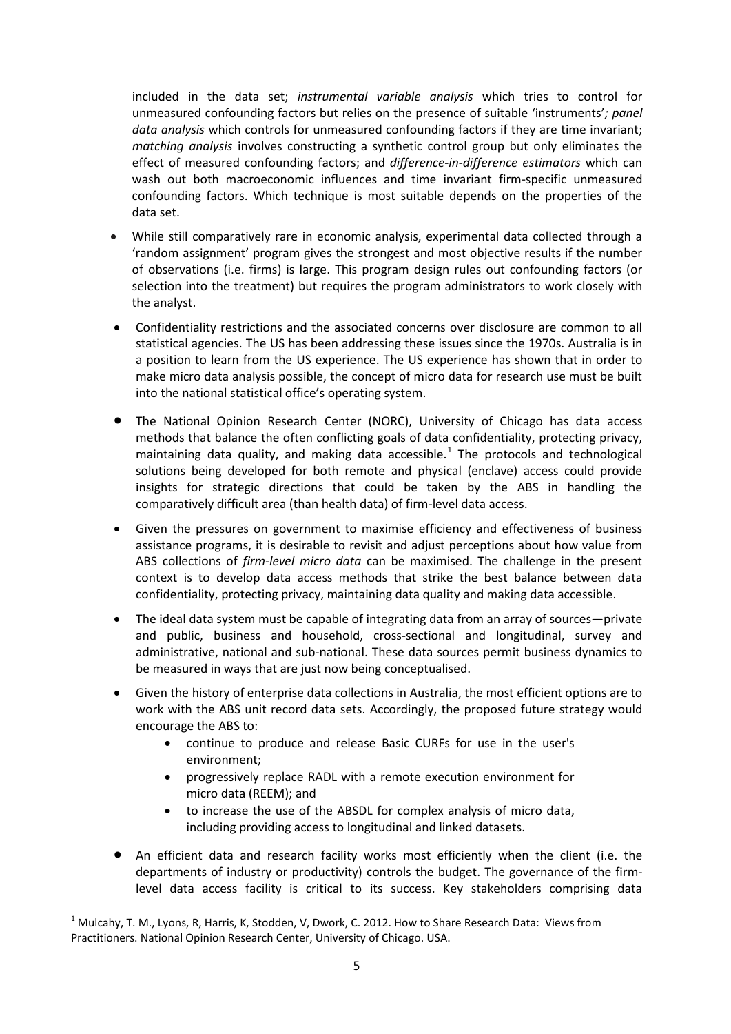included in the data set; *instrumental variable analysis* which tries to control for unmeasured confounding factors but relies on the presence of suitable 'instruments'*; panel data analysis* which controls for unmeasured confounding factors if they are time invariant; *matching analysis* involves constructing a synthetic control group but only eliminates the effect of measured confounding factors; and *difference-in-difference estimators* which can wash out both macroeconomic influences and time invariant firm-specific unmeasured confounding factors. Which technique is most suitable depends on the properties of the data set.

- While still comparatively rare in economic analysis, experimental data collected through a 'random assignment' program gives the strongest and most objective results if the number of observations (i.e. firms) is large. This program design rules out confounding factors (or selection into the treatment) but requires the program administrators to work closely with the analyst.
- Confidentiality restrictions and the associated concerns over disclosure are common to all statistical agencies. The US has been addressing these issues since the 1970s. Australia is in a position to learn from the US experience. The US experience has shown that in order to make micro data analysis possible, the concept of micro data for research use must be built into the national statistical office's operating system.
- The National Opinion Research Center (NORC), University of Chicago has data access methods that balance the often conflicting goals of data confidentiality, protecting privacy, maintaining data quality, and making data accessible.[1] The protocols and technological solutions being developed for both remote and physical (enclave) access could provide insights for strategic directions that could be taken by the ABS in handling the comparatively difficult area (than health data) of firm-level data access.
- Given the pressures on government to maximise efficiency and effectiveness of business assistance programs, it is desirable to revisit and adjust perceptions about how value from ABS collections of *firm-level micro data* can be maximised. The challenge in the present context is to develop data access methods that strike the best balance between data confidentiality, protecting privacy, maintaining data quality and making data accessible.
- The ideal data system must be capable of integrating data from an array of sources—private and public, business and household, cross-sectional and longitudinal, survey and administrative, national and sub-national. These data sources permit business dynamics to be measured in ways that are just now being conceptualised.
- Given the history of enterprise data collections in Australia, the most efficient options are to work with the ABS unit record data sets. Accordingly, the proposed future strategy would encourage the ABS to:
    - continue to produce and release Basic CURFs for use in the user's environment;
    - progressively replace RADL with a remote execution environment for micro data (REEM); and
    - to increase the use of the ABSDL for complex analysis of micro data, including providing access to longitudinal and linked datasets.
- An efficient data and research facility works most efficiently when the client (i.e. the departments of industry or productivity) controls the budget. The governance of the firm-level data access facility is critical to its success. Key stakeholders comprising data

[1] Mulcahy, T. M., Lyons, R, Harris, K, Stodden, V, Dwork, C. 2012. How to Share Research Data: Views from Practitioners. National Opinion Research Center, University of Chicago. USA.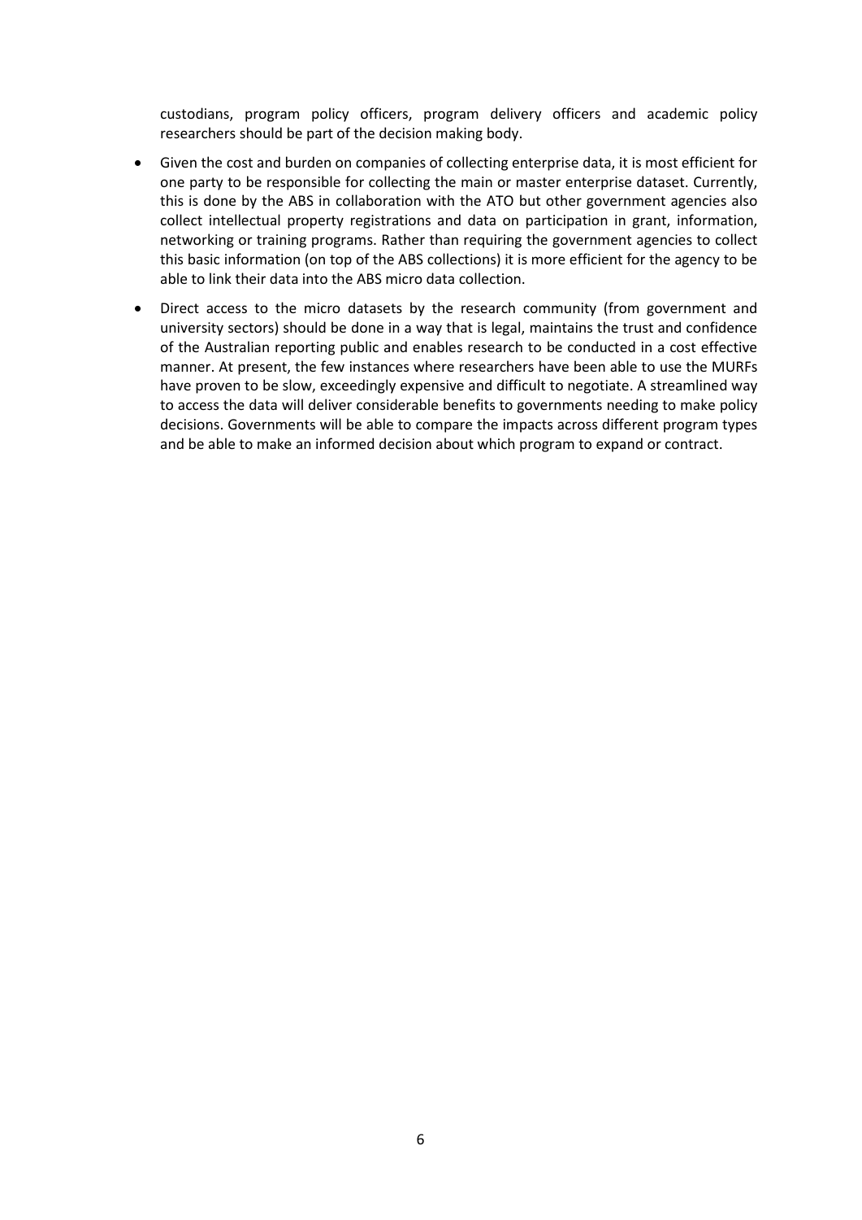custodians, program policy officers, program delivery officers and academic policy researchers should be part of the decision making body.

- Given the cost and burden on companies of collecting enterprise data, it is most efficient for one party to be responsible for collecting the main or master enterprise dataset. Currently, this is done by the ABS in collaboration with the ATO but other government agencies also collect intellectual property registrations and data on participation in grant, information, networking or training programs. Rather than requiring the government agencies to collect this basic information (on top of the ABS collections) it is more efficient for the agency to be able to link their data into the ABS micro data collection.
- Direct access to the micro datasets by the research community (from government and university sectors) should be done in a way that is legal, maintains the trust and confidence of the Australian reporting public and enables research to be conducted in a cost effective manner. At present, the few instances where researchers have been able to use the MURFs have proven to be slow, exceedingly expensive and difficult to negotiate. A streamlined way to access the data will deliver considerable benefits to governments needing to make policy decisions. Governments will be able to compare the impacts across different program types and be able to make an informed decision about which program to expand or contract.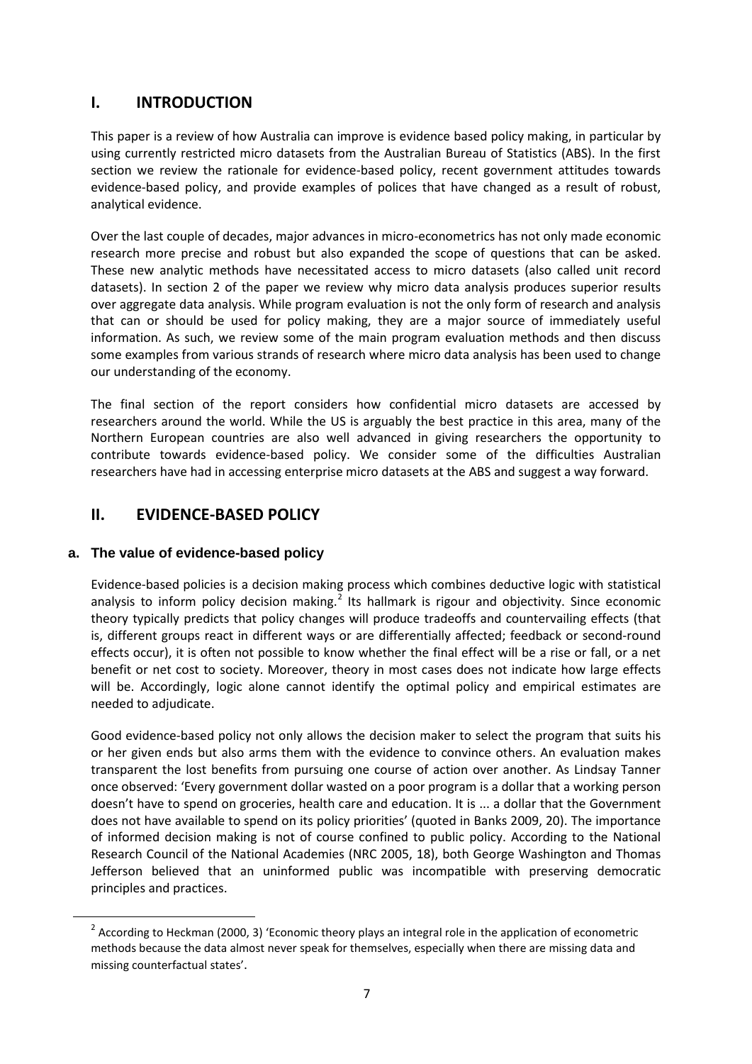# I. INTRODUCTION

This paper is a review of how Australia can improve is evidence based policy making, in particular by using currently restricted micro datasets from the Australian Bureau of Statistics (ABS). In the first section we review the rationale for evidence-based policy, recent government attitudes towards evidence-based policy, and provide examples of polices that have changed as a result of robust, analytical evidence.

Over the last couple of decades, major advances in micro-econometrics has not only made economic research more precise and robust but also expanded the scope of questions that can be asked. These new analytic methods have necessitated access to micro datasets (also called unit record datasets). In section 2 of the paper we review why micro data analysis produces superior results over aggregate data analysis. While program evaluation is not the only form of research and analysis that can or should be used for policy making, they are a major source of immediately useful information. As such, we review some of the main program evaluation methods and then discuss some examples from various strands of research where micro data analysis has been used to change our understanding of the economy.

The final section of the report considers how confidential micro datasets are accessed by researchers around the world. While the US is arguably the best practice in this area, many of the Northern European countries are also well advanced in giving researchers the opportunity to contribute towards evidence-based policy. We consider some of the difficulties Australian researchers have had in accessing enterprise micro datasets at the ABS and suggest a way forward.

# II. EVIDENCE-BASED POLICY

## a. The value of evidence-based policy

Evidence-based policies is a decision making process which combines deductive logic with statistical analysis to inform policy decision making.[2] Its hallmark is rigour and objectivity. Since economic theory typically predicts that policy changes will produce tradeoffs and countervailing effects (that is, different groups react in different ways or are differentially affected; feedback or second-round effects occur), it is often not possible to know whether the final effect will be a rise or fall, or a net benefit or net cost to society. Moreover, theory in most cases does not indicate how large effects will be. Accordingly, logic alone cannot identify the optimal policy and empirical estimates are needed to adjudicate.

Good evidence-based policy not only allows the decision maker to select the program that suits his or her given ends but also arms them with the evidence to convince others. An evaluation makes transparent the lost benefits from pursuing one course of action over another. As Lindsay Tanner once observed: 'Every government dollar wasted on a poor program is a dollar that a working person doesn't have to spend on groceries, health care and education. It is ... a dollar that the Government does not have available to spend on its policy priorities' (quoted in Banks 2009, 20). The importance of informed decision making is not of course confined to public policy. According to the National Research Council of the National Academies (NRC 2005, 18), both George Washington and Thomas Jefferson believed that an uninformed public was incompatible with preserving democratic principles and practices.

[2] According to Heckman (2000, 3) 'Economic theory plays an integral role in the application of econometric methods because the data almost never speak for themselves, especially when there are missing data and missing counterfactual states'.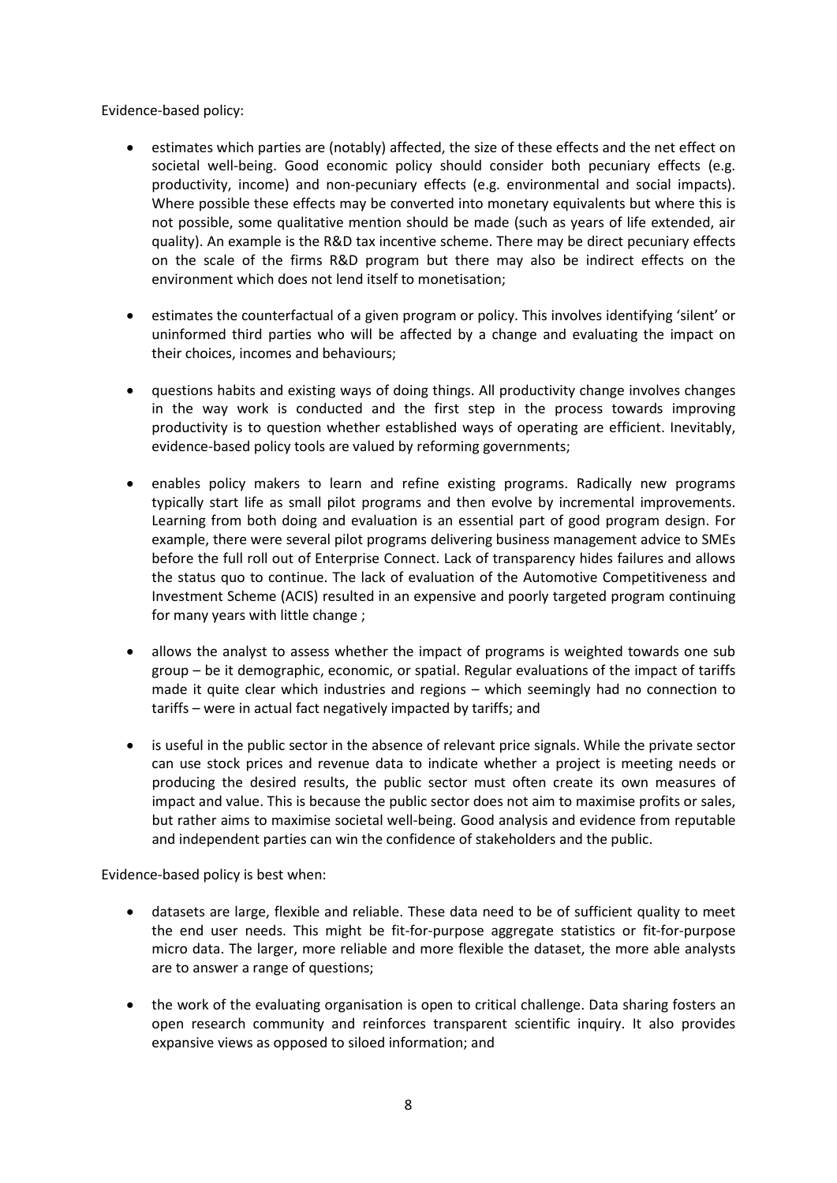Evidence-based policy:

- estimates which parties are (notably) affected, the size of these effects and the net effect on societal well-being. Good economic policy should consider both pecuniary effects (e.g. productivity, income) and non-pecuniary effects (e.g. environmental and social impacts). Where possible these effects may be converted into monetary equivalents but where this is not possible, some qualitative mention should be made (such as years of life extended, air quality). An example is the R&D tax incentive scheme. There may be direct pecuniary effects on the scale of the firms R&D program but there may also be indirect effects on the environment which does not lend itself to monetisation;

- estimates the counterfactual of a given program or policy. This involves identifying 'silent' or uninformed third parties who will be affected by a change and evaluating the impact on their choices, incomes and behaviours;

- questions habits and existing ways of doing things. All productivity change involves changes in the way work is conducted and the first step in the process towards improving productivity is to question whether established ways of operating are efficient. Inevitably, evidence-based policy tools are valued by reforming governments;

- enables policy makers to learn and refine existing programs. Radically new programs typically start life as small pilot programs and then evolve by incremental improvements. Learning from both doing and evaluation is an essential part of good program design. For example, there were several pilot programs delivering business management advice to SMEs before the full roll out of Enterprise Connect. Lack of transparency hides failures and allows the status quo to continue. The lack of evaluation of the Automotive Competitiveness and Investment Scheme (ACIS) resulted in an expensive and poorly targeted program continuing for many years with little change ;

- allows the analyst to assess whether the impact of programs is weighted towards one sub group – be it demographic, economic, or spatial. Regular evaluations of the impact of tariffs made it quite clear which industries and regions – which seemingly had no connection to tariffs – were in actual fact negatively impacted by tariffs; and

- is useful in the public sector in the absence of relevant price signals. While the private sector can use stock prices and revenue data to indicate whether a project is meeting needs or producing the desired results, the public sector must often create its own measures of impact and value. This is because the public sector does not aim to maximise profits or sales, but rather aims to maximise societal well-being. Good analysis and evidence from reputable and independent parties can win the confidence of stakeholders and the public.

Evidence-based policy is best when:

- datasets are large, flexible and reliable. These data need to be of sufficient quality to meet the end user needs. This might be fit-for-purpose aggregate statistics or fit-for-purpose micro data. The larger, more reliable and more flexible the dataset, the more able analysts are to answer a range of questions;

- the work of the evaluating organisation is open to critical challenge. Data sharing fosters an open research community and reinforces transparent scientific inquiry. It also provides expansive views as opposed to siloed information; and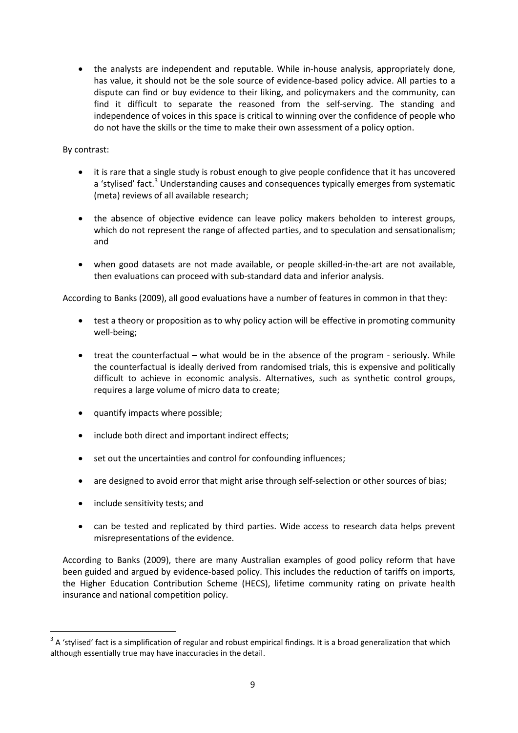- the analysts are independent and reputable. While in-house analysis, appropriately done, has value, it should not be the sole source of evidence-based policy advice. All parties to a dispute can find or buy evidence to their liking, and policymakers and the community, can find it difficult to separate the reasoned from the self-serving. The standing and independence of voices in this space is critical to winning over the confidence of people who do not have the skills or the time to make their own assessment of a policy option.

By contrast:

- it is rare that a single study is robust enough to give people confidence that it has uncovered a 'stylised' fact.[3] Understanding causes and consequences typically emerges from systematic (meta) reviews of all available research;
- the absence of objective evidence can leave policy makers beholden to interest groups, which do not represent the range of affected parties, and to speculation and sensationalism; and
- when good datasets are not made available, or people skilled-in-the-art are not available, then evaluations can proceed with sub-standard data and inferior analysis.

According to Banks (2009), all good evaluations have a number of features in common in that they:

- test a theory or proposition as to why policy action will be effective in promoting community well-being;
- treat the counterfactual – what would be in the absence of the program - seriously. While the counterfactual is ideally derived from randomised trials, this is expensive and politically difficult to achieve in economic analysis. Alternatives, such as synthetic control groups, requires a large volume of micro data to create;
- quantify impacts where possible;
- include both direct and important indirect effects;
- set out the uncertainties and control for confounding influences;
- are designed to avoid error that might arise through self-selection or other sources of bias;
- include sensitivity tests; and
- can be tested and replicated by third parties. Wide access to research data helps prevent misrepresentations of the evidence.

According to Banks (2009), there are many Australian examples of good policy reform that have been guided and argued by evidence-based policy. This includes the reduction of tariffs on imports, the Higher Education Contribution Scheme (HECS), lifetime community rating on private health insurance and national competition policy.

[3] A 'stylised' fact is a simplification of regular and robust empirical findings. It is a broad generalization that which although essentially true may have inaccuracies in the detail.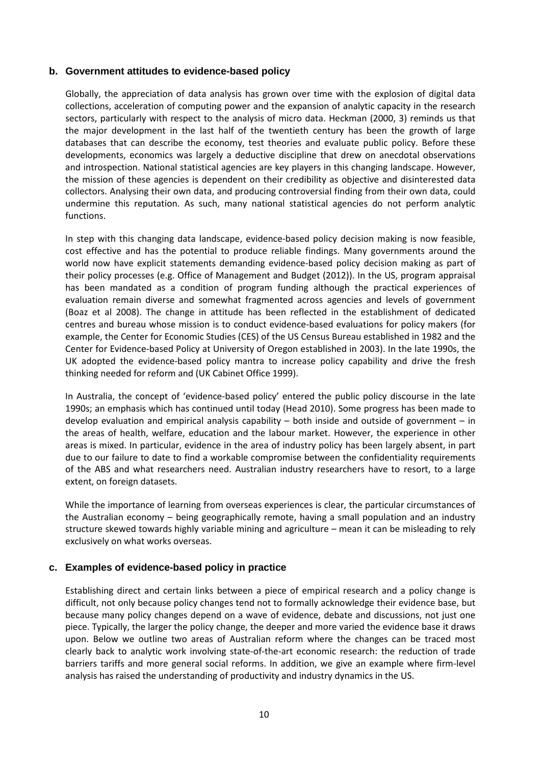### b. Government attitudes to evidence-based policy

Globally, the appreciation of data analysis has grown over time with the explosion of digital data collections, acceleration of computing power and the expansion of analytic capacity in the research sectors, particularly with respect to the analysis of micro data. Heckman (2000, 3) reminds us that the major development in the last half of the twentieth century has been the growth of large databases that can describe the economy, test theories and evaluate public policy. Before these developments, economics was largely a deductive discipline that drew on anecdotal observations and introspection. National statistical agencies are key players in this changing landscape. However, the mission of these agencies is dependent on their credibility as objective and disinterested data collectors. Analysing their own data, and producing controversial finding from their own data, could undermine this reputation. As such, many national statistical agencies do not perform analytic functions.

In step with this changing data landscape, evidence-based policy decision making is now feasible, cost effective and has the potential to produce reliable findings. Many governments around the world now have explicit statements demanding evidence-based policy decision making as part of their policy processes (e.g. Office of Management and Budget (2012)). In the US, program appraisal has been mandated as a condition of program funding although the practical experiences of evaluation remain diverse and somewhat fragmented across agencies and levels of government (Boaz et al 2008). The change in attitude has been reflected in the establishment of dedicated centres and bureau whose mission is to conduct evidence-based evaluations for policy makers (for example, the Center for Economic Studies (CES) of the US Census Bureau established in 1982 and the Center for Evidence-based Policy at University of Oregon established in 2003). In the late 1990s, the UK adopted the evidence-based policy mantra to increase policy capability and drive the fresh thinking needed for reform and (UK Cabinet Office 1999).

In Australia, the concept of 'evidence-based policy' entered the public policy discourse in the late 1990s; an emphasis which has continued until today (Head 2010). Some progress has been made to develop evaluation and empirical analysis capability – both inside and outside of government – in the areas of health, welfare, education and the labour market. However, the experience in other areas is mixed. In particular, evidence in the area of industry policy has been largely absent, in part due to our failure to date to find a workable compromise between the confidentiality requirements of the ABS and what researchers need. Australian industry researchers have to resort, to a large extent, on foreign datasets.

While the importance of learning from overseas experiences is clear, the particular circumstances of the Australian economy – being geographically remote, having a small population and an industry structure skewed towards highly variable mining and agriculture – mean it can be misleading to rely exclusively on what works overseas.

### c. Examples of evidence-based policy in practice

Establishing direct and certain links between a piece of empirical research and a policy change is difficult, not only because policy changes tend not to formally acknowledge their evidence base, but because many policy changes depend on a wave of evidence, debate and discussions, not just one piece. Typically, the larger the policy change, the deeper and more varied the evidence base it draws upon. Below we outline two areas of Australian reform where the changes can be traced most clearly back to analytic work involving state-of-the-art economic research: the reduction of trade barriers tariffs and more general social reforms. In addition, we give an example where firm-level analysis has raised the understanding of productivity and industry dynamics in the US.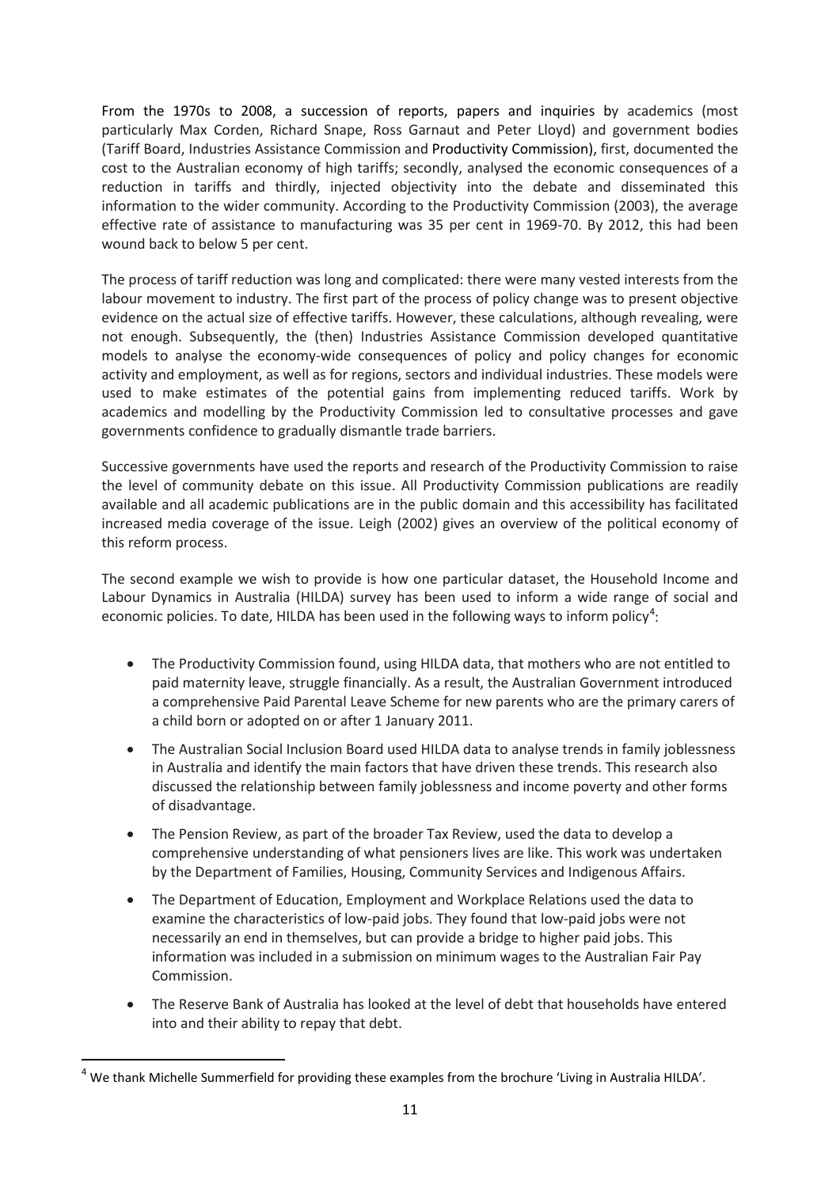From the 1970s to 2008, a succession of reports, papers and inquiries by academics (most particularly Max Corden, Richard Snape, Ross Garnaut and Peter Lloyd) and government bodies (Tariff Board, Industries Assistance Commission and Productivity Commission), first, documented the cost to the Australian economy of high tariffs; secondly, analysed the economic consequences of a reduction in tariffs and thirdly, injected objectivity into the debate and disseminated this information to the wider community. According to the Productivity Commission (2003), the average effective rate of assistance to manufacturing was 35 per cent in 1969-70. By 2012, this had been wound back to below 5 per cent.

The process of tariff reduction was long and complicated: there were many vested interests from the labour movement to industry. The first part of the process of policy change was to present objective evidence on the actual size of effective tariffs. However, these calculations, although revealing, were not enough. Subsequently, the (then) Industries Assistance Commission developed quantitative models to analyse the economy-wide consequences of policy and policy changes for economic activity and employment, as well as for regions, sectors and individual industries. These models were used to make estimates of the potential gains from implementing reduced tariffs. Work by academics and modelling by the Productivity Commission led to consultative processes and gave governments confidence to gradually dismantle trade barriers.

Successive governments have used the reports and research of the Productivity Commission to raise the level of community debate on this issue. All Productivity Commission publications are readily available and all academic publications are in the public domain and this accessibility has facilitated increased media coverage of the issue. Leigh (2002) gives an overview of the political economy of this reform process.

The second example we wish to provide is how one particular dataset, the Household Income and Labour Dynamics in Australia (HILDA) survey has been used to inform a wide range of social and economic policies. To date, HILDA has been used in the following ways to inform policy[4]:

- The Productivity Commission found, using HILDA data, that mothers who are not entitled to paid maternity leave, struggle financially. As a result, the Australian Government introduced a comprehensive Paid Parental Leave Scheme for new parents who are the primary carers of a child born or adopted on or after 1 January 2011.
- The Australian Social Inclusion Board used HILDA data to analyse trends in family joblessness in Australia and identify the main factors that have driven these trends. This research also discussed the relationship between family joblessness and income poverty and other forms of disadvantage.
- The Pension Review, as part of the broader Tax Review, used the data to develop a comprehensive understanding of what pensioners lives are like. This work was undertaken by the Department of Families, Housing, Community Services and Indigenous Affairs.
- The Department of Education, Employment and Workplace Relations used the data to examine the characteristics of low-paid jobs. They found that low-paid jobs were not necessarily an end in themselves, but can provide a bridge to higher paid jobs. This information was included in a submission on minimum wages to the Australian Fair Pay Commission.
- The Reserve Bank of Australia has looked at the level of debt that households have entered into and their ability to repay that debt.

[4] We thank Michelle Summerfield for providing these examples from the brochure 'Living in Australia HILDA'.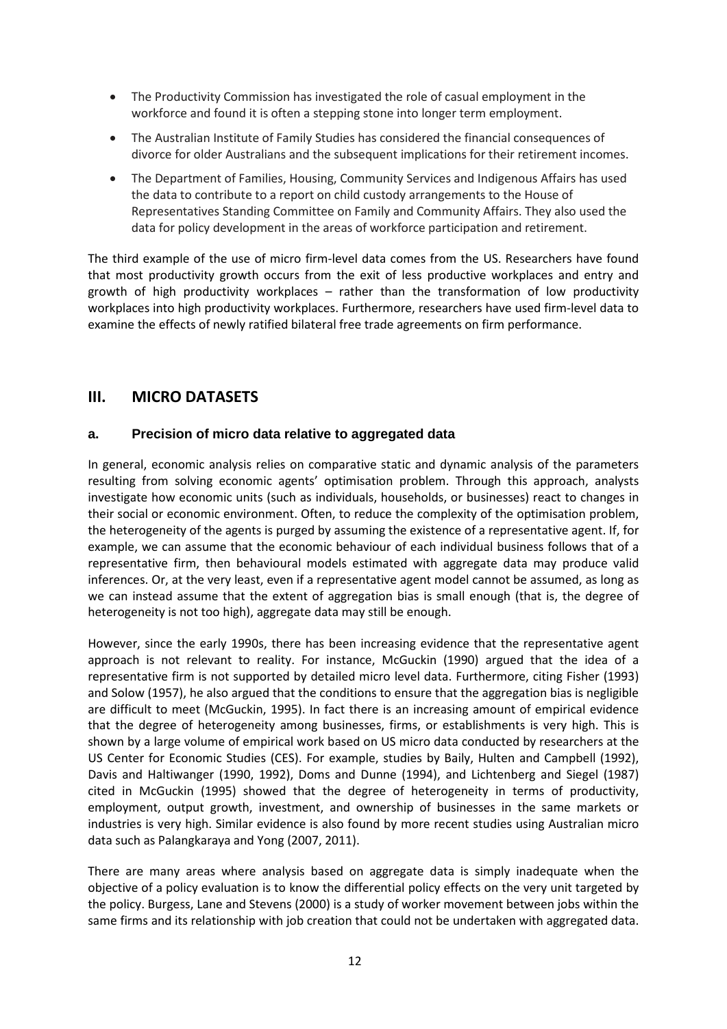- The Productivity Commission has investigated the role of casual employment in the workforce and found it is often a stepping stone into longer term employment.
- The Australian Institute of Family Studies has considered the financial consequences of divorce for older Australians and the subsequent implications for their retirement incomes.
- The Department of Families, Housing, Community Services and Indigenous Affairs has used the data to contribute to a report on child custody arrangements to the House of Representatives Standing Committee on Family and Community Affairs. They also used the data for policy development in the areas of workforce participation and retirement.

The third example of the use of micro firm-level data comes from the US. Researchers have found that most productivity growth occurs from the exit of less productive workplaces and entry and growth of high productivity workplaces – rather than the transformation of low productivity workplaces into high productivity workplaces. Furthermore, researchers have used firm-level data to examine the effects of newly ratified bilateral free trade agreements on firm performance.

## III. MICRO DATASETS

### a. Precision of micro data relative to aggregated data

In general, economic analysis relies on comparative static and dynamic analysis of the parameters resulting from solving economic agents' optimisation problem. Through this approach, analysts investigate how economic units (such as individuals, households, or businesses) react to changes in their social or economic environment. Often, to reduce the complexity of the optimisation problem, the heterogeneity of the agents is purged by assuming the existence of a representative agent. If, for example, we can assume that the economic behaviour of each individual business follows that of a representative firm, then behavioural models estimated with aggregate data may produce valid inferences. Or, at the very least, even if a representative agent model cannot be assumed, as long as we can instead assume that the extent of aggregation bias is small enough (that is, the degree of heterogeneity is not too high), aggregate data may still be enough.

However, since the early 1990s, there has been increasing evidence that the representative agent approach is not relevant to reality. For instance, McGuckin (1990) argued that the idea of a representative firm is not supported by detailed micro level data. Furthermore, citing Fisher (1993) and Solow (1957), he also argued that the conditions to ensure that the aggregation bias is negligible are difficult to meet (McGuckin, 1995). In fact there is an increasing amount of empirical evidence that the degree of heterogeneity among businesses, firms, or establishments is very high. This is shown by a large volume of empirical work based on US micro data conducted by researchers at the US Center for Economic Studies (CES). For example, studies by Baily, Hulten and Campbell (1992), Davis and Haltiwanger (1990, 1992), Doms and Dunne (1994), and Lichtenberg and Siegel (1987) cited in McGuckin (1995) showed that the degree of heterogeneity in terms of productivity, employment, output growth, investment, and ownership of businesses in the same markets or industries is very high. Similar evidence is also found by more recent studies using Australian micro data such as Palangkaraya and Yong (2007, 2011).

There are many areas where analysis based on aggregate data is simply inadequate when the objective of a policy evaluation is to know the differential policy effects on the very unit targeted by the policy. Burgess, Lane and Stevens (2000) is a study of worker movement between jobs within the same firms and its relationship with job creation that could not be undertaken with aggregated data.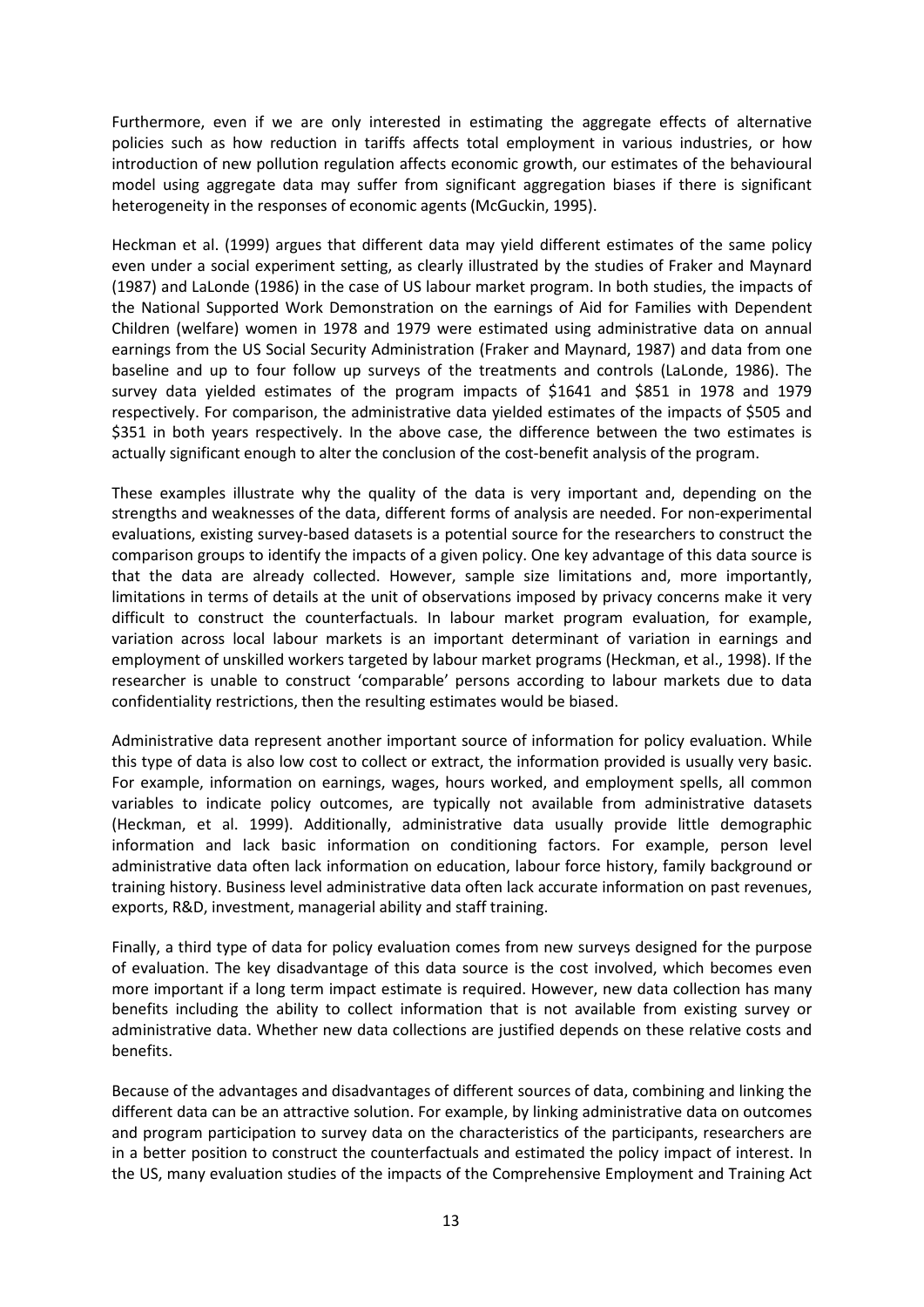Furthermore, even if we are only interested in estimating the aggregate effects of alternative policies such as how reduction in tariffs affects total employment in various industries, or how introduction of new pollution regulation affects economic growth, our estimates of the behavioural model using aggregate data may suffer from significant aggregation biases if there is significant heterogeneity in the responses of economic agents (McGuckin, 1995).

Heckman et al. (1999) argues that different data may yield different estimates of the same policy even under a social experiment setting, as clearly illustrated by the studies of Fraker and Maynard (1987) and LaLonde (1986) in the case of US labour market program. In both studies, the impacts of the National Supported Work Demonstration on the earnings of Aid for Families with Dependent Children (welfare) women in 1978 and 1979 were estimated using administrative data on annual earnings from the US Social Security Administration (Fraker and Maynard, 1987) and data from one baseline and up to four follow up surveys of the treatments and controls (LaLonde, 1986). The survey data yielded estimates of the program impacts of $1641 and $851 in 1978 and 1979 respectively. For comparison, the administrative data yielded estimates of the impacts of $505 and $351 in both years respectively. In the above case, the difference between the two estimates is actually significant enough to alter the conclusion of the cost-benefit analysis of the program.

These examples illustrate why the quality of the data is very important and, depending on the strengths and weaknesses of the data, different forms of analysis are needed. For non-experimental evaluations, existing survey-based datasets is a potential source for the researchers to construct the comparison groups to identify the impacts of a given policy. One key advantage of this data source is that the data are already collected. However, sample size limitations and, more importantly, limitations in terms of details at the unit of observations imposed by privacy concerns make it very difficult to construct the counterfactuals. In labour market program evaluation, for example, variation across local labour markets is an important determinant of variation in earnings and employment of unskilled workers targeted by labour market programs (Heckman, et al., 1998). If the researcher is unable to construct 'comparable' persons according to labour markets due to data confidentiality restrictions, then the resulting estimates would be biased.

Administrative data represent another important source of information for policy evaluation. While this type of data is also low cost to collect or extract, the information provided is usually very basic. For example, information on earnings, wages, hours worked, and employment spells, all common variables to indicate policy outcomes, are typically not available from administrative datasets (Heckman, et al. 1999). Additionally, administrative data usually provide little demographic information and lack basic information on conditioning factors. For example, person level administrative data often lack information on education, labour force history, family background or training history. Business level administrative data often lack accurate information on past revenues, exports, R&D, investment, managerial ability and staff training.

Finally, a third type of data for policy evaluation comes from new surveys designed for the purpose of evaluation. The key disadvantage of this data source is the cost involved, which becomes even more important if a long term impact estimate is required. However, new data collection has many benefits including the ability to collect information that is not available from existing survey or administrative data. Whether new data collections are justified depends on these relative costs and benefits.

Because of the advantages and disadvantages of different sources of data, combining and linking the different data can be an attractive solution. For example, by linking administrative data on outcomes and program participation to survey data on the characteristics of the participants, researchers are in a better position to construct the counterfactuals and estimated the policy impact of interest. In the US, many evaluation studies of the impacts of the Comprehensive Employment and Training Act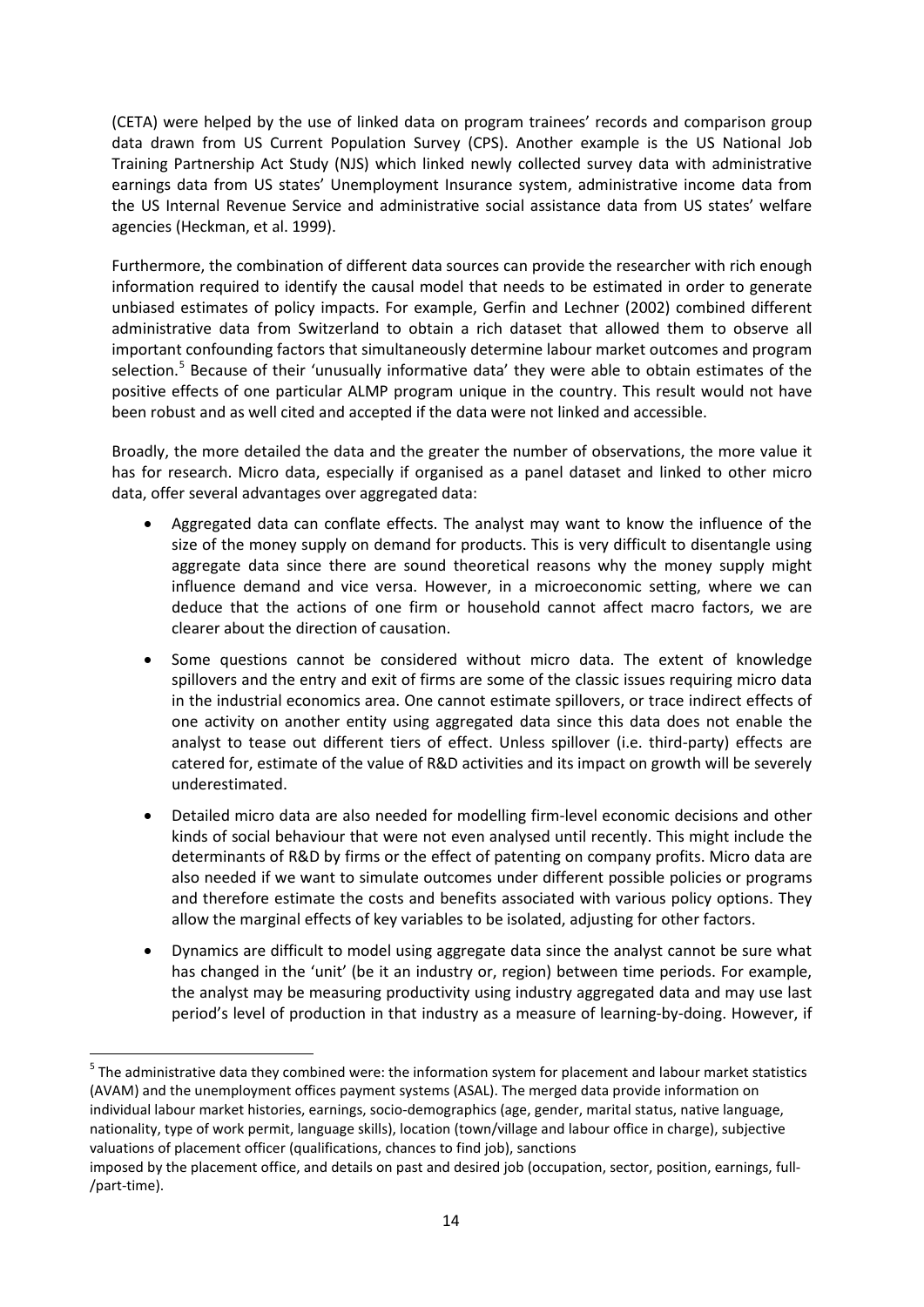(CETA) were helped by the use of linked data on program trainees' records and comparison group data drawn from US Current Population Survey (CPS). Another example is the US National Job Training Partnership Act Study (NJS) which linked newly collected survey data with administrative earnings data from US states' Unemployment Insurance system, administrative income data from the US Internal Revenue Service and administrative social assistance data from US states' welfare agencies (Heckman, et al. 1999).

Furthermore, the combination of different data sources can provide the researcher with rich enough information required to identify the causal model that needs to be estimated in order to generate unbiased estimates of policy impacts. For example, Gerfin and Lechner (2002) combined different administrative data from Switzerland to obtain a rich dataset that allowed them to observe all important confounding factors that simultaneously determine labour market outcomes and program selection.[5] Because of their 'unusually informative data' they were able to obtain estimates of the positive effects of one particular ALMP program unique in the country. This result would not have been robust and as well cited and accepted if the data were not linked and accessible.

Broadly, the more detailed the data and the greater the number of observations, the more value it has for research. Micro data, especially if organised as a panel dataset and linked to other micro data, offer several advantages over aggregated data:

- Aggregated data can conflate effects. The analyst may want to know the influence of the size of the money supply on demand for products. This is very difficult to disentangle using aggregate data since there are sound theoretical reasons why the money supply might influence demand and vice versa. However, in a microeconomic setting, where we can deduce that the actions of one firm or household cannot affect macro factors, we are clearer about the direction of causation.
- Some questions cannot be considered without micro data. The extent of knowledge spillovers and the entry and exit of firms are some of the classic issues requiring micro data in the industrial economics area. One cannot estimate spillovers, or trace indirect effects of one activity on another entity using aggregated data since this data does not enable the analyst to tease out different tiers of effect. Unless spillover (i.e. third-party) effects are catered for, estimate of the value of R&D activities and its impact on growth will be severely underestimated.
- Detailed micro data are also needed for modelling firm-level economic decisions and other kinds of social behaviour that were not even analysed until recently. This might include the determinants of R&D by firms or the effect of patenting on company profits. Micro data are also needed if we want to simulate outcomes under different possible policies or programs and therefore estimate the costs and benefits associated with various policy options. They allow the marginal effects of key variables to be isolated, adjusting for other factors.
- Dynamics are difficult to model using aggregate data since the analyst cannot be sure what has changed in the 'unit' (be it an industry or, region) between time periods. For example, the analyst may be measuring productivity using industry aggregated data and may use last period's level of production in that industry as a measure of learning-by-doing. However, if

[5] The administrative data they combined were: the information system for placement and labour market statistics (AVAM) and the unemployment offices payment systems (ASAL). The merged data provide information on individual labour market histories, earnings, socio-demographics (age, gender, marital status, native language, nationality, type of work permit, language skills), location (town/village and labour office in charge), subjective valuations of placement officer (qualifications, chances to find job), sanctions imposed by the placement office, and details on past and desired job (occupation, sector, position, earnings, full-/part-time).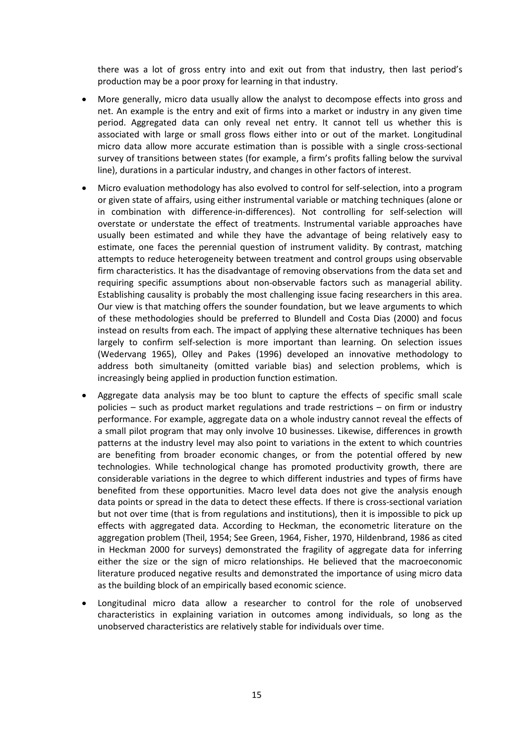there was a lot of gross entry into and exit out from that industry, then last period's production may be a poor proxy for learning in that industry.

- More generally, micro data usually allow the analyst to decompose effects into gross and net. An example is the entry and exit of firms into a market or industry in any given time period. Aggregated data can only reveal net entry. It cannot tell us whether this is associated with large or small gross flows either into or out of the market. Longitudinal micro data allow more accurate estimation than is possible with a single cross-sectional survey of transitions between states (for example, a firm's profits falling below the survival line), durations in a particular industry, and changes in other factors of interest.
- Micro evaluation methodology has also evolved to control for self-selection, into a program or given state of affairs, using either instrumental variable or matching techniques (alone or in combination with difference-in-differences). Not controlling for self-selection will overstate or understate the effect of treatments. Instrumental variable approaches have usually been estimated and while they have the advantage of being relatively easy to estimate, one faces the perennial question of instrument validity. By contrast, matching attempts to reduce heterogeneity between treatment and control groups using observable firm characteristics. It has the disadvantage of removing observations from the data set and requiring specific assumptions about non-observable factors such as managerial ability. Establishing causality is probably the most challenging issue facing researchers in this area. Our view is that matching offers the sounder foundation, but we leave arguments to which of these methodologies should be preferred to Blundell and Costa Dias (2000) and focus instead on results from each. The impact of applying these alternative techniques has been largely to confirm self-selection is more important than learning. On selection issues (Wedervang 1965), Olley and Pakes (1996) developed an innovative methodology to address both simultaneity (omitted variable bias) and selection problems, which is increasingly being applied in production function estimation.
- Aggregate data analysis may be too blunt to capture the effects of specific small scale policies – such as product market regulations and trade restrictions – on firm or industry performance. For example, aggregate data on a whole industry cannot reveal the effects of a small pilot program that may only involve 10 businesses. Likewise, differences in growth patterns at the industry level may also point to variations in the extent to which countries are benefiting from broader economic changes, or from the potential offered by new technologies. While technological change has promoted productivity growth, there are considerable variations in the degree to which different industries and types of firms have benefited from these opportunities. Macro level data does not give the analysis enough data points or spread in the data to detect these effects. If there is cross-sectional variation but not over time (that is from regulations and institutions), then it is impossible to pick up effects with aggregated data. According to Heckman, the econometric literature on the aggregation problem (Theil, 1954; See Green, 1964, Fisher, 1970, Hildenbrand, 1986 as cited in Heckman 2000 for surveys) demonstrated the fragility of aggregate data for inferring either the size or the sign of micro relationships. He believed that the macroeconomic literature produced negative results and demonstrated the importance of using micro data as the building block of an empirically based economic science.
- Longitudinal micro data allow a researcher to control for the role of unobserved characteristics in explaining variation in outcomes among individuals, so long as the unobserved characteristics are relatively stable for individuals over time.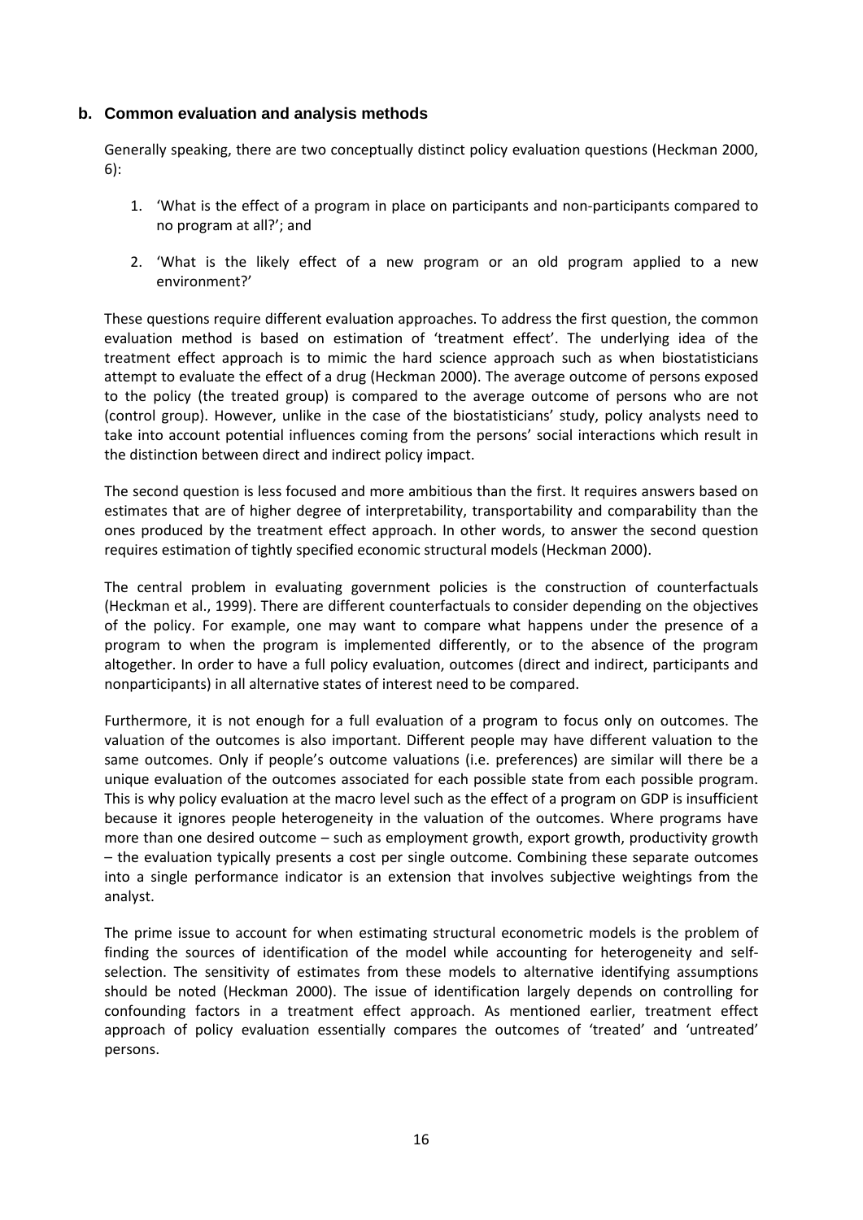### b. Common evaluation and analysis methods

Generally speaking, there are two conceptually distinct policy evaluation questions (Heckman 2000, 6):

1. 'What is the effect of a program in place on participants and non-participants compared to no program at all?'; and
2. 'What is the likely effect of a new program or an old program applied to a new environment?'

These questions require different evaluation approaches. To address the first question, the common evaluation method is based on estimation of 'treatment effect'. The underlying idea of the treatment effect approach is to mimic the hard science approach such as when biostatisticians attempt to evaluate the effect of a drug (Heckman 2000). The average outcome of persons exposed to the policy (the treated group) is compared to the average outcome of persons who are not (control group). However, unlike in the case of the biostatisticians' study, policy analysts need to take into account potential influences coming from the persons' social interactions which result in the distinction between direct and indirect policy impact.

The second question is less focused and more ambitious than the first. It requires answers based on estimates that are of higher degree of interpretability, transportability and comparability than the ones produced by the treatment effect approach. In other words, to answer the second question requires estimation of tightly specified economic structural models (Heckman 2000).

The central problem in evaluating government policies is the construction of counterfactuals (Heckman et al., 1999). There are different counterfactuals to consider depending on the objectives of the policy. For example, one may want to compare what happens under the presence of a program to when the program is implemented differently, or to the absence of the program altogether. In order to have a full policy evaluation, outcomes (direct and indirect, participants and nonparticipants) in all alternative states of interest need to be compared.

Furthermore, it is not enough for a full evaluation of a program to focus only on outcomes. The valuation of the outcomes is also important. Different people may have different valuation to the same outcomes. Only if people's outcome valuations (i.e. preferences) are similar will there be a unique evaluation of the outcomes associated for each possible state from each possible program. This is why policy evaluation at the macro level such as the effect of a program on GDP is insufficient because it ignores people heterogeneity in the valuation of the outcomes. Where programs have more than one desired outcome – such as employment growth, export growth, productivity growth – the evaluation typically presents a cost per single outcome. Combining these separate outcomes into a single performance indicator is an extension that involves subjective weightings from the analyst.

The prime issue to account for when estimating structural econometric models is the problem of finding the sources of identification of the model while accounting for heterogeneity and self-selection. The sensitivity of estimates from these models to alternative identifying assumptions should be noted (Heckman 2000). The issue of identification largely depends on controlling for confounding factors in a treatment effect approach. As mentioned earlier, treatment effect approach of policy evaluation essentially compares the outcomes of 'treated' and 'untreated' persons.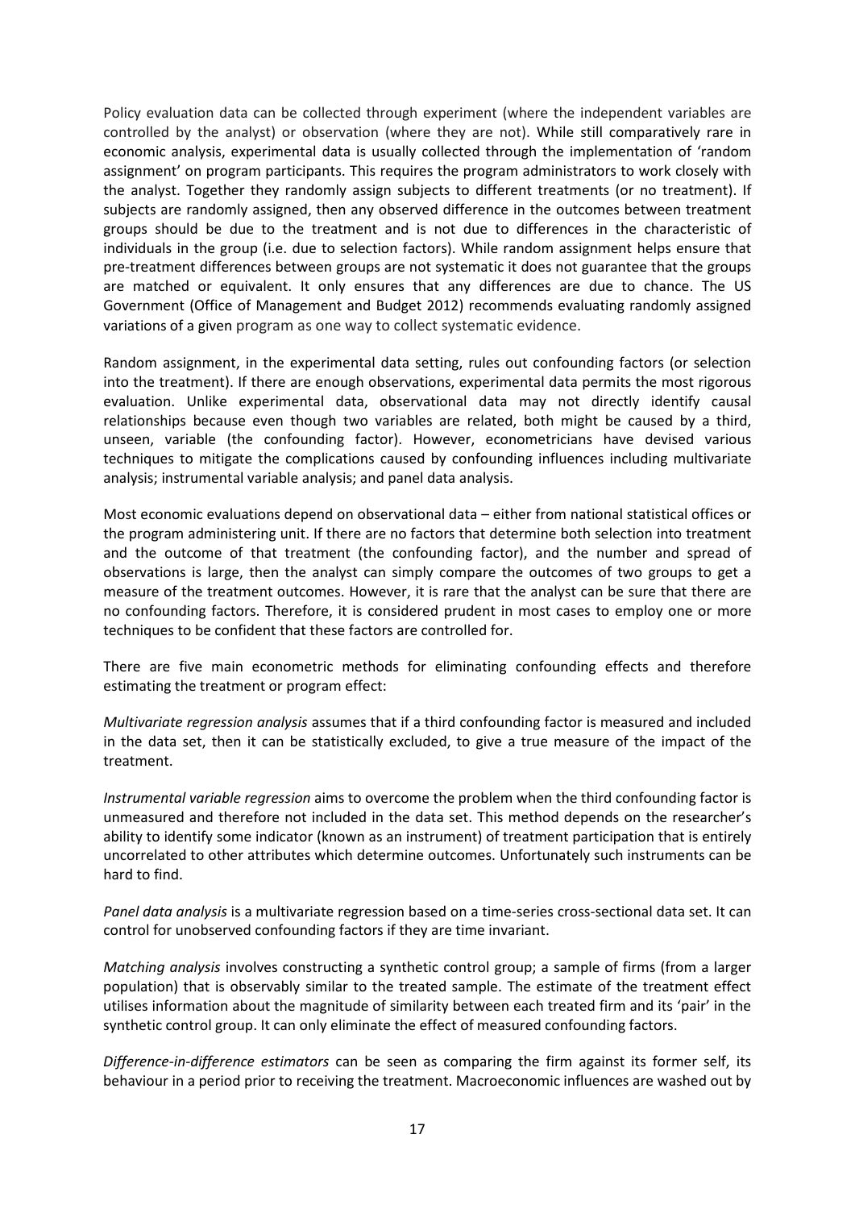Policy evaluation data can be collected through experiment (where the independent variables are controlled by the analyst) or observation (where they are not). While still comparatively rare in economic analysis, experimental data is usually collected through the implementation of 'random assignment' on program participants. This requires the program administrators to work closely with the analyst. Together they randomly assign subjects to different treatments (or no treatment). If subjects are randomly assigned, then any observed difference in the outcomes between treatment groups should be due to the treatment and is not due to differences in the characteristic of individuals in the group (i.e. due to selection factors). While random assignment helps ensure that pre-treatment differences between groups are not systematic it does not guarantee that the groups are matched or equivalent. It only ensures that any differences are due to chance. The US Government (Office of Management and Budget 2012) recommends evaluating randomly assigned variations of a given program as one way to collect systematic evidence.

Random assignment, in the experimental data setting, rules out confounding factors (or selection into the treatment). If there are enough observations, experimental data permits the most rigorous evaluation. Unlike experimental data, observational data may not directly identify causal relationships because even though two variables are related, both might be caused by a third, unseen, variable (the confounding factor). However, econometricians have devised various techniques to mitigate the complications caused by confounding influences including multivariate analysis; instrumental variable analysis; and panel data analysis.

Most economic evaluations depend on observational data – either from national statistical offices or the program administering unit. If there are no factors that determine both selection into treatment and the outcome of that treatment (the confounding factor), and the number and spread of observations is large, then the analyst can simply compare the outcomes of two groups to get a measure of the treatment outcomes. However, it is rare that the analyst can be sure that there are no confounding factors. Therefore, it is considered prudent in most cases to employ one or more techniques to be confident that these factors are controlled for.

There are five main econometric methods for eliminating confounding effects and therefore estimating the treatment or program effect:

*Multivariate regression analysis* assumes that if a third confounding factor is measured and included in the data set, then it can be statistically excluded, to give a true measure of the impact of the treatment.

*Instrumental variable regression* aims to overcome the problem when the third confounding factor is unmeasured and therefore not included in the data set. This method depends on the researcher's ability to identify some indicator (known as an instrument) of treatment participation that is entirely uncorrelated to other attributes which determine outcomes. Unfortunately such instruments can be hard to find.

*Panel data analysis* is a multivariate regression based on a time-series cross-sectional data set. It can control for unobserved confounding factors if they are time invariant.

*Matching analysis* involves constructing a synthetic control group; a sample of firms (from a larger population) that is observably similar to the treated sample. The estimate of the treatment effect utilises information about the magnitude of similarity between each treated firm and its 'pair' in the synthetic control group. It can only eliminate the effect of measured confounding factors.

*Difference-in-difference estimators* can be seen as comparing the firm against its former self, its behaviour in a period prior to receiving the treatment. Macroeconomic influences are washed out by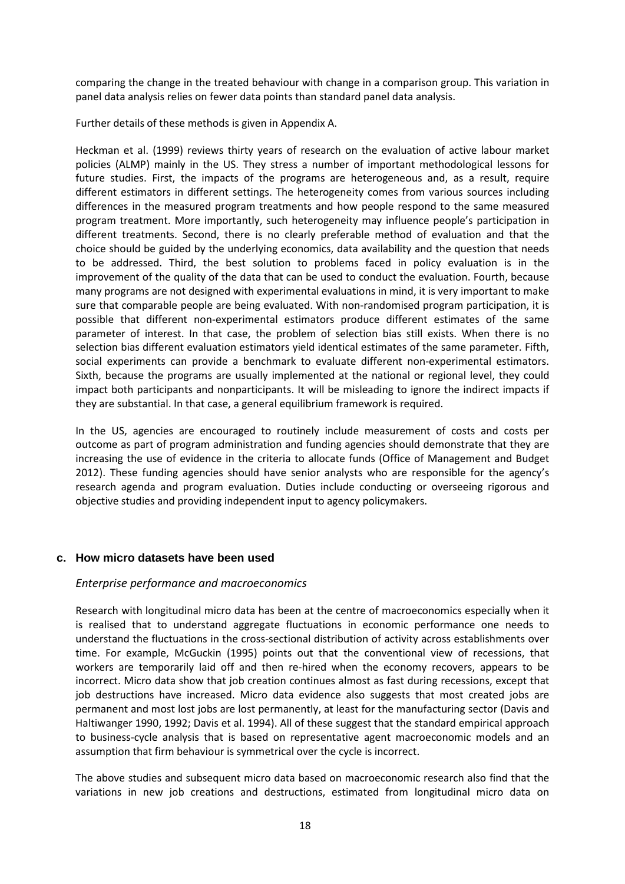comparing the change in the treated behaviour with change in a comparison group. This variation in panel data analysis relies on fewer data points than standard panel data analysis.

Further details of these methods is given in Appendix A.

Heckman et al. (1999) reviews thirty years of research on the evaluation of active labour market policies (ALMP) mainly in the US. They stress a number of important methodological lessons for future studies. First, the impacts of the programs are heterogeneous and, as a result, require different estimators in different settings. The heterogeneity comes from various sources including differences in the measured program treatments and how people respond to the same measured program treatment. More importantly, such heterogeneity may influence people's participation in different treatments. Second, there is no clearly preferable method of evaluation and that the choice should be guided by the underlying economics, data availability and the question that needs to be addressed. Third, the best solution to problems faced in policy evaluation is in the improvement of the quality of the data that can be used to conduct the evaluation. Fourth, because many programs are not designed with experimental evaluations in mind, it is very important to make sure that comparable people are being evaluated. With non-randomised program participation, it is possible that different non-experimental estimators produce different estimates of the same parameter of interest. In that case, the problem of selection bias still exists. When there is no selection bias different evaluation estimators yield identical estimates of the same parameter. Fifth, social experiments can provide a benchmark to evaluate different non-experimental estimators. Sixth, because the programs are usually implemented at the national or regional level, they could impact both participants and nonparticipants. It will be misleading to ignore the indirect impacts if they are substantial. In that case, a general equilibrium framework is required.

In the US, agencies are encouraged to routinely include measurement of costs and costs per outcome as part of program administration and funding agencies should demonstrate that they are increasing the use of evidence in the criteria to allocate funds (Office of Management and Budget 2012). These funding agencies should have senior analysts who are responsible for the agency's research agenda and program evaluation. Duties include conducting or overseeing rigorous and objective studies and providing independent input to agency policymakers.

### c. How micro datasets have been used

*Enterprise performance and macroeconomics*

Research with longitudinal micro data has been at the centre of macroeconomics especially when it is realised that to understand aggregate fluctuations in economic performance one needs to understand the fluctuations in the cross-sectional distribution of activity across establishments over time. For example, McGuckin (1995) points out that the conventional view of recessions, that workers are temporarily laid off and then re-hired when the economy recovers, appears to be incorrect. Micro data show that job creation continues almost as fast during recessions, except that job destructions have increased. Micro data evidence also suggests that most created jobs are permanent and most lost jobs are lost permanently, at least for the manufacturing sector (Davis and Haltiwanger 1990, 1992; Davis et al. 1994). All of these suggest that the standard empirical approach to business-cycle analysis that is based on representative agent macroeconomic models and an assumption that firm behaviour is symmetrical over the cycle is incorrect.

The above studies and subsequent micro data based on macroeconomic research also find that the variations in new job creations and destructions, estimated from longitudinal micro data on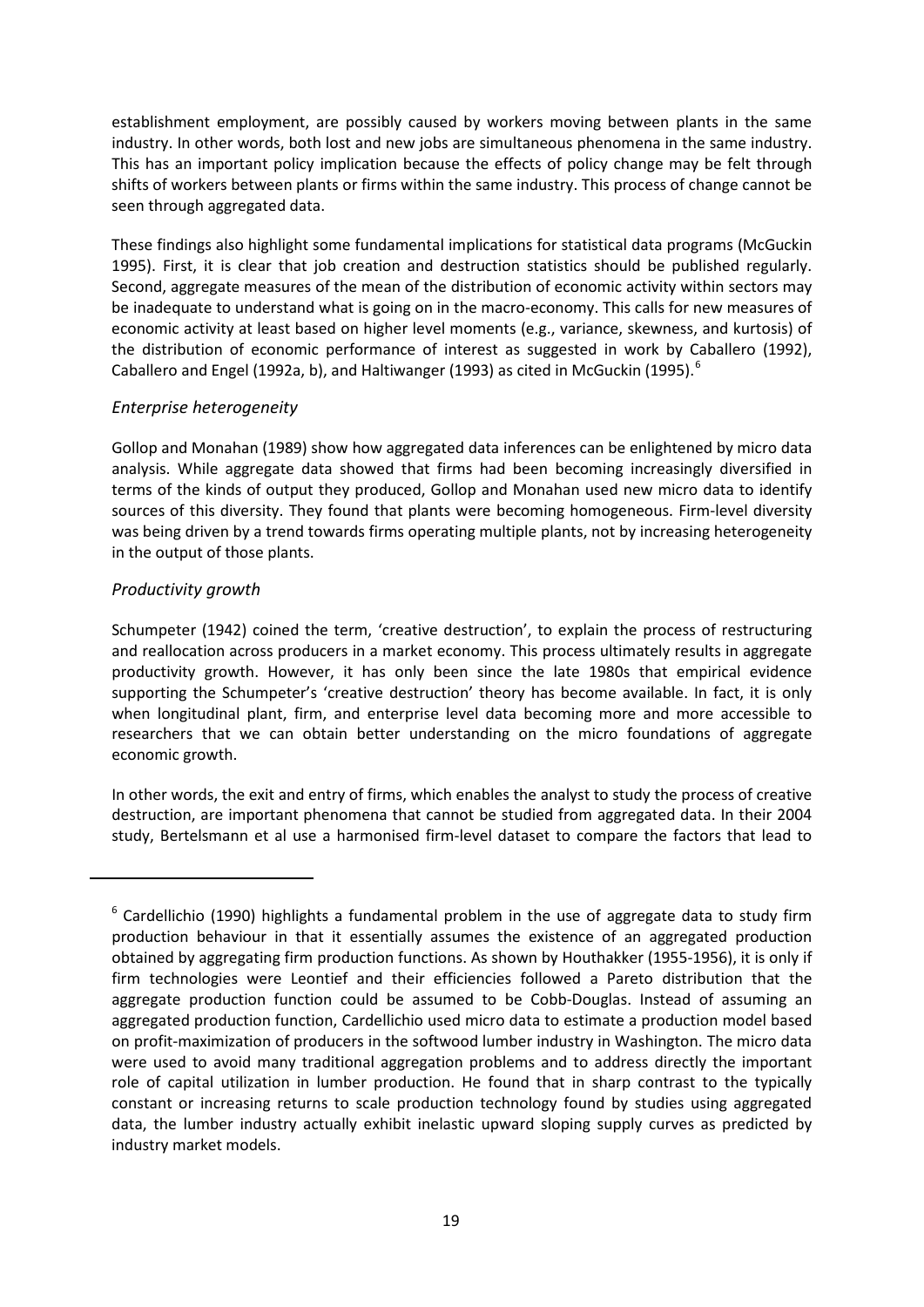establishment employment, are possibly caused by workers moving between plants in the same industry. In other words, both lost and new jobs are simultaneous phenomena in the same industry. This has an important policy implication because the effects of policy change may be felt through shifts of workers between plants or firms within the same industry. This process of change cannot be seen through aggregated data.

These findings also highlight some fundamental implications for statistical data programs (McGuckin 1995). First, it is clear that job creation and destruction statistics should be published regularly. Second, aggregate measures of the mean of the distribution of economic activity within sectors may be inadequate to understand what is going on in the macro-economy. This calls for new measures of economic activity at least based on higher level moments (e.g., variance, skewness, and kurtosis) of the distribution of economic performance of interest as suggested in work by Caballero (1992), Caballero and Engel (1992a, b), and Haltiwanger (1993) as cited in McGuckin (1995).[6]

### *Enterprise heterogeneity*

Gollop and Monahan (1989) show how aggregated data inferences can be enlightened by micro data analysis. While aggregate data showed that firms had been becoming increasingly diversified in terms of the kinds of output they produced, Gollop and Monahan used new micro data to identify sources of this diversity. They found that plants were becoming homogeneous. Firm-level diversity was being driven by a trend towards firms operating multiple plants, not by increasing heterogeneity in the output of those plants.

### *Productivity growth*

Schumpeter (1942) coined the term, 'creative destruction', to explain the process of restructuring and reallocation across producers in a market economy. This process ultimately results in aggregate productivity growth. However, it has only been since the late 1980s that empirical evidence supporting the Schumpeter's 'creative destruction' theory has become available. In fact, it is only when longitudinal plant, firm, and enterprise level data becoming more and more accessible to researchers that we can obtain better understanding on the micro foundations of aggregate economic growth.

In other words, the exit and entry of firms, which enables the analyst to study the process of creative destruction, are important phenomena that cannot be studied from aggregated data. In their 2004 study, Bertelsmann et al use a harmonised firm-level dataset to compare the factors that lead to

---

[6] Cardellichio (1990) highlights a fundamental problem in the use of aggregate data to study firm production behaviour in that it essentially assumes the existence of an aggregated production obtained by aggregating firm production functions. As shown by Houthakker (1955-1956), it is only if firm technologies were Leontief and their efficiencies followed a Pareto distribution that the aggregate production function could be assumed to be Cobb-Douglas. Instead of assuming an aggregated production function, Cardellichio used micro data to estimate a production model based on profit-maximization of producers in the softwood lumber industry in Washington. The micro data were used to avoid many traditional aggregation problems and to address directly the important role of capital utilization in lumber production. He found that in sharp contrast to the typically constant or increasing returns to scale production technology found by studies using aggregated data, the lumber industry actually exhibit inelastic upward sloping supply curves as predicted by industry market models.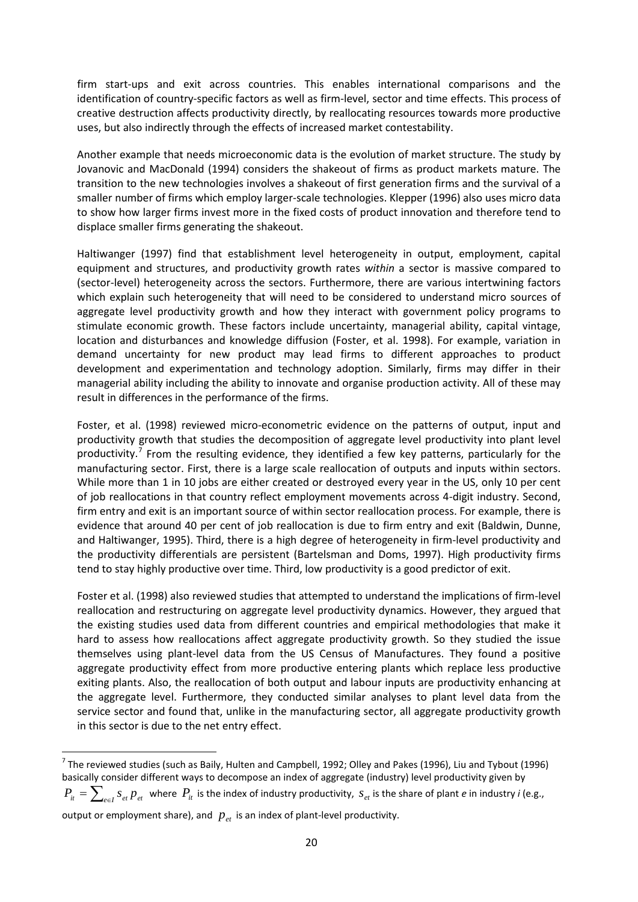firm start-ups and exit across countries. This enables international comparisons and the identification of country-specific factors as well as firm-level, sector and time effects. This process of creative destruction affects productivity directly, by reallocating resources towards more productive uses, but also indirectly through the effects of increased market contestability.

Another example that needs microeconomic data is the evolution of market structure. The study by Jovanovic and MacDonald (1994) considers the shakeout of firms as product markets mature. The transition to the new technologies involves a shakeout of first generation firms and the survival of a smaller number of firms which employ larger-scale technologies. Klepper (1996) also uses micro data to show how larger firms invest more in the fixed costs of product innovation and therefore tend to displace smaller firms generating the shakeout.

Haltiwanger (1997) find that establishment level heterogeneity in output, employment, capital equipment and structures, and productivity growth rates *within* a sector is massive compared to (sector-level) heterogeneity across the sectors. Furthermore, there are various intertwining factors which explain such heterogeneity that will need to be considered to understand micro sources of aggregate level productivity growth and how they interact with government policy programs to stimulate economic growth. These factors include uncertainty, managerial ability, capital vintage, location and disturbances and knowledge diffusion (Foster, et al. 1998). For example, variation in demand uncertainty for new product may lead firms to different approaches to product development and experimentation and technology adoption. Similarly, firms may differ in their managerial ability including the ability to innovate and organise production activity. All of these may result in differences in the performance of the firms.

Foster, et al. (1998) reviewed micro-econometric evidence on the patterns of output, input and productivity growth that studies the decomposition of aggregate level productivity into plant level productivity.[7] From the resulting evidence, they identified a few key patterns, particularly for the manufacturing sector. First, there is a large scale reallocation of outputs and inputs within sectors. While more than 1 in 10 jobs are either created or destroyed every year in the US, only 10 per cent of job reallocations in that country reflect employment movements across 4-digit industry. Second, firm entry and exit is an important source of within sector reallocation process. For example, there is evidence that around 40 per cent of job reallocation is due to firm entry and exit (Baldwin, Dunne, and Haltiwanger, 1995). Third, there is a high degree of heterogeneity in firm-level productivity and the productivity differentials are persistent (Bartelsman and Doms, 1997). High productivity firms tend to stay highly productive over time. Third, low productivity is a good predictor of exit.

Foster et al. (1998) also reviewed studies that attempted to understand the implications of firm-level reallocation and restructuring on aggregate level productivity dynamics. However, they argued that the existing studies used data from different countries and empirical methodologies that make it hard to assess how reallocations affect aggregate productivity growth. So they studied the issue themselves using plant-level data from the US Census of Manufactures. They found a positive aggregate productivity effect from more productive entering plants which replace less productive exiting plants. Also, the reallocation of both output and labour inputs are productivity enhancing at the aggregate level. Furthermore, they conducted similar analyses to plant level data from the service sector and found that, unlike in the manufacturing sector, all aggregate productivity growth in this sector is due to the net entry effect.

---

[7] The reviewed studies (such as Baily, Hulten and Campbell, 1992; Olley and Pakes (1996), Liu and Tybout (1996) basically consider different ways to decompose an index of aggregate (industry) level productivity given by $P_{it} = \sum_{e \in I} s_{et} p_{et}$ where $P_{it}$ is the index of industry productivity, $s_{et}$ is the share of plant *e* in industry *i* (e.g., output or employment share), and $p_{et}$ is an index of plant-level productivity.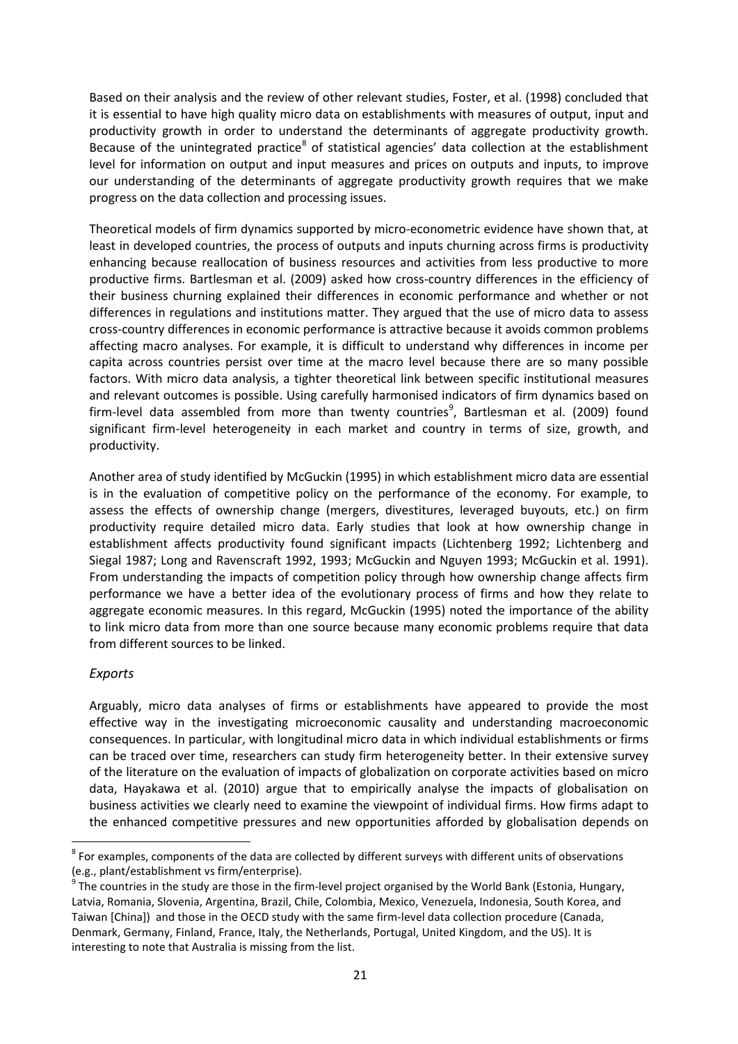Based on their analysis and the review of other relevant studies, Foster, et al. (1998) concluded that it is essential to have high quality micro data on establishments with measures of output, input and productivity growth in order to understand the determinants of aggregate productivity growth. Because of the unintegrated practice[8] of statistical agencies' data collection at the establishment level for information on output and input measures and prices on outputs and inputs, to improve our understanding of the determinants of aggregate productivity growth requires that we make progress on the data collection and processing issues.

Theoretical models of firm dynamics supported by micro-econometric evidence have shown that, at least in developed countries, the process of outputs and inputs churning across firms is productivity enhancing because reallocation of business resources and activities from less productive to more productive firms. Bartlesman et al. (2009) asked how cross-country differences in the efficiency of their business churning explained their differences in economic performance and whether or not differences in regulations and institutions matter. They argued that the use of micro data to assess cross-country differences in economic performance is attractive because it avoids common problems affecting macro analyses. For example, it is difficult to understand why differences in income per capita across countries persist over time at the macro level because there are so many possible factors. With micro data analysis, a tighter theoretical link between specific institutional measures and relevant outcomes is possible. Using carefully harmonised indicators of firm dynamics based on firm-level data assembled from more than twenty countries[9], Bartlesman et al. (2009) found significant firm-level heterogeneity in each market and country in terms of size, growth, and productivity.

Another area of study identified by McGuckin (1995) in which establishment micro data are essential is in the evaluation of competitive policy on the performance of the economy. For example, to assess the effects of ownership change (mergers, divestitures, leveraged buyouts, etc.) on firm productivity require detailed micro data. Early studies that look at how ownership change in establishment affects productivity found significant impacts (Lichtenberg 1992; Lichtenberg and Siegal 1987; Long and Ravenscraft 1992, 1993; McGuckin and Nguyen 1993; McGuckin et al. 1991). From understanding the impacts of competition policy through how ownership change affects firm performance we have a better idea of the evolutionary process of firms and how they relate to aggregate economic measures. In this regard, McGuckin (1995) noted the importance of the ability to link micro data from more than one source because many economic problems require that data from different sources to be linked.

*Exports*

Arguably, micro data analyses of firms or establishments have appeared to provide the most effective way in the investigating microeconomic causality and understanding macroeconomic consequences. In particular, with longitudinal micro data in which individual establishments or firms can be traced over time, researchers can study firm heterogeneity better. In their extensive survey of the literature on the evaluation of impacts of globalization on corporate activities based on micro data, Hayakawa et al. (2010) argue that to empirically analyse the impacts of globalisation on business activities we clearly need to examine the viewpoint of individual firms. How firms adapt to the enhanced competitive pressures and new opportunities afforded by globalisation depends on

[8] For examples, components of the data are collected by different surveys with different units of observations (e.g., plant/establishment vs firm/enterprise).

[9] The countries in the study are those in the firm-level project organised by the World Bank (Estonia, Hungary, Latvia, Romania, Slovenia, Argentina, Brazil, Chile, Colombia, Mexico, Venezuela, Indonesia, South Korea, and Taiwan [China]) and those in the OECD study with the same firm-level data collection procedure (Canada, Denmark, Germany, Finland, France, Italy, the Netherlands, Portugal, United Kingdom, and the US). It is interesting to note that Australia is missing from the list.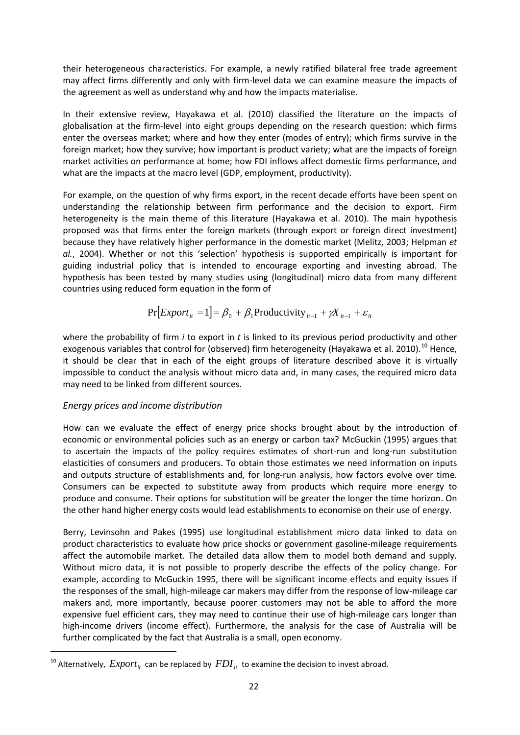their heterogeneous characteristics. For example, a newly ratified bilateral free trade agreement may affect firms differently and only with firm-level data we can examine measure the impacts of the agreement as well as understand why and how the impacts materialise.

In their extensive review, Hayakawa et al. (2010) classified the literature on the impacts of globalisation at the firm-level into eight groups depending on the research question: which firms enter the overseas market; where and how they enter (modes of entry); which firms survive in the foreign market; how they survive; how important is product variety; what are the impacts of foreign market activities on performance at home; how FDI inflows affect domestic firms performance, and what are the impacts at the macro level (GDP, employment, productivity).

For example, on the question of why firms export, in the recent decade efforts have been spent on understanding the relationship between firm performance and the decision to export. Firm heterogeneity is the main theme of this literature (Hayakawa et al. 2010). The main hypothesis proposed was that firms enter the foreign markets (through export or foreign direct investment) because they have relatively higher performance in the domestic market (Melitz, 2003; Helpman *et al.*, 2004). Whether or not this 'selection' hypothesis is supported empirically is important for guiding industrial policy that is intended to encourage exporting and investing abroad. The hypothesis has been tested by many studies using (longitudinal) micro data from many different countries using reduced form equation in the form of

$$\Pr\left[Export_{it} = 1\right] = \beta_0 + \beta_1 \text{Productivity}_{it-1} + \gamma X_{it-1} + \varepsilon_{it}$$

where the probability of firm *i* to export in *t* is linked to its previous period productivity and other exogenous variables that control for (observed) firm heterogeneity (Hayakawa et al. 2010).[10] Hence, it should be clear that in each of the eight groups of literature described above it is virtually impossible to conduct the analysis without micro data and, in many cases, the required micro data may need to be linked from different sources.

### *Energy prices and income distribution*

How can we evaluate the effect of energy price shocks brought about by the introduction of economic or environmental policies such as an energy or carbon tax? McGuckin (1995) argues that to ascertain the impacts of the policy requires estimates of short-run and long-run substitution elasticities of consumers and producers. To obtain those estimates we need information on inputs and outputs structure of establishments and, for long-run analysis, how factors evolve over time. Consumers can be expected to substitute away from products which require more energy to produce and consume. Their options for substitution will be greater the longer the time horizon. On the other hand higher energy costs would lead establishments to economise on their use of energy.

Berry, Levinsohn and Pakes (1995) use longitudinal establishment micro data linked to data on product characteristics to evaluate how price shocks or government gasoline-mileage requirements affect the automobile market. The detailed data allow them to model both demand and supply. Without micro data, it is not possible to properly describe the effects of the policy change. For example, according to McGuckin 1995, there will be significant income effects and equity issues if the responses of the small, high-mileage car makers may differ from the response of low-mileage car makers and, more importantly, because poorer customers may not be able to afford the more expensive fuel efficient cars, they may need to continue their use of high-mileage cars longer than high-income drivers (income effect). Furthermore, the analysis for the case of Australia will be further complicated by the fact that Australia is a small, open economy.

---

[10] Alternatively, $Export_{it}$ can be replaced by $FDI_{it}$ to examine the decision to invest abroad.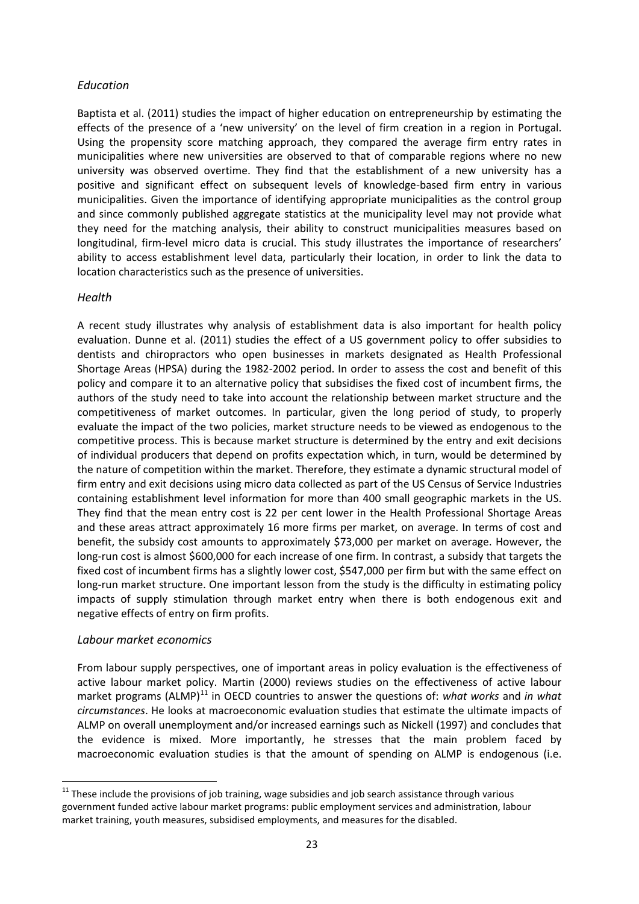*Education*

Baptista et al. (2011) studies the impact of higher education on entrepreneurship by estimating the effects of the presence of a 'new university' on the level of firm creation in a region in Portugal. Using the propensity score matching approach, they compared the average firm entry rates in municipalities where new universities are observed to that of comparable regions where no new university was observed overtime. They find that the establishment of a new university has a positive and significant effect on subsequent levels of knowledge-based firm entry in various municipalities. Given the importance of identifying appropriate municipalities as the control group and since commonly published aggregate statistics at the municipality level may not provide what they need for the matching analysis, their ability to construct municipalities measures based on longitudinal, firm-level micro data is crucial. This study illustrates the importance of researchers' ability to access establishment level data, particularly their location, in order to link the data to location characteristics such as the presence of universities.

*Health*

A recent study illustrates why analysis of establishment data is also important for health policy evaluation. Dunne et al. (2011) studies the effect of a US government policy to offer subsidies to dentists and chiropractors who open businesses in markets designated as Health Professional Shortage Areas (HPSA) during the 1982-2002 period. In order to assess the cost and benefit of this policy and compare it to an alternative policy that subsidises the fixed cost of incumbent firms, the authors of the study need to take into account the relationship between market structure and the competitiveness of market outcomes. In particular, given the long period of study, to properly evaluate the impact of the two policies, market structure needs to be viewed as endogenous to the competitive process. This is because market structure is determined by the entry and exit decisions of individual producers that depend on profits expectation which, in turn, would be determined by the nature of competition within the market. Therefore, they estimate a dynamic structural model of firm entry and exit decisions using micro data collected as part of the US Census of Service Industries containing establishment level information for more than 400 small geographic markets in the US. They find that the mean entry cost is 22 per cent lower in the Health Professional Shortage Areas and these areas attract approximately 16 more firms per market, on average. In terms of cost and benefit, the subsidy cost amounts to approximately $73,000 per market on average. However, the long-run cost is almost $600,000 for each increase of one firm. In contrast, a subsidy that targets the fixed cost of incumbent firms has a slightly lower cost, $547,000 per firm but with the same effect on long-run market structure. One important lesson from the study is the difficulty in estimating policy impacts of supply stimulation through market entry when there is both endogenous exit and negative effects of entry on firm profits.

*Labour market economics*

From labour supply perspectives, one of important areas in policy evaluation is the effectiveness of active labour market policy. Martin (2000) reviews studies on the effectiveness of active labour market programs (ALMP)[11] in OECD countries to answer the questions of: *what works* and *in what circumstances*. He looks at macroeconomic evaluation studies that estimate the ultimate impacts of ALMP on overall unemployment and/or increased earnings such as Nickell (1997) and concludes that the evidence is mixed. More importantly, he stresses that the main problem faced by macroeconomic evaluation studies is that the amount of spending on ALMP is endogenous (i.e.

[11] These include the provisions of job training, wage subsidies and job search assistance through various government funded active labour market programs: public employment services and administration, labour market training, youth measures, subsidised employments, and measures for the disabled.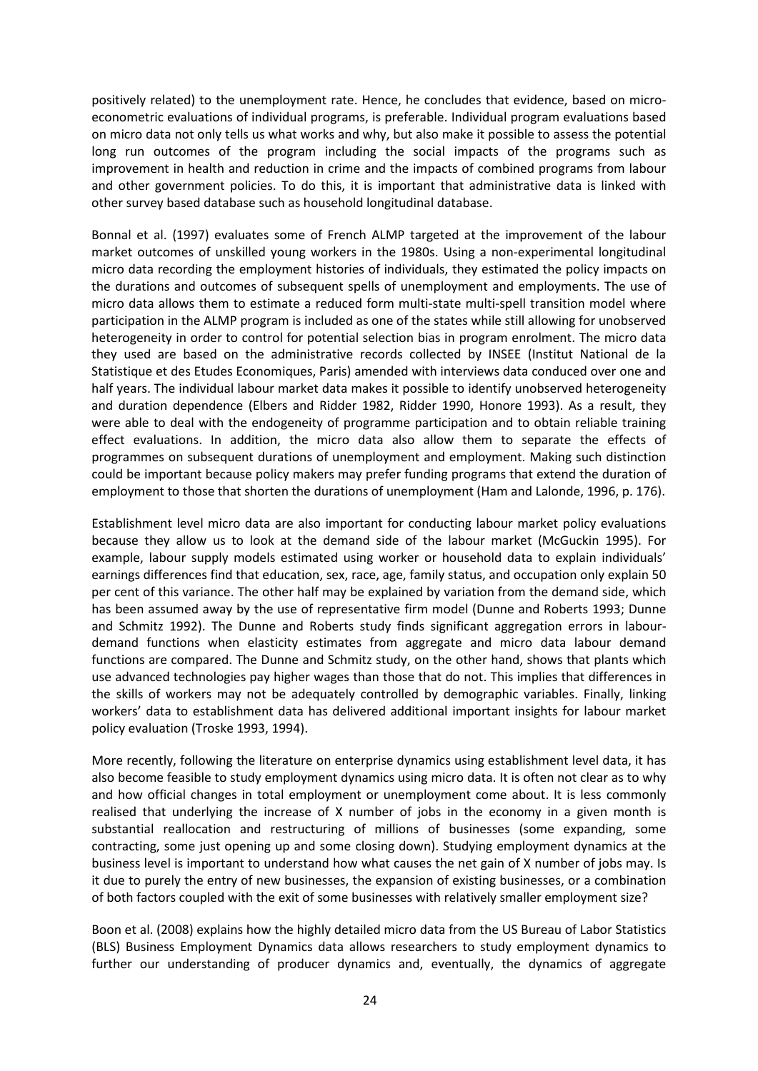positively related) to the unemployment rate. Hence, he concludes that evidence, based on micro-econometric evaluations of individual programs, is preferable. Individual program evaluations based on micro data not only tells us what works and why, but also make it possible to assess the potential long run outcomes of the program including the social impacts of the programs such as improvement in health and reduction in crime and the impacts of combined programs from labour and other government policies. To do this, it is important that administrative data is linked with other survey based database such as household longitudinal database.

Bonnal et al. (1997) evaluates some of French ALMP targeted at the improvement of the labour market outcomes of unskilled young workers in the 1980s. Using a non-experimental longitudinal micro data recording the employment histories of individuals, they estimated the policy impacts on the durations and outcomes of subsequent spells of unemployment and employments. The use of micro data allows them to estimate a reduced form multi-state multi-spell transition model where participation in the ALMP program is included as one of the states while still allowing for unobserved heterogeneity in order to control for potential selection bias in program enrolment. The micro data they used are based on the administrative records collected by INSEE (Institut National de la Statistique et des Etudes Economiques, Paris) amended with interviews data conduced over one and half years. The individual labour market data makes it possible to identify unobserved heterogeneity and duration dependence (Elbers and Ridder 1982, Ridder 1990, Honore 1993). As a result, they were able to deal with the endogeneity of programme participation and to obtain reliable training effect evaluations. In addition, the micro data also allow them to separate the effects of programmes on subsequent durations of unemployment and employment. Making such distinction could be important because policy makers may prefer funding programs that extend the duration of employment to those that shorten the durations of unemployment (Ham and Lalonde, 1996, p. 176).

Establishment level micro data are also important for conducting labour market policy evaluations because they allow us to look at the demand side of the labour market (McGuckin 1995). For example, labour supply models estimated using worker or household data to explain individuals' earnings differences find that education, sex, race, age, family status, and occupation only explain 50 per cent of this variance. The other half may be explained by variation from the demand side, which has been assumed away by the use of representative firm model (Dunne and Roberts 1993; Dunne and Schmitz 1992). The Dunne and Roberts study finds significant aggregation errors in labour-demand functions when elasticity estimates from aggregate and micro data labour demand functions are compared. The Dunne and Schmitz study, on the other hand, shows that plants which use advanced technologies pay higher wages than those that do not. This implies that differences in the skills of workers may not be adequately controlled by demographic variables. Finally, linking workers' data to establishment data has delivered additional important insights for labour market policy evaluation (Troske 1993, 1994).

More recently, following the literature on enterprise dynamics using establishment level data, it has also become feasible to study employment dynamics using micro data. It is often not clear as to why and how official changes in total employment or unemployment come about. It is less commonly realised that underlying the increase of X number of jobs in the economy in a given month is substantial reallocation and restructuring of millions of businesses (some expanding, some contracting, some just opening up and some closing down). Studying employment dynamics at the business level is important to understand how what causes the net gain of X number of jobs may. Is it due to purely the entry of new businesses, the expansion of existing businesses, or a combination of both factors coupled with the exit of some businesses with relatively smaller employment size?

Boon et al. (2008) explains how the highly detailed micro data from the US Bureau of Labor Statistics (BLS) Business Employment Dynamics data allows researchers to study employment dynamics to further our understanding of producer dynamics and, eventually, the dynamics of aggregate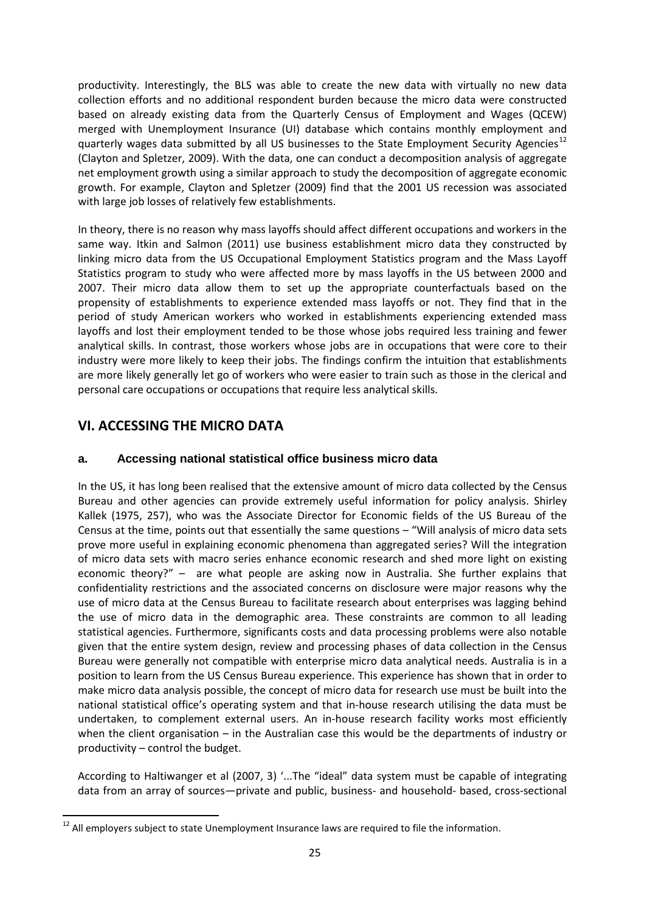productivity. Interestingly, the BLS was able to create the new data with virtually no new data collection efforts and no additional respondent burden because the micro data were constructed based on already existing data from the Quarterly Census of Employment and Wages (QCEW) merged with Unemployment Insurance (UI) database which contains monthly employment and quarterly wages data submitted by all US businesses to the State Employment Security Agencies[12] (Clayton and Spletzer, 2009). With the data, one can conduct a decomposition analysis of aggregate net employment growth using a similar approach to study the decomposition of aggregate economic growth. For example, Clayton and Spletzer (2009) find that the 2001 US recession was associated with large job losses of relatively few establishments.

In theory, there is no reason why mass layoffs should affect different occupations and workers in the same way. Itkin and Salmon (2011) use business establishment micro data they constructed by linking micro data from the US Occupational Employment Statistics program and the Mass Layoff Statistics program to study who were affected more by mass layoffs in the US between 2000 and 2007. Their micro data allow them to set up the appropriate counterfactuals based on the propensity of establishments to experience extended mass layoffs or not. They find that in the period of study American workers who worked in establishments experiencing extended mass layoffs and lost their employment tended to be those whose jobs required less training and fewer analytical skills. In contrast, those workers whose jobs are in occupations that were core to their industry were more likely to keep their jobs. The findings confirm the intuition that establishments are more likely generally let go of workers who were easier to train such as those in the clerical and personal care occupations or occupations that require less analytical skills.

## VI. ACCESSING THE MICRO DATA

### a. Accessing national statistical office business micro data

In the US, it has long been realised that the extensive amount of micro data collected by the Census Bureau and other agencies can provide extremely useful information for policy analysis. Shirley Kallek (1975, 257), who was the Associate Director for Economic fields of the US Bureau of the Census at the time, points out that essentially the same questions – "Will analysis of micro data sets prove more useful in explaining economic phenomena than aggregated series? Will the integration of micro data sets with macro series enhance economic research and shed more light on existing economic theory?" – are what people are asking now in Australia. She further explains that confidentiality restrictions and the associated concerns on disclosure were major reasons why the use of micro data at the Census Bureau to facilitate research about enterprises was lagging behind the use of micro data in the demographic area. These constraints are common to all leading statistical agencies. Furthermore, significants costs and data processing problems were also notable given that the entire system design, review and processing phases of data collection in the Census Bureau were generally not compatible with enterprise micro data analytical needs. Australia is in a position to learn from the US Census Bureau experience. This experience has shown that in order to make micro data analysis possible, the concept of micro data for research use must be built into the national statistical office's operating system and that in-house research utilising the data must be undertaken, to complement external users. An in-house research facility works most efficiently when the client organisation – in the Australian case this would be the departments of industry or productivity – control the budget.

According to Haltiwanger et al (2007, 3) '...The "ideal" data system must be capable of integrating data from an array of sources—private and public, business- and household- based, cross-sectional

[12] All employers subject to state Unemployment Insurance laws are required to file the information.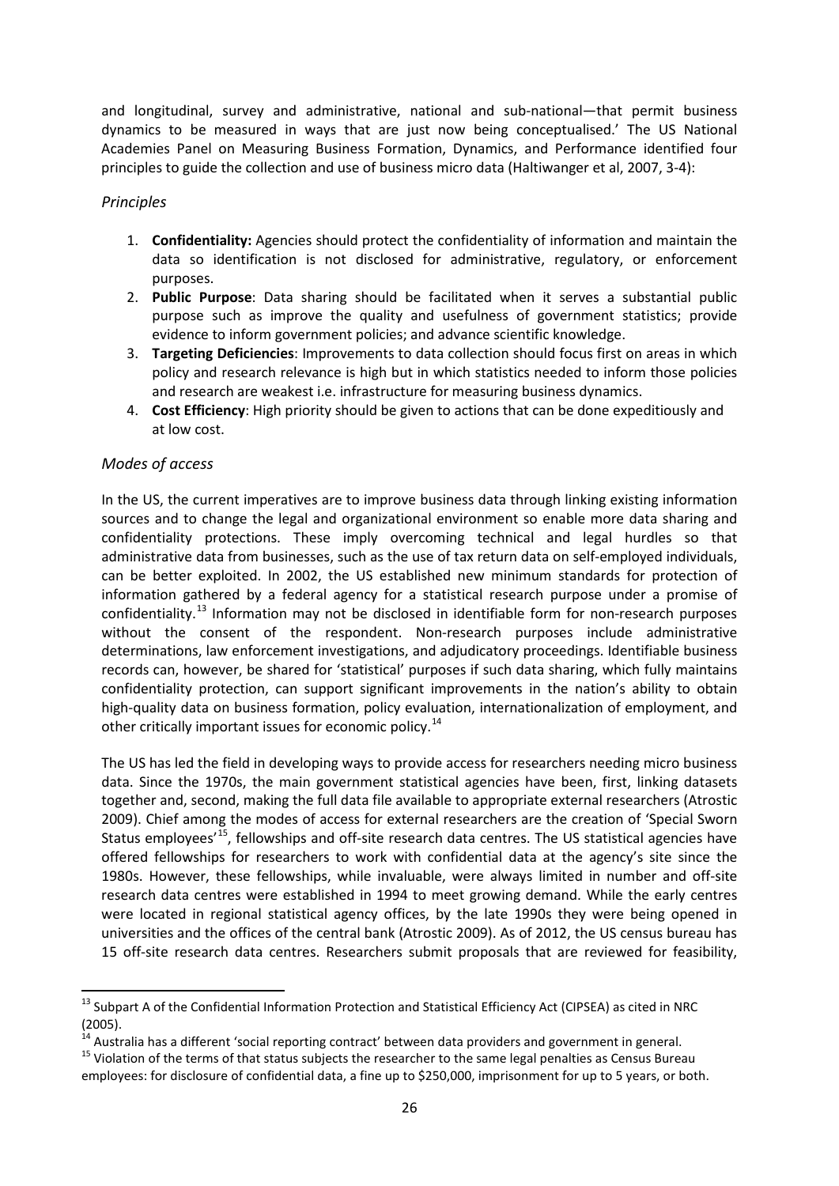and longitudinal, survey and administrative, national and sub-national—that permit business dynamics to be measured in ways that are just now being conceptualised.' The US National Academies Panel on Measuring Business Formation, Dynamics, and Performance identified four principles to guide the collection and use of business micro data (Haltiwanger et al, 2007, 3-4):

### *Principles*

1. **Confidentiality:** Agencies should protect the confidentiality of information and maintain the data so identification is not disclosed for administrative, regulatory, or enforcement purposes.
2. **Public Purpose**: Data sharing should be facilitated when it serves a substantial public purpose such as improve the quality and usefulness of government statistics; provide evidence to inform government policies; and advance scientific knowledge.
3. **Targeting Deficiencies**: Improvements to data collection should focus first on areas in which policy and research relevance is high but in which statistics needed to inform those policies and research are weakest i.e. infrastructure for measuring business dynamics.
4. **Cost Efficiency**: High priority should be given to actions that can be done expeditiously and at low cost.

### *Modes of access*

In the US, the current imperatives are to improve business data through linking existing information sources and to change the legal and organizational environment so enable more data sharing and confidentiality protections. These imply overcoming technical and legal hurdles so that administrative data from businesses, such as the use of tax return data on self-employed individuals, can be better exploited. In 2002, the US established new minimum standards for protection of information gathered by a federal agency for a statistical research purpose under a promise of confidentiality.[13] Information may not be disclosed in identifiable form for non-research purposes without the consent of the respondent. Non-research purposes include administrative determinations, law enforcement investigations, and adjudicatory proceedings. Identifiable business records can, however, be shared for 'statistical' purposes if such data sharing, which fully maintains confidentiality protection, can support significant improvements in the nation's ability to obtain high-quality data on business formation, policy evaluation, internationalization of employment, and other critically important issues for economic policy.[14]

The US has led the field in developing ways to provide access for researchers needing micro business data. Since the 1970s, the main government statistical agencies have been, first, linking datasets together and, second, making the full data file available to appropriate external researchers (Atrostic 2009). Chief among the modes of access for external researchers are the creation of 'Special Sworn Status employees'[15], fellowships and off-site research data centres. The US statistical agencies have offered fellowships for researchers to work with confidential data at the agency's site since the 1980s. However, these fellowships, while invaluable, were always limited in number and off-site research data centres were established in 1994 to meet growing demand. While the early centres were located in regional statistical agency offices, by the late 1990s they were being opened in universities and the offices of the central bank (Atrostic 2009). As of 2012, the US census bureau has 15 off-site research data centres. Researchers submit proposals that are reviewed for feasibility,

---

[13] Subpart A of the Confidential Information Protection and Statistical Efficiency Act (CIPSEA) as cited in NRC (2005).

[14] Australia has a different 'social reporting contract' between data providers and government in general.

[15] Violation of the terms of that status subjects the researcher to the same legal penalties as Census Bureau employees: for disclosure of confidential data, a fine up to $250,000, imprisonment for up to 5 years, or both.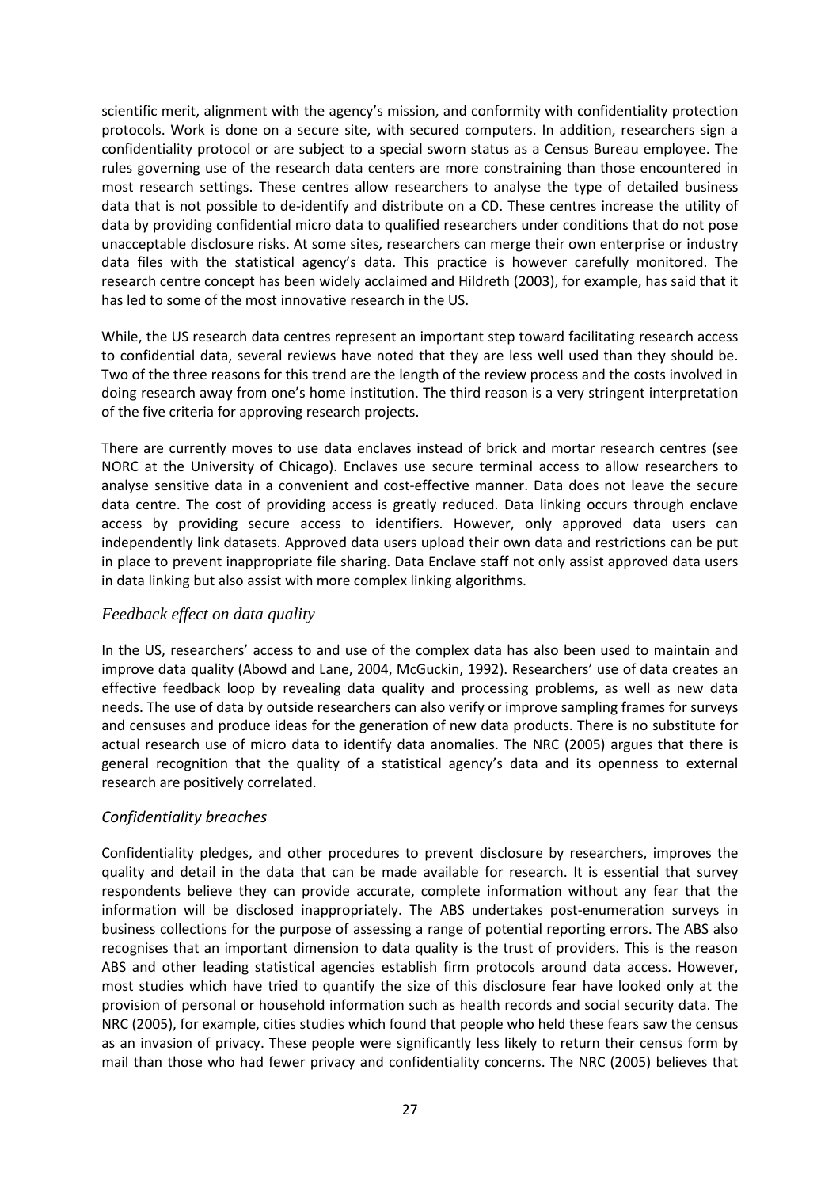scientific merit, alignment with the agency's mission, and conformity with confidentiality protection protocols. Work is done on a secure site, with secured computers. In addition, researchers sign a confidentiality protocol or are subject to a special sworn status as a Census Bureau employee. The rules governing use of the research data centers are more constraining than those encountered in most research settings. These centres allow researchers to analyse the type of detailed business data that is not possible to de-identify and distribute on a CD. These centres increase the utility of data by providing confidential micro data to qualified researchers under conditions that do not pose unacceptable disclosure risks. At some sites, researchers can merge their own enterprise or industry data files with the statistical agency's data. This practice is however carefully monitored. The research centre concept has been widely acclaimed and Hildreth (2003), for example, has said that it has led to some of the most innovative research in the US.

While, the US research data centres represent an important step toward facilitating research access to confidential data, several reviews have noted that they are less well used than they should be. Two of the three reasons for this trend are the length of the review process and the costs involved in doing research away from one's home institution. The third reason is a very stringent interpretation of the five criteria for approving research projects.

There are currently moves to use data enclaves instead of brick and mortar research centres (see NORC at the University of Chicago). Enclaves use secure terminal access to allow researchers to analyse sensitive data in a convenient and cost-effective manner. Data does not leave the secure data centre. The cost of providing access is greatly reduced. Data linking occurs through enclave access by providing secure access to identifiers. However, only approved data users can independently link datasets. Approved data users upload their own data and restrictions can be put in place to prevent inappropriate file sharing. Data Enclave staff not only assist approved data users in data linking but also assist with more complex linking algorithms.

### *Feedback effect on data quality*

In the US, researchers' access to and use of the complex data has also been used to maintain and improve data quality (Abowd and Lane, 2004, McGuckin, 1992). Researchers' use of data creates an effective feedback loop by revealing data quality and processing problems, as well as new data needs. The use of data by outside researchers can also verify or improve sampling frames for surveys and censuses and produce ideas for the generation of new data products. There is no substitute for actual research use of micro data to identify data anomalies. The NRC (2005) argues that there is general recognition that the quality of a statistical agency's data and its openness to external research are positively correlated.

### *Confidentiality breaches*

Confidentiality pledges, and other procedures to prevent disclosure by researchers, improves the quality and detail in the data that can be made available for research. It is essential that survey respondents believe they can provide accurate, complete information without any fear that the information will be disclosed inappropriately. The ABS undertakes post-enumeration surveys in business collections for the purpose of assessing a range of potential reporting errors. The ABS also recognises that an important dimension to data quality is the trust of providers. This is the reason ABS and other leading statistical agencies establish firm protocols around data access. However, most studies which have tried to quantify the size of this disclosure fear have looked only at the provision of personal or household information such as health records and social security data. The NRC (2005), for example, cities studies which found that people who held these fears saw the census as an invasion of privacy. These people were significantly less likely to return their census form by mail than those who had fewer privacy and confidentiality concerns. The NRC (2005) believes that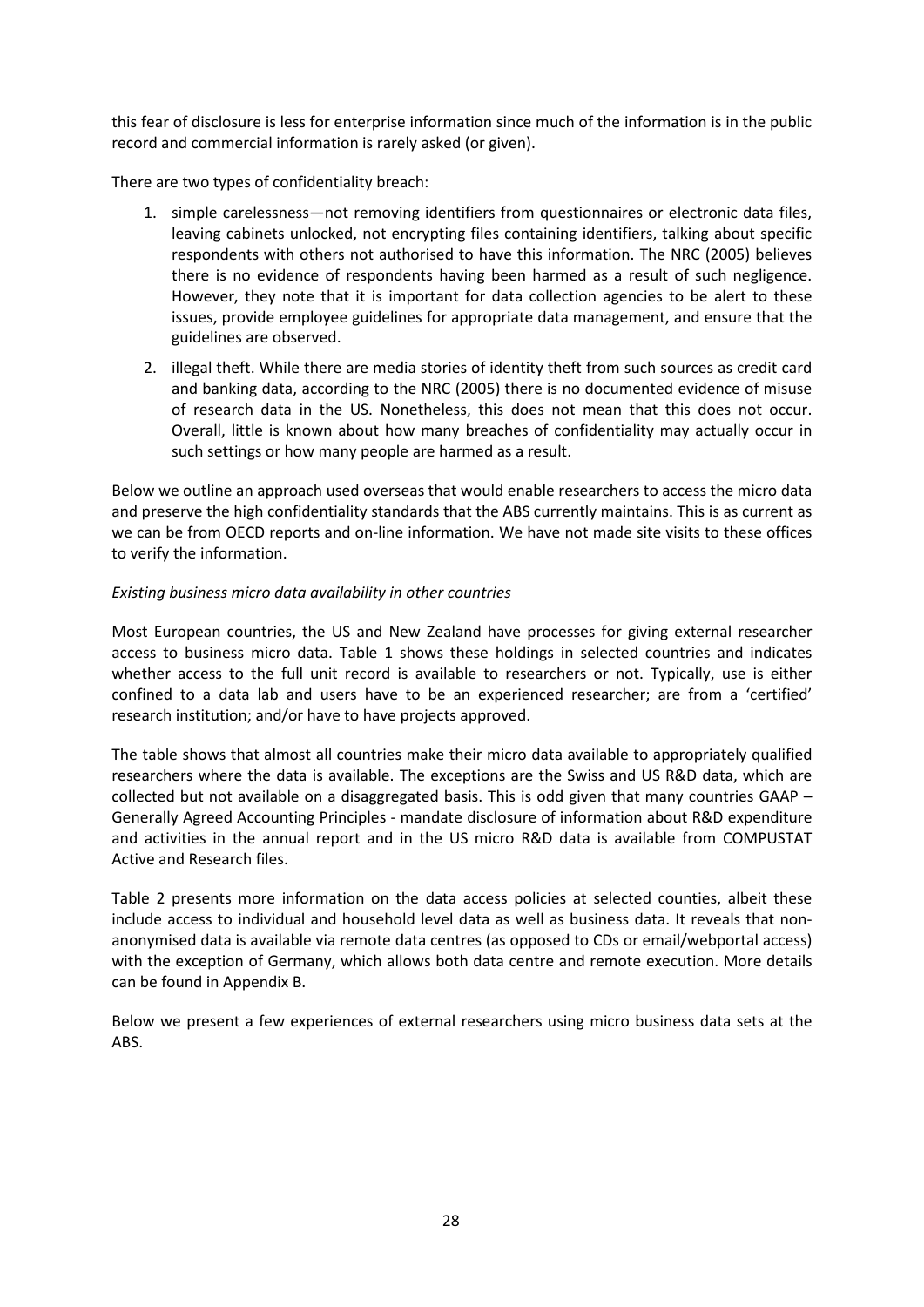this fear of disclosure is less for enterprise information since much of the information is in the public record and commercial information is rarely asked (or given).

There are two types of confidentiality breach:

1. simple carelessness—not removing identifiers from questionnaires or electronic data files, leaving cabinets unlocked, not encrypting files containing identifiers, talking about specific respondents with others not authorised to have this information. The NRC (2005) believes there is no evidence of respondents having been harmed as a result of such negligence. However, they note that it is important for data collection agencies to be alert to these issues, provide employee guidelines for appropriate data management, and ensure that the guidelines are observed.

2. illegal theft. While there are media stories of identity theft from such sources as credit card and banking data, according to the NRC (2005) there is no documented evidence of misuse of research data in the US. Nonetheless, this does not mean that this does not occur. Overall, little is known about how many breaches of confidentiality may actually occur in such settings or how many people are harmed as a result.

Below we outline an approach used overseas that would enable researchers to access the micro data and preserve the high confidentiality standards that the ABS currently maintains. This is as current as we can be from OECD reports and on-line information. We have not made site visits to these offices to verify the information.

*Existing business micro data availability in other countries*

Most European countries, the US and New Zealand have processes for giving external researcher access to business micro data. Table 1 shows these holdings in selected countries and indicates whether access to the full unit record is available to researchers or not. Typically, use is either confined to a data lab and users have to be an experienced researcher; are from a 'certified' research institution; and/or have to have projects approved.

The table shows that almost all countries make their micro data available to appropriately qualified researchers where the data is available. The exceptions are the Swiss and US R&D data, which are collected but not available on a disaggregated basis. This is odd given that many countries GAAP – Generally Agreed Accounting Principles - mandate disclosure of information about R&D expenditure and activities in the annual report and in the US micro R&D data is available from COMPUSTAT Active and Research files.

Table 2 presents more information on the data access policies at selected counties, albeit these include access to individual and household level data as well as business data. It reveals that non-anonymised data is available via remote data centres (as opposed to CDs or email/webportal access) with the exception of Germany, which allows both data centre and remote execution. More details can be found in Appendix B.

Below we present a few experiences of external researchers using micro business data sets at the ABS.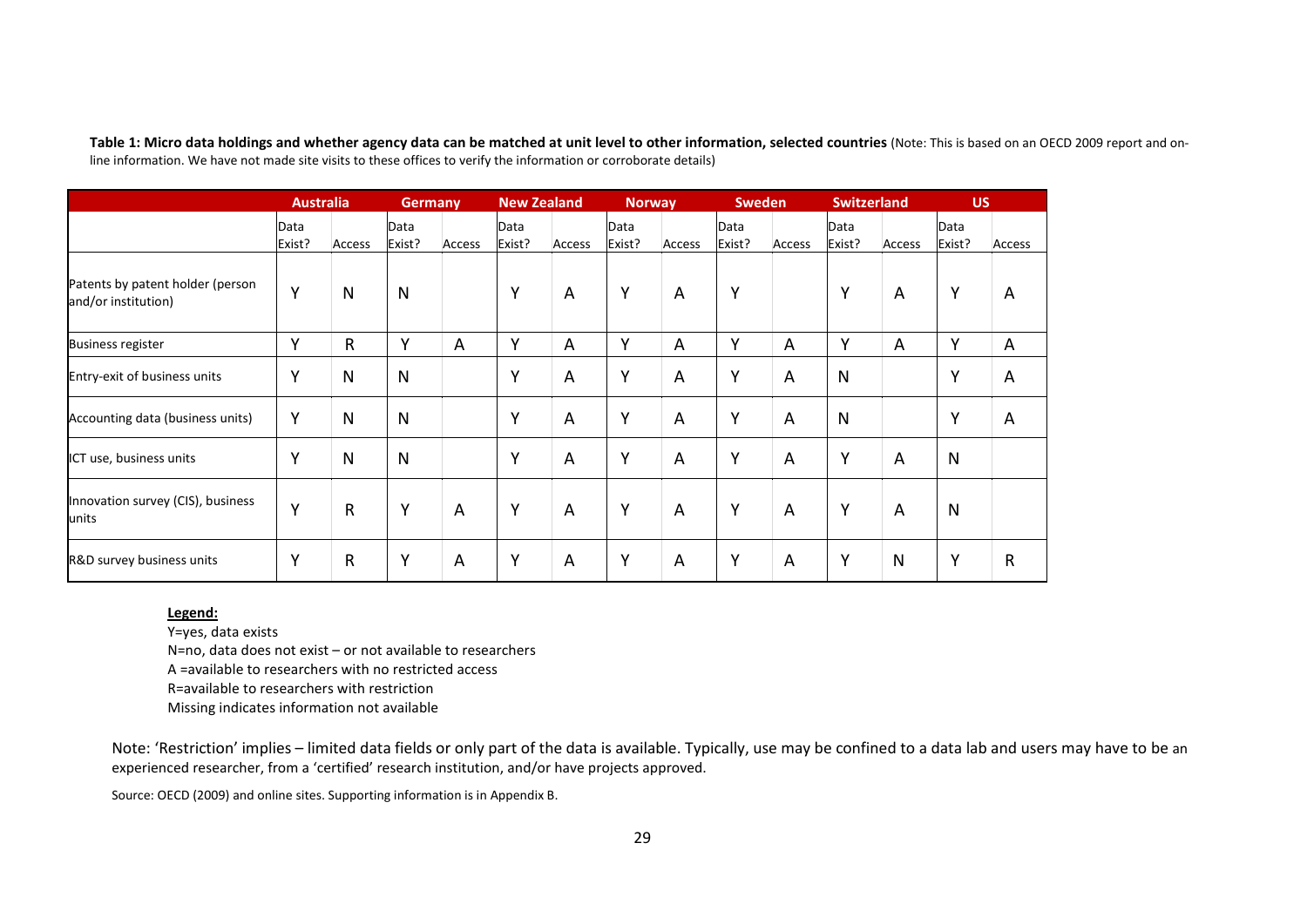**Table 1: Micro data holdings and whether agency data can be matched at unit level to other information, selected countries** (Note: This is based on an OECD 2009 report and on-line information. We have not made site visits to these offices to verify the information or corroborate details)

| | Australia | | Germany | | New Zealand | | Norway | | Sweden | | Switzerland | | US | |
|---|---|---|---|---|---|---|---|---|---|---|---|---|---|---|
| | Data Exist? | Access | Data Exist? | Access | Data Exist? | Access | Data Exist? | Access | Data Exist? | Access | Data Exist? | Access | Data Exist? | Access |
| Patents by patent holder (person and/or institution) | Y | N | N | | Y | A | Y | A | Y | | Y | A | Y | A |
| Business register | Y | R | Y | A | Y | A | Y | A | Y | A | Y | A | Y | A |
| Entry-exit of business units | Y | N | N | | Y | A | Y | A | Y | A | N | | Y | A |
| Accounting data (business units) | Y | N | N | | Y | A | Y | A | Y | A | N | | Y | A |
| ICT use, business units | Y | N | N | | Y | A | Y | A | Y | A | Y | A | N | |
| Innovation survey (CIS), business units | Y | R | Y | A | Y | A | Y | A | Y | A | Y | A | N | |
| R&D survey business units | Y | R | Y | A | Y | A | Y | A | Y | A | Y | N | Y | R |

**Legend:**

Y=yes, data exists
N=no, data does not exist – or not available to researchers
A =available to researchers with no restricted access
R=available to researchers with restriction
Missing indicates information not available

Note: 'Restriction' implies – limited data fields or only part of the data is available. Typically, use may be confined to a data lab and users may have to be an experienced researcher, from a 'certified' research institution, and/or have projects approved.

Source: OECD (2009) and online sites. Supporting information is in Appendix B.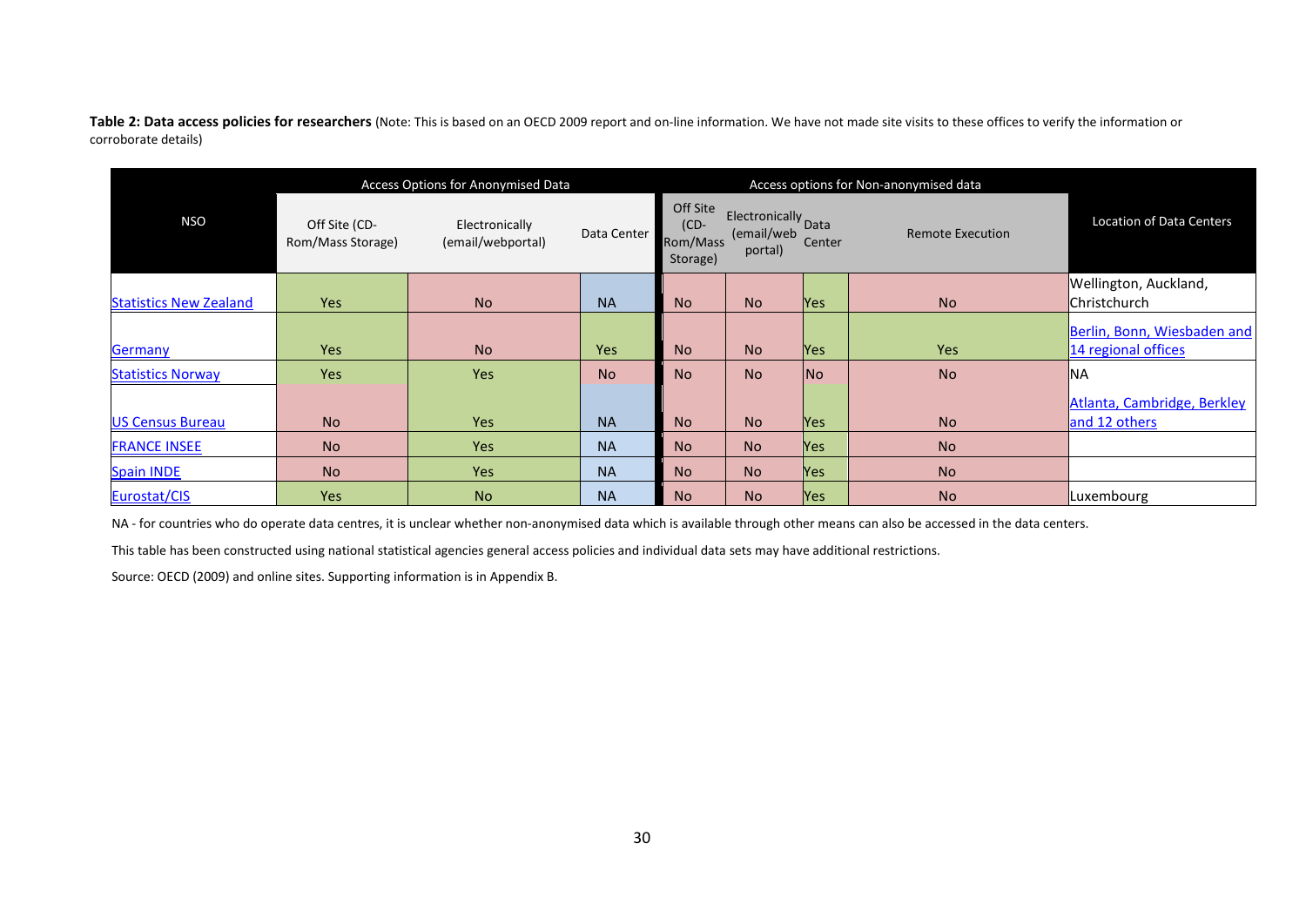**Table 2: Data access policies for researchers** (Note: This is based on an OECD 2009 report and on-line information. We have not made site visits to these offices to verify the information or corroborate details)

| NSO | Access Options for Anonymised Data | | | Access options for Non-anonymised data | | | | Location of Data Centers |
|---|---|---|---|---|---|---|---|---|
| | Off Site (CD-Rom/Mass Storage) | Electronically (email/webportal) | Data Center | Off Site (CD-Rom/Mass Storage) | Electronically (email/web portal) | Data Center | Remote Execution | |
| Statistics New Zealand | Yes | No | NA | No | No | Yes | No | Wellington, Auckland, Christchurch |
| Germany | Yes | No | Yes | No | No | Yes | Yes | Berlin, Bonn, Wiesbaden and 14 regional offices |
| Statistics Norway | Yes | Yes | No | No | No | No | No | NA |
| US Census Bureau | No | Yes | NA | No | No | Yes | No | Atlanta, Cambridge, Berkley and 12 others |
| FRANCE INSEE | No | Yes | NA | No | No | Yes | No | |
| Spain INDE | No | Yes | NA | No | No | Yes | No | |
| Eurostat/CIS | Yes | No | NA | No | No | Yes | No | Luxembourg |

NA - for countries who do operate data centres, it is unclear whether non-anonymised data which is available through other means can also be accessed in the data centers.

This table has been constructed using national statistical agencies general access policies and individual data sets may have additional restrictions.

Source: OECD (2009) and online sites. Supporting information is in Appendix B.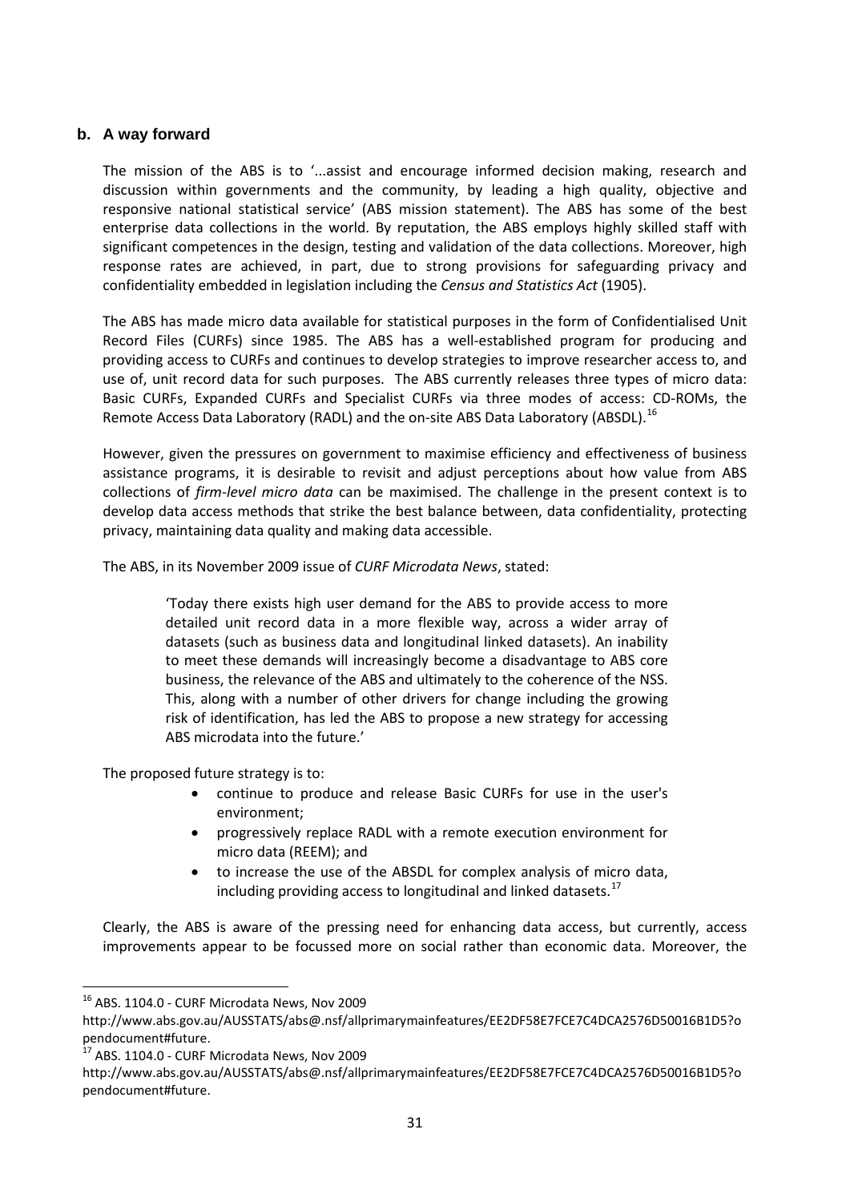## b. A way forward

The mission of the ABS is to '...assist and encourage informed decision making, research and discussion within governments and the community, by leading a high quality, objective and responsive national statistical service' (ABS mission statement). The ABS has some of the best enterprise data collections in the world. By reputation, the ABS employs highly skilled staff with significant competences in the design, testing and validation of the data collections. Moreover, high response rates are achieved, in part, due to strong provisions for safeguarding privacy and confidentiality embedded in legislation including the *Census and Statistics Act* (1905).

The ABS has made micro data available for statistical purposes in the form of Confidentialised Unit Record Files (CURFs) since 1985. The ABS has a well-established program for producing and providing access to CURFs and continues to develop strategies to improve researcher access to, and use of, unit record data for such purposes. The ABS currently releases three types of micro data: Basic CURFs, Expanded CURFs and Specialist CURFs via three modes of access: CD-ROMs, the Remote Access Data Laboratory (RADL) and the on-site ABS Data Laboratory (ABSDL).[16]

However, given the pressures on government to maximise efficiency and effectiveness of business assistance programs, it is desirable to revisit and adjust perceptions about how value from ABS collections of *firm-level micro data* can be maximised. The challenge in the present context is to develop data access methods that strike the best balance between, data confidentiality, protecting privacy, maintaining data quality and making data accessible.

The ABS, in its November 2009 issue of *CURF Microdata News*, stated:

> 'Today there exists high user demand for the ABS to provide access to more detailed unit record data in a more flexible way, across a wider array of datasets (such as business data and longitudinal linked datasets). An inability to meet these demands will increasingly become a disadvantage to ABS core business, the relevance of the ABS and ultimately to the coherence of the NSS. This, along with a number of other drivers for change including the growing risk of identification, has led the ABS to propose a new strategy for accessing ABS microdata into the future.'

The proposed future strategy is to:

- continue to produce and release Basic CURFs for use in the user's environment;
- progressively replace RADL with a remote execution environment for micro data (REEM); and
- to increase the use of the ABSDL for complex analysis of micro data, including providing access to longitudinal and linked datasets.[17]

Clearly, the ABS is aware of the pressing need for enhancing data access, but currently, access improvements appear to be focussed more on social rather than economic data. Moreover, the

---

[16] ABS. 1104.0 - CURF Microdata News, Nov 2009 http://www.abs.gov.au/AUSSTATS/abs@.nsf/allprimarymainfeatures/EE2DF58E7FCE7C4DCA2576D50016B1D5?opendocument#future.

[17] ABS. 1104.0 - CURF Microdata News, Nov 2009 http://www.abs.gov.au/AUSSTATS/abs@.nsf/allprimarymainfeatures/EE2DF58E7FCE7C4DCA2576D50016B1D5?opendocument#future.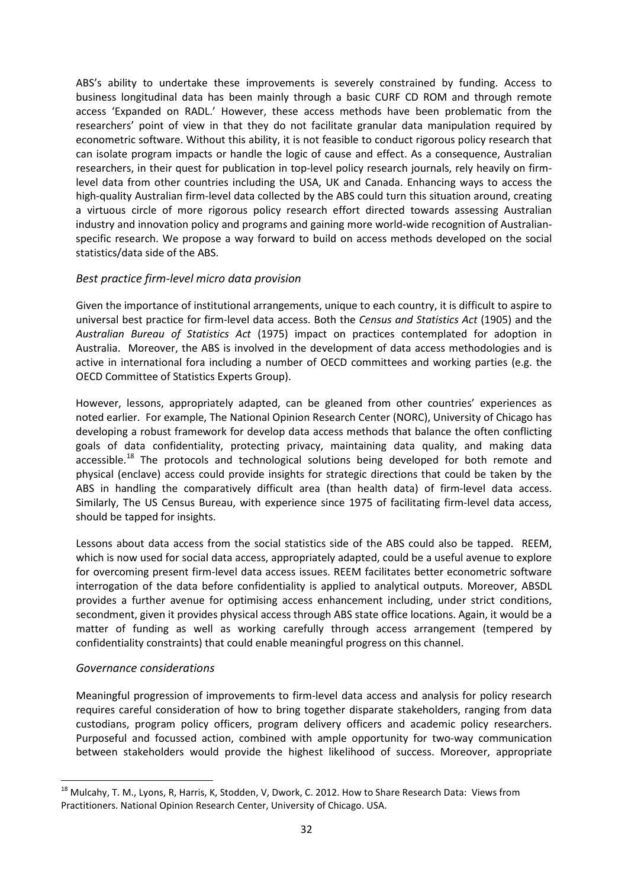ABS's ability to undertake these improvements is severely constrained by funding. Access to business longitudinal data has been mainly through a basic CURF CD ROM and through remote access 'Expanded on RADL.' However, these access methods have been problematic from the researchers' point of view in that they do not facilitate granular data manipulation required by econometric software. Without this ability, it is not feasible to conduct rigorous policy research that can isolate program impacts or handle the logic of cause and effect. As a consequence, Australian researchers, in their quest for publication in top-level policy research journals, rely heavily on firm-level data from other countries including the USA, UK and Canada. Enhancing ways to access the high-quality Australian firm-level data collected by the ABS could turn this situation around, creating a virtuous circle of more rigorous policy research effort directed towards assessing Australian industry and innovation policy and programs and gaining more world-wide recognition of Australian-specific research. We propose a way forward to build on access methods developed on the social statistics/data side of the ABS.

### *Best practice firm-level micro data provision*

Given the importance of institutional arrangements, unique to each country, it is difficult to aspire to universal best practice for firm-level data access. Both the *Census and Statistics Act* (1905) and the *Australian Bureau of Statistics Act* (1975) impact on practices contemplated for adoption in Australia. Moreover, the ABS is involved in the development of data access methodologies and is active in international fora including a number of OECD committees and working parties (e.g. the OECD Committee of Statistics Experts Group).

However, lessons, appropriately adapted, can be gleaned from other countries' experiences as noted earlier. For example, The National Opinion Research Center (NORC), University of Chicago has developing a robust framework for develop data access methods that balance the often conflicting goals of data confidentiality, protecting privacy, maintaining data quality, and making data accessible.[18] The protocols and technological solutions being developed for both remote and physical (enclave) access could provide insights for strategic directions that could be taken by the ABS in handling the comparatively difficult area (than health data) of firm-level data access. Similarly, The US Census Bureau, with experience since 1975 of facilitating firm-level data access, should be tapped for insights.

Lessons about data access from the social statistics side of the ABS could also be tapped. REEM, which is now used for social data access, appropriately adapted, could be a useful avenue to explore for overcoming present firm-level data access issues. REEM facilitates better econometric software interrogation of the data before confidentiality is applied to analytical outputs. Moreover, ABSDL provides a further avenue for optimising access enhancement including, under strict conditions, secondment, given it provides physical access through ABS state office locations. Again, it would be a matter of funding as well as working carefully through access arrangement (tempered by confidentiality constraints) that could enable meaningful progress on this channel.

### *Governance considerations*

Meaningful progression of improvements to firm-level data access and analysis for policy research requires careful consideration of how to bring together disparate stakeholders, ranging from data custodians, program policy officers, program delivery officers and academic policy researchers. Purposeful and focussed action, combined with ample opportunity for two-way communication between stakeholders would provide the highest likelihood of success. Moreover, appropriate

---

[18] Mulcahy, T. M., Lyons, R, Harris, K, Stodden, V, Dwork, C. 2012. How to Share Research Data: Views from Practitioners. National Opinion Research Center, University of Chicago. USA.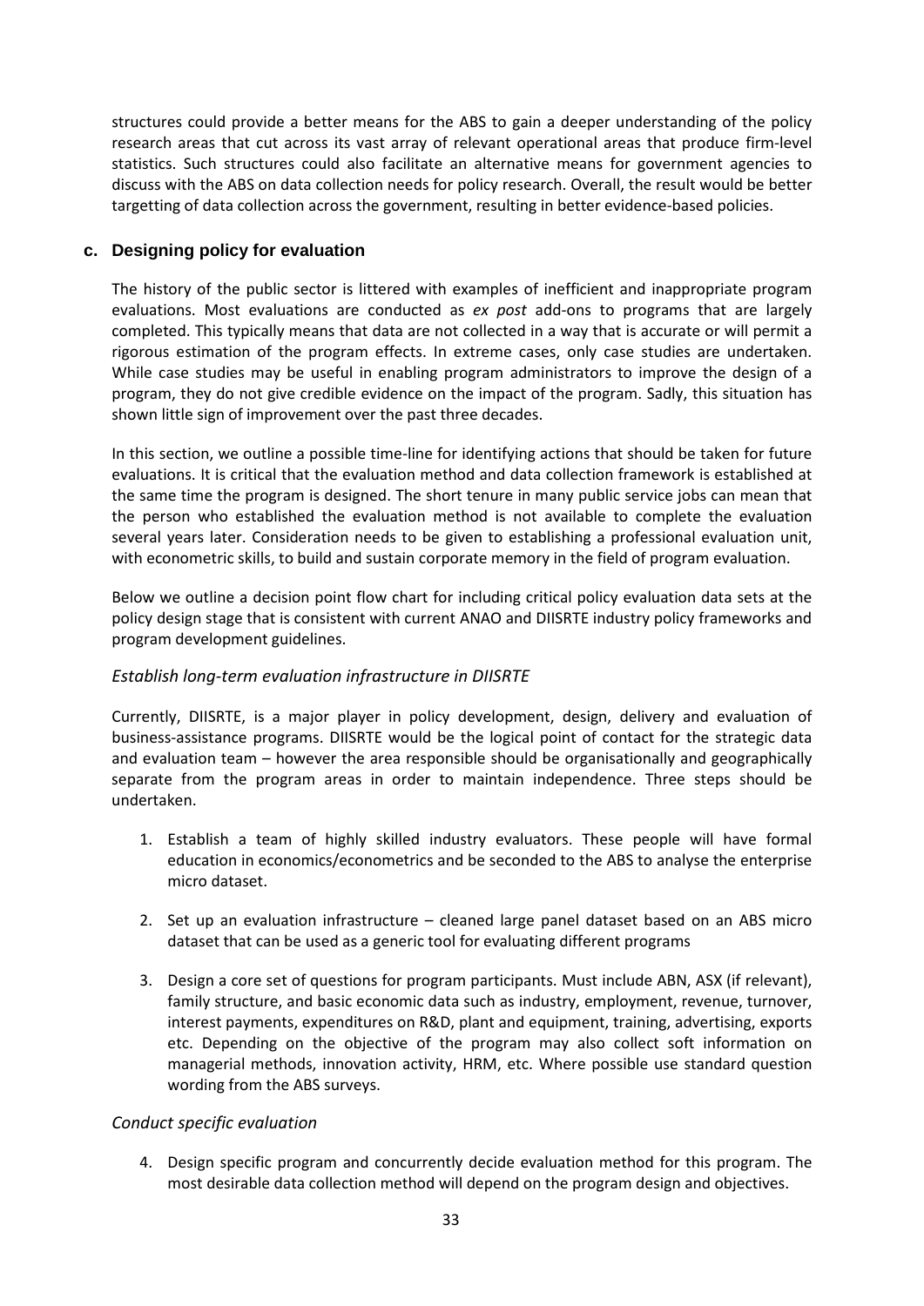structures could provide a better means for the ABS to gain a deeper understanding of the policy research areas that cut across its vast array of relevant operational areas that produce firm-level statistics. Such structures could also facilitate an alternative means for government agencies to discuss with the ABS on data collection needs for policy research. Overall, the result would be better targetting of data collection across the government, resulting in better evidence-based policies.

### c. Designing policy for evaluation

The history of the public sector is littered with examples of inefficient and inappropriate program evaluations. Most evaluations are conducted as *ex post* add-ons to programs that are largely completed. This typically means that data are not collected in a way that is accurate or will permit a rigorous estimation of the program effects. In extreme cases, only case studies are undertaken. While case studies may be useful in enabling program administrators to improve the design of a program, they do not give credible evidence on the impact of the program. Sadly, this situation has shown little sign of improvement over the past three decades.

In this section, we outline a possible time-line for identifying actions that should be taken for future evaluations. It is critical that the evaluation method and data collection framework is established at the same time the program is designed. The short tenure in many public service jobs can mean that the person who established the evaluation method is not available to complete the evaluation several years later. Consideration needs to be given to establishing a professional evaluation unit, with econometric skills, to build and sustain corporate memory in the field of program evaluation.

Below we outline a decision point flow chart for including critical policy evaluation data sets at the policy design stage that is consistent with current ANAO and DIISRTE industry policy frameworks and program development guidelines.

#### *Establish long-term evaluation infrastructure in DIISRTE*

Currently, DIISRTE, is a major player in policy development, design, delivery and evaluation of business-assistance programs. DIISRTE would be the logical point of contact for the strategic data and evaluation team – however the area responsible should be organisationally and geographically separate from the program areas in order to maintain independence. Three steps should be undertaken.

1. Establish a team of highly skilled industry evaluators. These people will have formal education in economics/econometrics and be seconded to the ABS to analyse the enterprise micro dataset.

2. Set up an evaluation infrastructure – cleaned large panel dataset based on an ABS micro dataset that can be used as a generic tool for evaluating different programs

3. Design a core set of questions for program participants. Must include ABN, ASX (if relevant), family structure, and basic economic data such as industry, employment, revenue, turnover, interest payments, expenditures on R&D, plant and equipment, training, advertising, exports etc. Depending on the objective of the program may also collect soft information on managerial methods, innovation activity, HRM, etc. Where possible use standard question wording from the ABS surveys.

#### *Conduct specific evaluation*

4. Design specific program and concurrently decide evaluation method for this program. The most desirable data collection method will depend on the program design and objectives.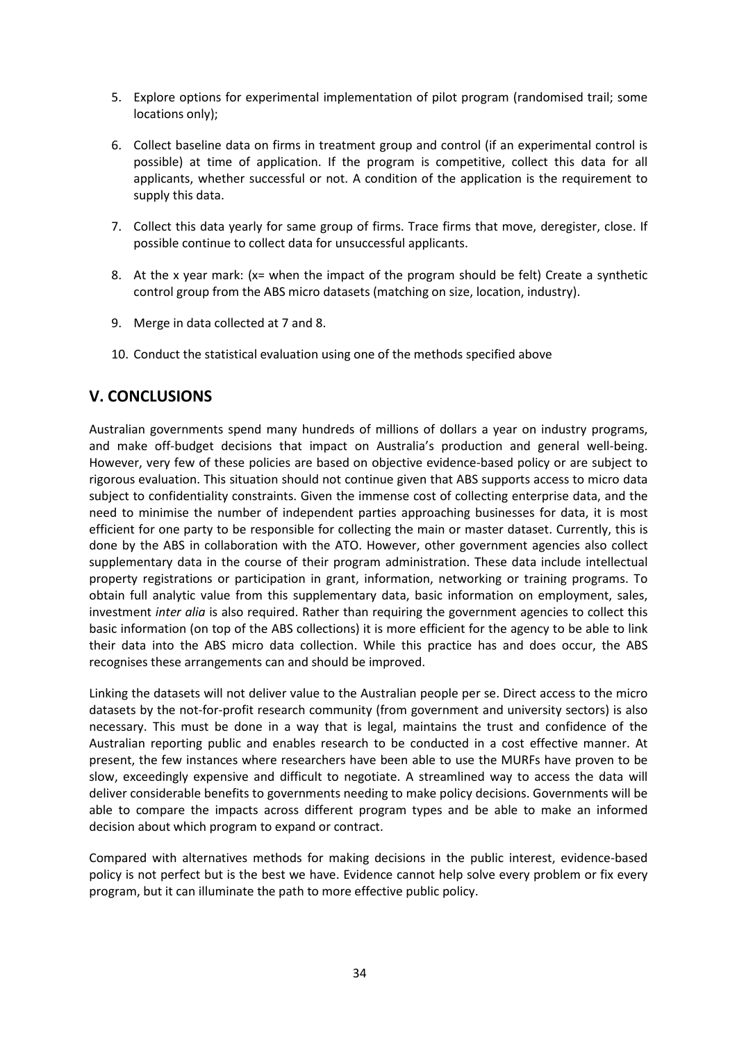5. Explore options for experimental implementation of pilot program (randomised trail; some locations only);

6. Collect baseline data on firms in treatment group and control (if an experimental control is possible) at time of application. If the program is competitive, collect this data for all applicants, whether successful or not. A condition of the application is the requirement to supply this data.

7. Collect this data yearly for same group of firms. Trace firms that move, deregister, close. If possible continue to collect data for unsuccessful applicants.

8. At the x year mark: (x= when the impact of the program should be felt) Create a synthetic control group from the ABS micro datasets (matching on size, location, industry).

9. Merge in data collected at 7 and 8.

10. Conduct the statistical evaluation using one of the methods specified above

## V. CONCLUSIONS

Australian governments spend many hundreds of millions of dollars a year on industry programs, and make off-budget decisions that impact on Australia's production and general well-being. However, very few of these policies are based on objective evidence-based policy or are subject to rigorous evaluation. This situation should not continue given that ABS supports access to micro data subject to confidentiality constraints. Given the immense cost of collecting enterprise data, and the need to minimise the number of independent parties approaching businesses for data, it is most efficient for one party to be responsible for collecting the main or master dataset. Currently, this is done by the ABS in collaboration with the ATO. However, other government agencies also collect supplementary data in the course of their program administration. These data include intellectual property registrations or participation in grant, information, networking or training programs. To obtain full analytic value from this supplementary data, basic information on employment, sales, investment *inter alia* is also required. Rather than requiring the government agencies to collect this basic information (on top of the ABS collections) it is more efficient for the agency to be able to link their data into the ABS micro data collection. While this practice has and does occur, the ABS recognises these arrangements can and should be improved.

Linking the datasets will not deliver value to the Australian people per se. Direct access to the micro datasets by the not-for-profit research community (from government and university sectors) is also necessary. This must be done in a way that is legal, maintains the trust and confidence of the Australian reporting public and enables research to be conducted in a cost effective manner. At present, the few instances where researchers have been able to use the MURFs have proven to be slow, exceedingly expensive and difficult to negotiate. A streamlined way to access the data will deliver considerable benefits to governments needing to make policy decisions. Governments will be able to compare the impacts across different program types and be able to make an informed decision about which program to expand or contract.

Compared with alternatives methods for making decisions in the public interest, evidence-based policy is not perfect but is the best we have. Evidence cannot help solve every problem or fix every program, but it can illuminate the path to more effective public policy.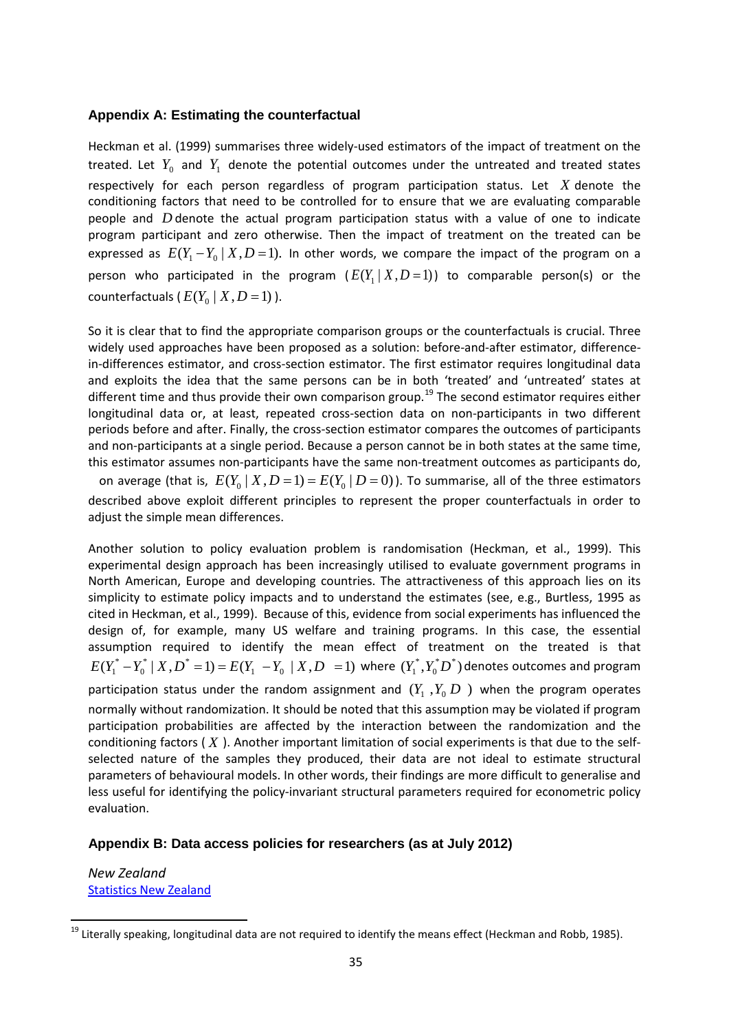## Appendix A: Estimating the counterfactual

Heckman et al. (1999) summarises three widely-used estimators of the impact of treatment on the treated. Let $Y_0$ and $Y_1$ denote the potential outcomes under the untreated and treated states respectively for each person regardless of program participation status. Let $X$ denote the conditioning factors that need to be controlled for to ensure that we are evaluating comparable people and $D$ denote the actual program participation status with a value of one to indicate program participant and zero otherwise. Then the impact of treatment on the treated can be expressed as $E(Y_1 - Y_0 \mid X, D = 1)$. In other words, we compare the impact of the program on a person who participated in the program ($E(Y_1 \mid X, D = 1)$) to comparable person(s) or the counterfactuals ($E(Y_0 \mid X, D = 1)$).

So it is clear that to find the appropriate comparison groups or the counterfactuals is crucial. Three widely used approaches have been proposed as a solution: before-and-after estimator, difference-in-differences estimator, and cross-section estimator. The first estimator requires longitudinal data and exploits the idea that the same persons can be in both 'treated' and 'untreated' states at different time and thus provide their own comparison group.[19] The second estimator requires either longitudinal data or, at least, repeated cross-section data on non-participants in two different periods before and after. Finally, the cross-section estimator compares the outcomes of participants and non-participants at a single period. Because a person cannot be in both states at the same time, this estimator assumes non-participants have the same non-treatment outcomes as participants do, on average (that is, $E(Y_0 \mid X, D = 1) = E(Y_0 \mid D = 0)$). To summarise, all of the three estimators described above exploit different principles to represent the proper counterfactuals in order to adjust the simple mean differences.

Another solution to policy evaluation problem is randomisation (Heckman, et al., 1999). This experimental design approach has been increasingly utilised to evaluate government programs in North American, Europe and developing countries. The attractiveness of this approach lies on its simplicity to estimate policy impacts and to understand the estimates (see, e.g., Burtless, 1995 as cited in Heckman, et al., 1999). Because of this, evidence from social experiments has influenced the design of, for example, many US welfare and training programs. In this case, the essential assumption required to identify the mean effect of treatment on the treated is that $E(Y_1^* - Y_0^* \mid X, D^* = 1) = E(Y_1 - Y_0 \mid X, D = 1)$ where $(Y_1^*, Y_0^* D^*)$ denotes outcomes and program participation status under the random assignment and $(Y_1, Y_0 D)$ when the program operates normally without randomization. It should be noted that this assumption may be violated if program participation probabilities are affected by the interaction between the randomization and the conditioning factors ($X$). Another important limitation of social experiments is that due to the self-selected nature of the samples they produced, their data are not ideal to estimate structural parameters of behavioural models. In other words, their findings are more difficult to generalise and less useful for identifying the policy-invariant structural parameters required for econometric policy evaluation.

## Appendix B: Data access policies for researchers (as at July 2012)

*New Zealand*

[Statistics New Zealand]

[19] Literally speaking, longitudinal data are not required to identify the means effect (Heckman and Robb, 1985).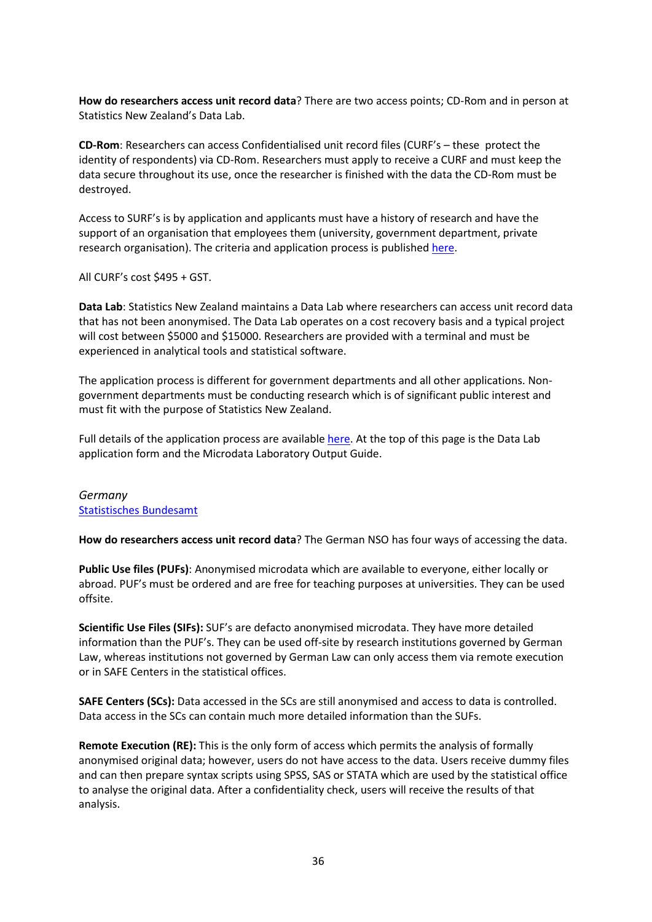**How do researchers access unit record data**? There are two access points; CD-Rom and in person at Statistics New Zealand's Data Lab.

**CD-Rom**: Researchers can access Confidentialised unit record files (CURF's – these protect the identity of respondents) via CD-Rom. Researchers must apply to receive a CURF and must keep the data secure throughout its use, once the researcher is finished with the data the CD-Rom must be destroyed.

Access to SURF's is by application and applicants must have a history of research and have the support of an organisation that employees them (university, government department, private research organisation). The criteria and application process is published [here](#).

All CURF's cost $495 + GST.

**Data Lab**: Statistics New Zealand maintains a Data Lab where researchers can access unit record data that has not been anonymised. The Data Lab operates on a cost recovery basis and a typical project will cost between $5000 and $15000. Researchers are provided with a terminal and must be experienced in analytical tools and statistical software.

The application process is different for government departments and all other applications. Non-government departments must be conducting research which is of significant public interest and must fit with the purpose of Statistics New Zealand.

Full details of the application process are available [here](#). At the top of this page is the Data Lab application form and the Microdata Laboratory Output Guide.

*Germany*
[Statistisches Bundesamt](#)

**How do researchers access unit record data**? The German NSO has four ways of accessing the data.

**Public Use files (PUFs)**: Anonymised microdata which are available to everyone, either locally or abroad. PUF's must be ordered and are free for teaching purposes at universities. They can be used offsite.

**Scientific Use Files (SIFs):** SUF's are defacto anonymised microdata. They have more detailed information than the PUF's. They can be used off-site by research institutions governed by German Law, whereas institutions not governed by German Law can only access them via remote execution or in SAFE Centers in the statistical offices.

**SAFE Centers (SCs):** Data accessed in the SCs are still anonymised and access to data is controlled. Data access in the SCs can contain much more detailed information than the SUFs.

**Remote Execution (RE):** This is the only form of access which permits the analysis of formally anonymised original data; however, users do not have access to the data. Users receive dummy files and can then prepare syntax scripts using SPSS, SAS or STATA which are used by the statistical office to analyse the original data. After a confidentiality check, users will receive the results of that analysis.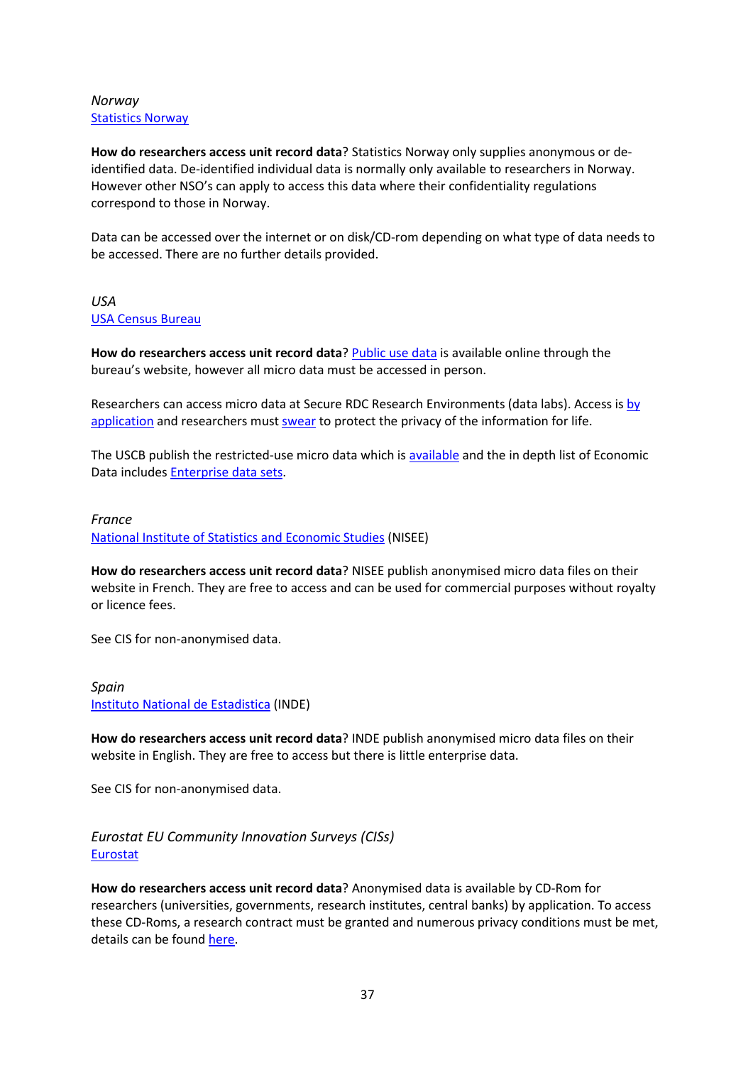*Norway*
Statistics Norway

**How do researchers access unit record data**? Statistics Norway only supplies anonymous or de-identified data. De-identified individual data is normally only available to researchers in Norway. However other NSO's can apply to access this data where their confidentiality regulations correspond to those in Norway.

Data can be accessed over the internet or on disk/CD-rom depending on what type of data needs to be accessed. There are no further details provided.

*USA*
USA Census Bureau

**How do researchers access unit record data**? Public use data is available online through the bureau's website, however all micro data must be accessed in person.

Researchers can access micro data at Secure RDC Research Environments (data labs). Access is by application and researchers must swear to protect the privacy of the information for life.

The USCB publish the restricted-use micro data which is available and the in depth list of Economic Data includes Enterprise data sets.

*France*
National Institute of Statistics and Economic Studies (NISEE)

**How do researchers access unit record data**? NISEE publish anonymised micro data files on their website in French. They are free to access and can be used for commercial purposes without royalty or licence fees.

See CIS for non-anonymised data.

*Spain*
Instituto National de Estadistica (INDE)

**How do researchers access unit record data**? INDE publish anonymised micro data files on their website in English. They are free to access but there is little enterprise data.

See CIS for non-anonymised data.

*Eurostat EU Community Innovation Surveys (CISs)*
Eurostat

**How do researchers access unit record data**? Anonymised data is available by CD-Rom for researchers (universities, governments, research institutes, central banks) by application. To access these CD-Roms, a research contract must be granted and numerous privacy conditions must be met, details can be found here.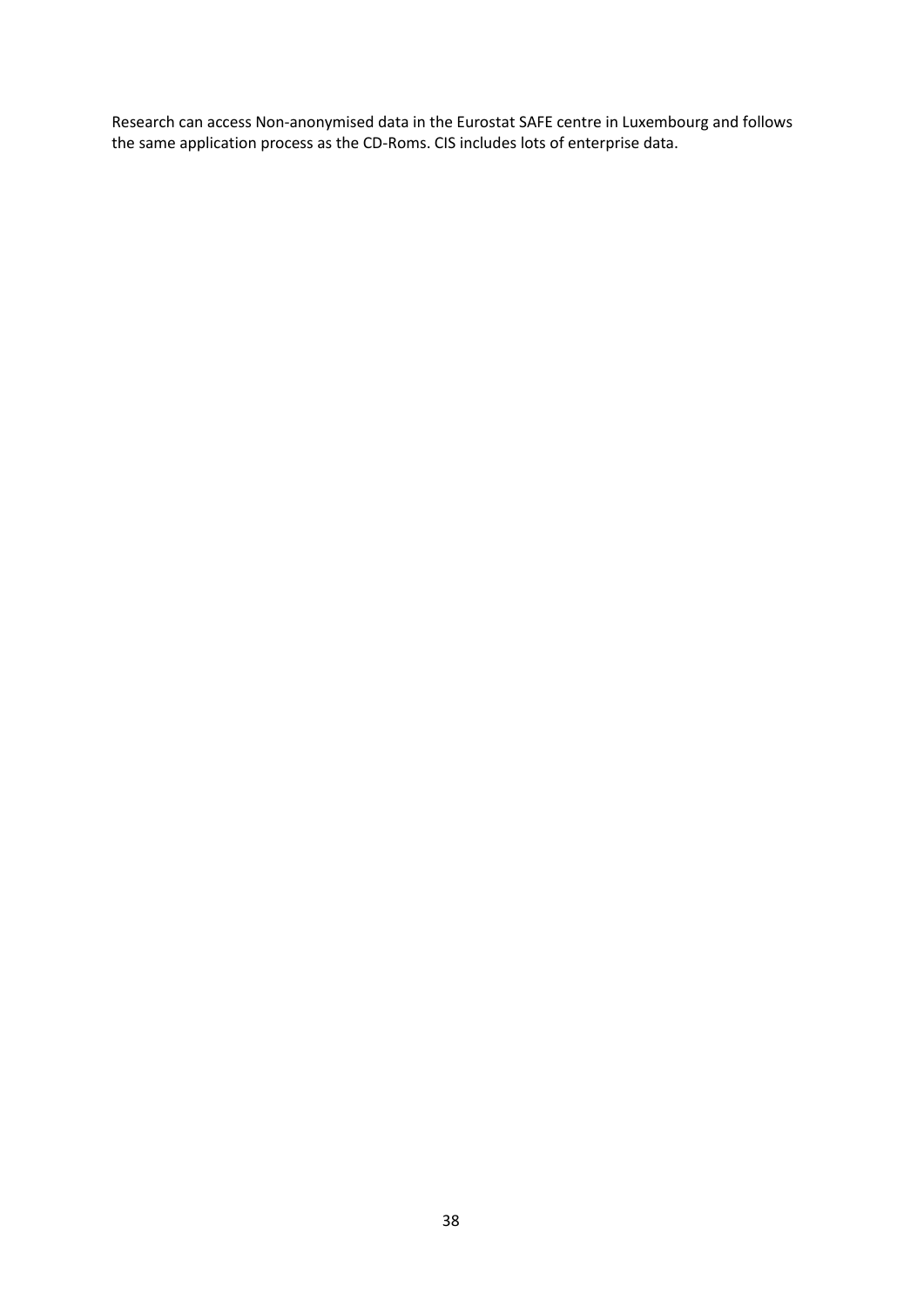Research can access Non-anonymised data in the Eurostat SAFE centre in Luxembourg and follows the same application process as the CD-Roms. CIS includes lots of enterprise data.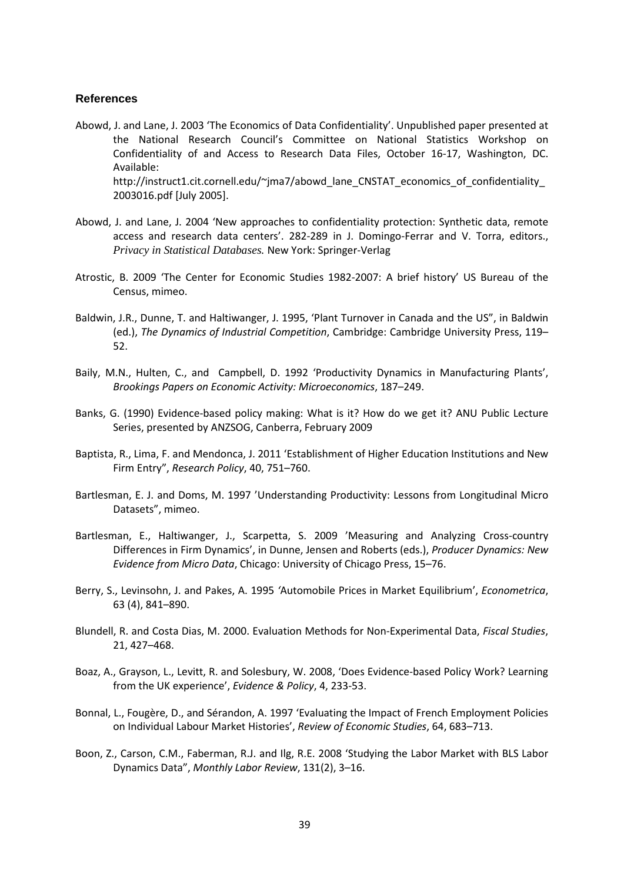## References

Abowd, J. and Lane, J. 2003 'The Economics of Data Confidentiality'. Unpublished paper presented at the National Research Council's Committee on National Statistics Workshop on Confidentiality of and Access to Research Data Files, October 16-17, Washington, DC. Available: http://instruct1.cit.cornell.edu/~jma7/abowd_lane_CNSTAT_economics_of_confidentiality_2003016.pdf [July 2005].

Abowd, J. and Lane, J. 2004 'New approaches to confidentiality protection: Synthetic data, remote access and research data centers'. 282-289 in J. Domingo-Ferrar and V. Torra, editors., *Privacy in Statistical Databases.* New York: Springer-Verlag

Atrostic, B. 2009 'The Center for Economic Studies 1982-2007: A brief history' US Bureau of the Census, mimeo.

Baldwin, J.R., Dunne, T. and Haltiwanger, J. 1995, 'Plant Turnover in Canada and the US", in Baldwin (ed.), *The Dynamics of Industrial Competition*, Cambridge: Cambridge University Press, 119–52.

Baily, M.N., Hulten, C., and Campbell, D. 1992 'Productivity Dynamics in Manufacturing Plants', *Brookings Papers on Economic Activity: Microeconomics*, 187–249.

Banks, G. (1990) Evidence-based policy making: What is it? How do we get it? ANU Public Lecture Series, presented by ANZSOG, Canberra, February 2009

Baptista, R., Lima, F. and Mendonca, J. 2011 'Establishment of Higher Education Institutions and New Firm Entry", *Research Policy*, 40, 751–760.

Bartlesman, E. J. and Doms, M. 1997 'Understanding Productivity: Lessons from Longitudinal Micro Datasets", mimeo.

Bartlesman, E., Haltiwanger, J., Scarpetta, S. 2009 'Measuring and Analyzing Cross-country Differences in Firm Dynamics', in Dunne, Jensen and Roberts (eds.), *Producer Dynamics: New Evidence from Micro Data*, Chicago: University of Chicago Press, 15–76.

Berry, S., Levinsohn, J. and Pakes, A. 1995 'Automobile Prices in Market Equilibrium', *Econometrica*, 63 (4), 841–890.

Blundell, R. and Costa Dias, M. 2000. Evaluation Methods for Non-Experimental Data, *Fiscal Studies*, 21, 427–468.

Boaz, A., Grayson, L., Levitt, R. and Solesbury, W. 2008, 'Does Evidence-based Policy Work? Learning from the UK experience', *Evidence & Policy*, 4, 233-53.

Bonnal, L., Fougère, D., and Sérandon, A. 1997 'Evaluating the Impact of French Employment Policies on Individual Labour Market Histories', *Review of Economic Studies*, 64, 683–713.

Boon, Z., Carson, C.M., Faberman, R.J. and Ilg, R.E. 2008 'Studying the Labor Market with BLS Labor Dynamics Data", *Monthly Labor Review*, 131(2), 3–16.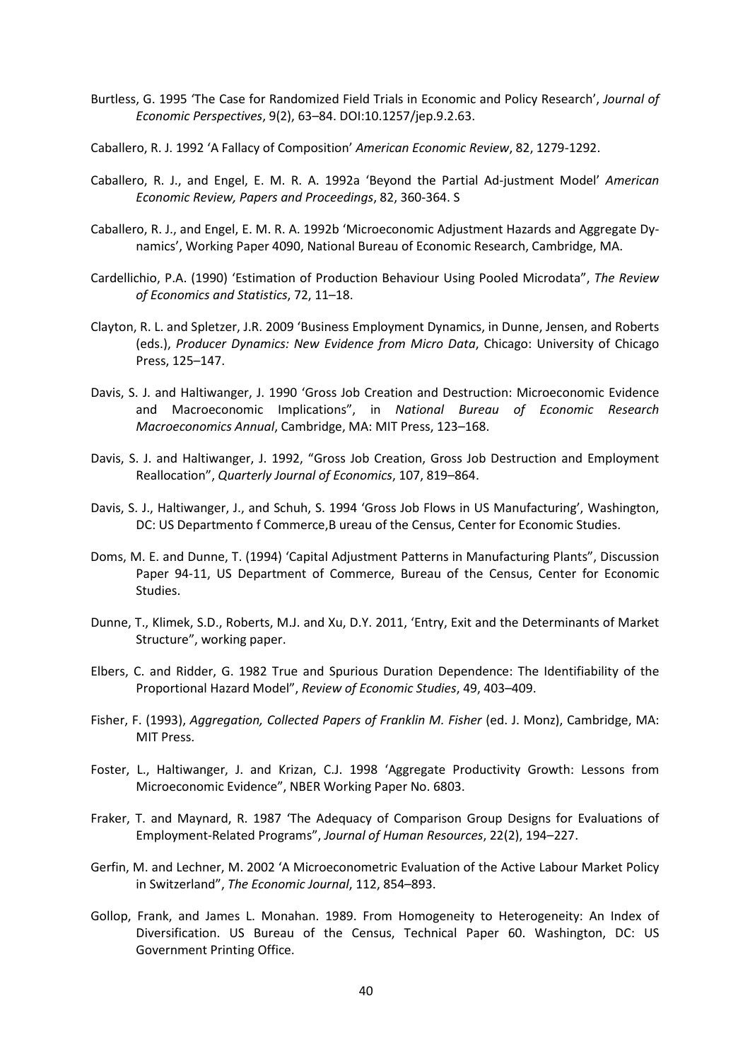Burtless, G. 1995 ‘The Case for Randomized Field Trials in Economic and Policy Research’, *Journal of Economic Perspectives*, 9(2), 63–84. DOI:10.1257/jep.9.2.63.

Caballero, R. J. 1992 ‘A Fallacy of Composition’ *American Economic Review*, 82, 1279-1292.

Caballero, R. J., and Engel, E. M. R. A. 1992a ‘Beyond the Partial Ad-justment Model’ *American Economic Review, Papers and Proceedings*, 82, 360-364. S

Caballero, R. J., and Engel, E. M. R. A. 1992b ‘Microeconomic Adjustment Hazards and Aggregate Dy-namics’, Working Paper 4090, National Bureau of Economic Research, Cambridge, MA.

Cardellichio, P.A. (1990) ‘Estimation of Production Behaviour Using Pooled Microdata”, *The Review of Economics and Statistics*, 72, 11–18.

Clayton, R. L. and Spletzer, J.R. 2009 ‘Business Employment Dynamics, in Dunne, Jensen, and Roberts (eds.), *Producer Dynamics: New Evidence from Micro Data*, Chicago: University of Chicago Press, 125–147.

Davis, S. J. and Haltiwanger, J. 1990 ‘Gross Job Creation and Destruction: Microeconomic Evidence and Macroeconomic Implications”, in *National Bureau of Economic Research Macroeconomics Annual*, Cambridge, MA: MIT Press, 123–168.

Davis, S. J. and Haltiwanger, J. 1992, “Gross Job Creation, Gross Job Destruction and Employment Reallocation”, *Quarterly Journal of Economics*, 107, 819–864.

Davis, S. J., Haltiwanger, J., and Schuh, S. 1994 ‘Gross Job Flows in US Manufacturing’, Washington, DC: US Departmento f Commerce,B ureau of the Census, Center for Economic Studies.

Doms, M. E. and Dunne, T. (1994) ‘Capital Adjustment Patterns in Manufacturing Plants”, Discussion Paper 94-11, US Department of Commerce, Bureau of the Census, Center for Economic Studies.

Dunne, T., Klimek, S.D., Roberts, M.J. and Xu, D.Y. 2011, ‘Entry, Exit and the Determinants of Market Structure”, working paper.

Elbers, C. and Ridder, G. 1982 True and Spurious Duration Dependence: The Identifiability of the Proportional Hazard Model”, *Review of Economic Studies*, 49, 403–409.

Fisher, F. (1993), *Aggregation, Collected Papers of Franklin M. Fisher* (ed. J. Monz), Cambridge, MA: MIT Press.

Foster, L., Haltiwanger, J. and Krizan, C.J. 1998 ‘Aggregate Productivity Growth: Lessons from Microeconomic Evidence”, NBER Working Paper No. 6803.

Fraker, T. and Maynard, R. 1987 ‘The Adequacy of Comparison Group Designs for Evaluations of Employment-Related Programs”, *Journal of Human Resources*, 22(2), 194–227.

Gerfin, M. and Lechner, M. 2002 ‘A Microeconometric Evaluation of the Active Labour Market Policy in Switzerland”, *The Economic Journal*, 112, 854–893.

Gollop, Frank, and James L. Monahan. 1989. From Homogeneity to Heterogeneity: An Index of Diversification. US Bureau of the Census, Technical Paper 60. Washington, DC: US Government Printing Office.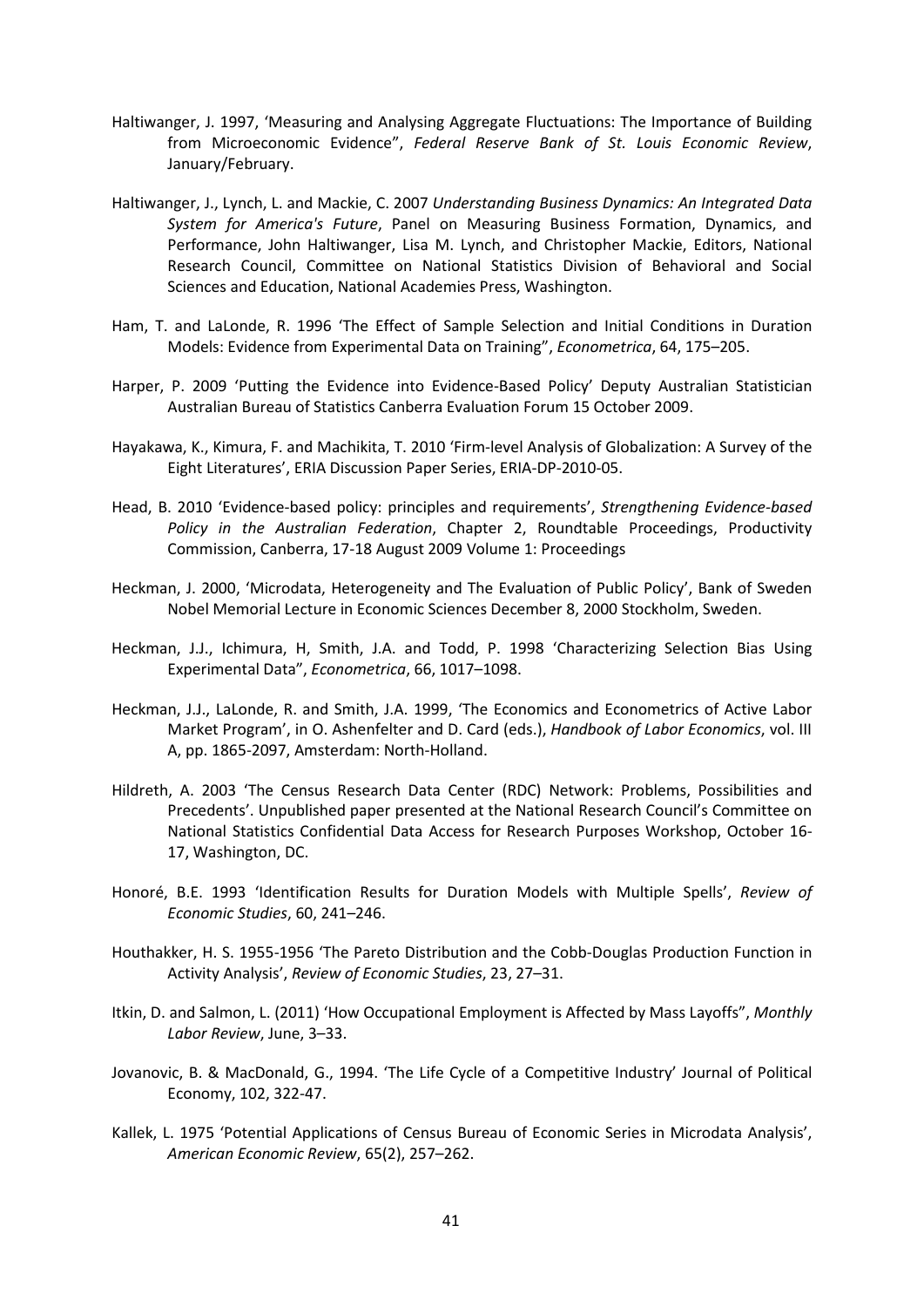Haltiwanger, J. 1997, 'Measuring and Analysing Aggregate Fluctuations: The Importance of Building from Microeconomic Evidence", *Federal Reserve Bank of St. Louis Economic Review*, January/February.

Haltiwanger, J., Lynch, L. and Mackie, C. 2007 *Understanding Business Dynamics: An Integrated Data System for America's Future*, Panel on Measuring Business Formation, Dynamics, and Performance, John Haltiwanger, Lisa M. Lynch, and Christopher Mackie, Editors, National Research Council, Committee on National Statistics Division of Behavioral and Social Sciences and Education, National Academies Press, Washington.

Ham, T. and LaLonde, R. 1996 'The Effect of Sample Selection and Initial Conditions in Duration Models: Evidence from Experimental Data on Training", *Econometrica*, 64, 175–205.

Harper, P. 2009 'Putting the Evidence into Evidence-Based Policy' Deputy Australian Statistician Australian Bureau of Statistics Canberra Evaluation Forum 15 October 2009.

Hayakawa, K., Kimura, F. and Machikita, T. 2010 'Firm-level Analysis of Globalization: A Survey of the Eight Literatures', ERIA Discussion Paper Series, ERIA-DP-2010-05.

Head, B. 2010 'Evidence-based policy: principles and requirements', *Strengthening Evidence-based Policy in the Australian Federation*, Chapter 2, Roundtable Proceedings, Productivity Commission, Canberra, 17-18 August 2009 Volume 1: Proceedings

Heckman, J. 2000, 'Microdata, Heterogeneity and The Evaluation of Public Policy', Bank of Sweden Nobel Memorial Lecture in Economic Sciences December 8, 2000 Stockholm, Sweden.

Heckman, J.J., Ichimura, H, Smith, J.A. and Todd, P. 1998 'Characterizing Selection Bias Using Experimental Data", *Econometrica*, 66, 1017–1098.

Heckman, J.J., LaLonde, R. and Smith, J.A. 1999, 'The Economics and Econometrics of Active Labor Market Program', in O. Ashenfelter and D. Card (eds.), *Handbook of Labor Economics*, vol. III A, pp. 1865-2097, Amsterdam: North-Holland.

Hildreth, A. 2003 'The Census Research Data Center (RDC) Network: Problems, Possibilities and Precedents'. Unpublished paper presented at the National Research Council's Committee on National Statistics Confidential Data Access for Research Purposes Workshop, October 16-17, Washington, DC.

Honoré, B.E. 1993 'Identification Results for Duration Models with Multiple Spells', *Review of Economic Studies*, 60, 241–246.

Houthakker, H. S. 1955-1956 'The Pareto Distribution and the Cobb-Douglas Production Function in Activity Analysis', *Review of Economic Studies*, 23, 27–31.

Itkin, D. and Salmon, L. (2011) 'How Occupational Employment is Affected by Mass Layoffs", *Monthly Labor Review*, June, 3–33.

Jovanovic, B. & MacDonald, G., 1994. 'The Life Cycle of a Competitive Industry' Journal of Political Economy, 102, 322-47.

Kallek, L. 1975 'Potential Applications of Census Bureau of Economic Series in Microdata Analysis', *American Economic Review*, 65(2), 257–262.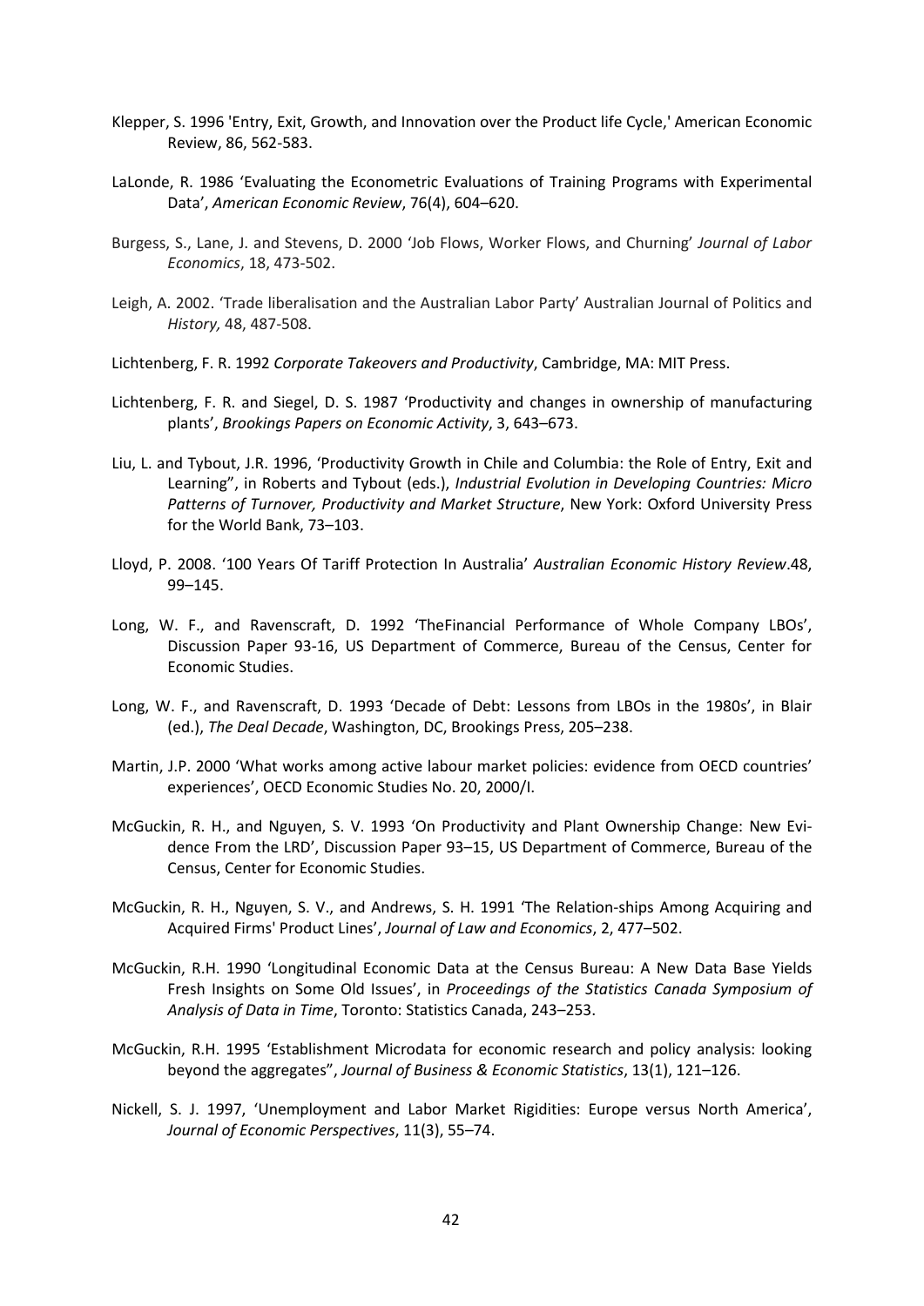Klepper, S. 1996 'Entry, Exit, Growth, and Innovation over the Product life Cycle,' American Economic Review, 86, 562-583.

LaLonde, R. 1986 'Evaluating the Econometric Evaluations of Training Programs with Experimental Data', *American Economic Review*, 76(4), 604–620.

Burgess, S., Lane, J. and Stevens, D. 2000 'Job Flows, Worker Flows, and Churning' *Journal of Labor Economics*, 18, 473-502.

Leigh, A. 2002. 'Trade liberalisation and the Australian Labor Party' Australian Journal of Politics and *History,* 48, 487-508.

Lichtenberg, F. R. 1992 *Corporate Takeovers and Productivity*, Cambridge, MA: MIT Press.

Lichtenberg, F. R. and Siegel, D. S. 1987 'Productivity and changes in ownership of manufacturing plants', *Brookings Papers on Economic Activity*, 3, 643–673.

Liu, L. and Tybout, J.R. 1996, 'Productivity Growth in Chile and Columbia: the Role of Entry, Exit and Learning", in Roberts and Tybout (eds.), *Industrial Evolution in Developing Countries: Micro Patterns of Turnover, Productivity and Market Structure*, New York: Oxford University Press for the World Bank, 73–103.

Lloyd, P. 2008. '100 Years Of Tariff Protection In Australia' *Australian Economic History Review*.48, 99–145.

Long, W. F., and Ravenscraft, D. 1992 'TheFinancial Performance of Whole Company LBOs', Discussion Paper 93-16, US Department of Commerce, Bureau of the Census, Center for Economic Studies.

Long, W. F., and Ravenscraft, D. 1993 'Decade of Debt: Lessons from LBOs in the 1980s', in Blair (ed.), *The Deal Decade*, Washington, DC, Brookings Press, 205–238.

Martin, J.P. 2000 'What works among active labour market policies: evidence from OECD countries' experiences', OECD Economic Studies No. 20, 2000/I.

McGuckin, R. H., and Nguyen, S. V. 1993 'On Productivity and Plant Ownership Change: New Evidence From the LRD', Discussion Paper 93–15, US Department of Commerce, Bureau of the Census, Center for Economic Studies.

McGuckin, R. H., Nguyen, S. V., and Andrews, S. H. 1991 'The Relation-ships Among Acquiring and Acquired Firms' Product Lines', *Journal of Law and Economics*, 2, 477–502.

McGuckin, R.H. 1990 'Longitudinal Economic Data at the Census Bureau: A New Data Base Yields Fresh Insights on Some Old Issues', in *Proceedings of the Statistics Canada Symposium of Analysis of Data in Time*, Toronto: Statistics Canada, 243–253.

McGuckin, R.H. 1995 'Establishment Microdata for economic research and policy analysis: looking beyond the aggregates", *Journal of Business & Economic Statistics*, 13(1), 121–126.

Nickell, S. J. 1997, 'Unemployment and Labor Market Rigidities: Europe versus North America', *Journal of Economic Perspectives*, 11(3), 55–74.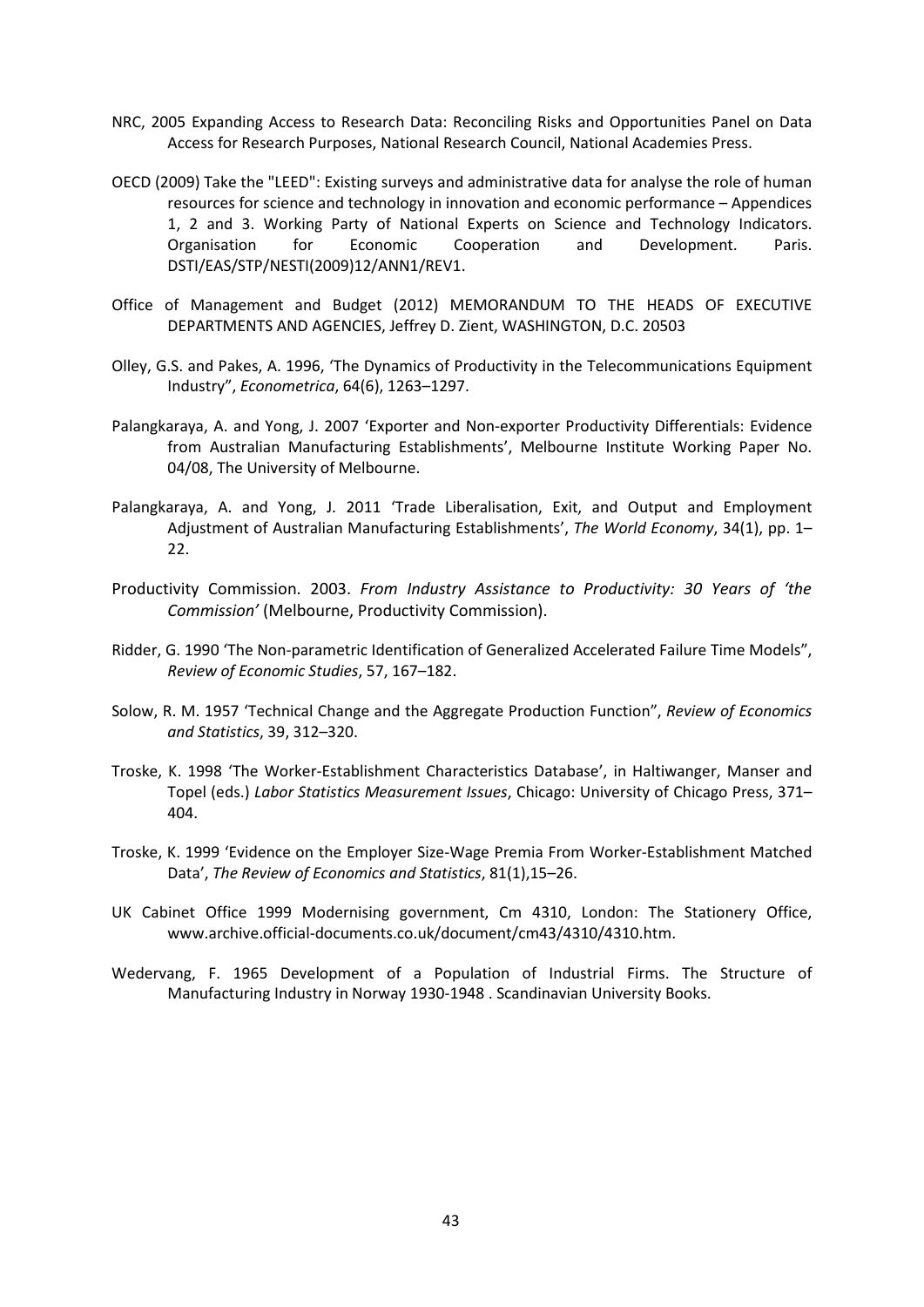NRC, 2005 Expanding Access to Research Data: Reconciling Risks and Opportunities Panel on Data Access for Research Purposes, National Research Council, National Academies Press.

OECD (2009) Take the "LEED": Existing surveys and administrative data for analyse the role of human resources for science and technology in innovation and economic performance – Appendices 1, 2 and 3. Working Party of National Experts on Science and Technology Indicators. Organisation for Economic Cooperation and Development. Paris. DSTI/EAS/STP/NESTI(2009)12/ANN1/REV1.

Office of Management and Budget (2012) MEMORANDUM TO THE HEADS OF EXECUTIVE DEPARTMENTS AND AGENCIES, Jeffrey D. Zient, WASHINGTON, D.C. 20503

Olley, G.S. and Pakes, A. 1996, 'The Dynamics of Productivity in the Telecommunications Equipment Industry", *Econometrica*, 64(6), 1263–1297.

Palangkaraya, A. and Yong, J. 2007 'Exporter and Non-exporter Productivity Differentials: Evidence from Australian Manufacturing Establishments', Melbourne Institute Working Paper No. 04/08, The University of Melbourne.

Palangkaraya, A. and Yong, J. 2011 'Trade Liberalisation, Exit, and Output and Employment Adjustment of Australian Manufacturing Establishments', *The World Economy*, 34(1), pp. 1–22.

Productivity Commission. 2003. *From Industry Assistance to Productivity: 30 Years of 'the Commission'* (Melbourne, Productivity Commission).

Ridder, G. 1990 'The Non-parametric Identification of Generalized Accelerated Failure Time Models", *Review of Economic Studies*, 57, 167–182.

Solow, R. M. 1957 'Technical Change and the Aggregate Production Function", *Review of Economics and Statistics*, 39, 312–320.

Troske, K. 1998 'The Worker-Establishment Characteristics Database', in Haltiwanger, Manser and Topel (eds.) *Labor Statistics Measurement Issues*, Chicago: University of Chicago Press, 371–404.

Troske, K. 1999 'Evidence on the Employer Size-Wage Premia From Worker-Establishment Matched Data', *The Review of Economics and Statistics*, 81(1),15–26.

UK Cabinet Office 1999 Modernising government, Cm 4310, London: The Stationery Office, www.archive.official-documents.co.uk/document/cm43/4310/4310.htm.

Wedervang, F. 1965 Development of a Population of Industrial Firms. The Structure of Manufacturing Industry in Norway 1930-1948 . Scandinavian University Books.